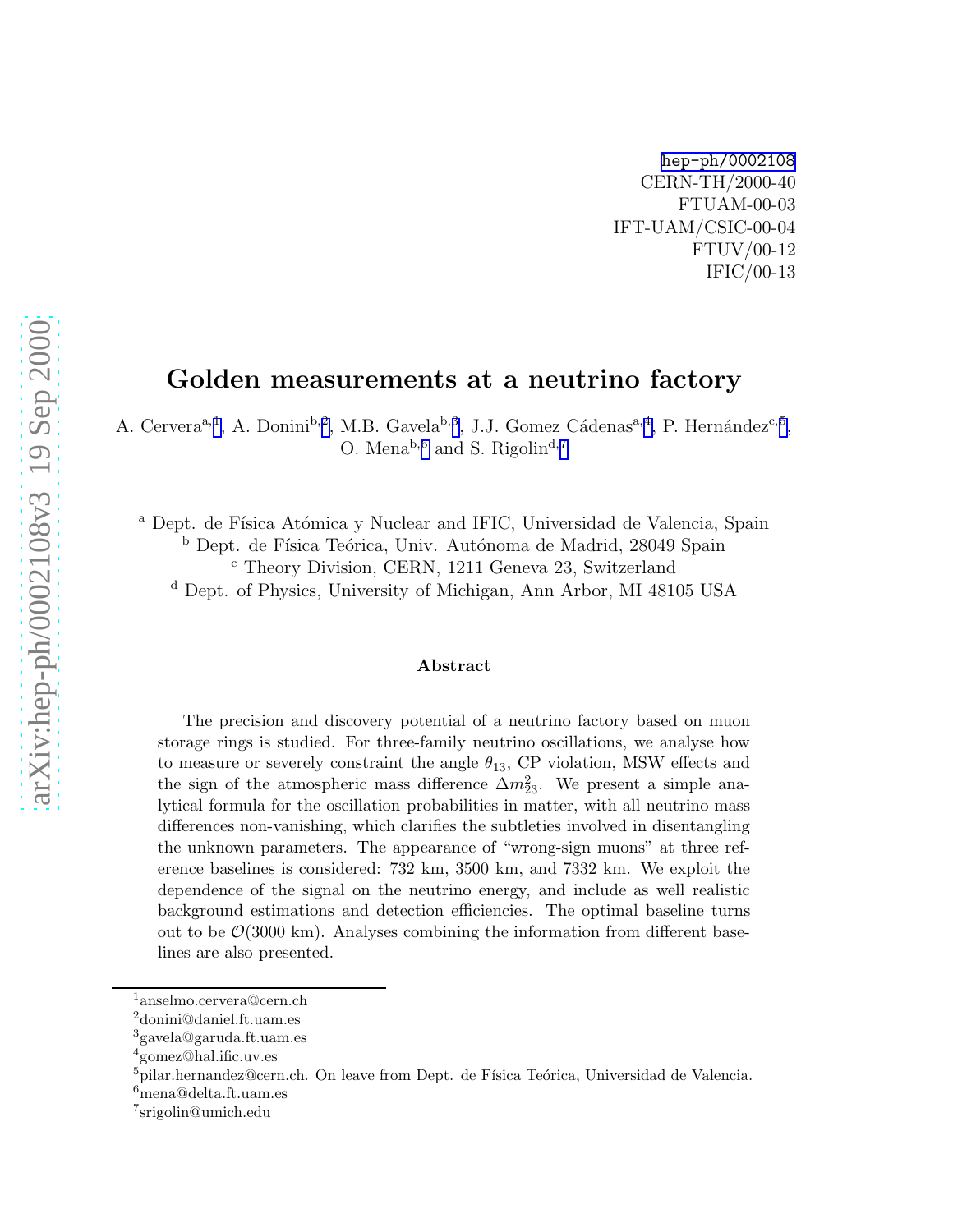hep-ph/0002108
CERN-TH/2000-40
FTUAM-00-03
IFT-UAM/CSIC-00-04
FTUV/00-12
IFIC/00-13

# Golden measurements at a neutrino factory

A. Cervera[a,1], A. Donini[b,2], M.B. Gavela[b,3], J.J. Gomez Cádenas[a,4], P. Hernández[c,5], O. Mena[b,6] and S. Rigolin[d,7]

[a] Dept. de Física Atómica y Nuclear and IFIC, Universidad de Valencia, Spain
[b] Dept. de Física Teórica, Univ. Autónoma de Madrid, 28049 Spain
[c] Theory Division, CERN, 1211 Geneva 23, Switzerland
[d] Dept. of Physics, University of Michigan, Ann Arbor, MI 48105 USA

### Abstract

The precision and discovery potential of a neutrino factory based on muon storage rings is studied. For three-family neutrino oscillations, we analyse how to measure or severely constraint the angle $\theta_{13}$, CP violation, MSW effects and the sign of the atmospheric mass difference $\Delta m^2_{23}$. We present a simple analytical formula for the oscillation probabilities in matter, with all neutrino mass differences non-vanishing, which clarifies the subtleties involved in disentangling the unknown parameters. The appearance of "wrong-sign muons" at three reference baselines is considered: 732 km, 3500 km, and 7332 km. We exploit the dependence of the signal on the neutrino energy, and include as well realistic background estimations and detection efficiencies. The optimal baseline turns out to be $\mathcal{O}$(3000 km). Analyses combining the information from different baselines are also presented.

[1] anselmo.cervera@cern.ch
[2] donini@daniel.ft.uam.es
[3] gavela@garuda.ft.uam.es
[4] gomez@hal.ific.uv.es
[5] pilar.hernandez@cern.ch. On leave from Dept. de Física Teórica, Universidad de Valencia.
[6] mena@delta.ft.uam.es
[7] srigolin@umich.edu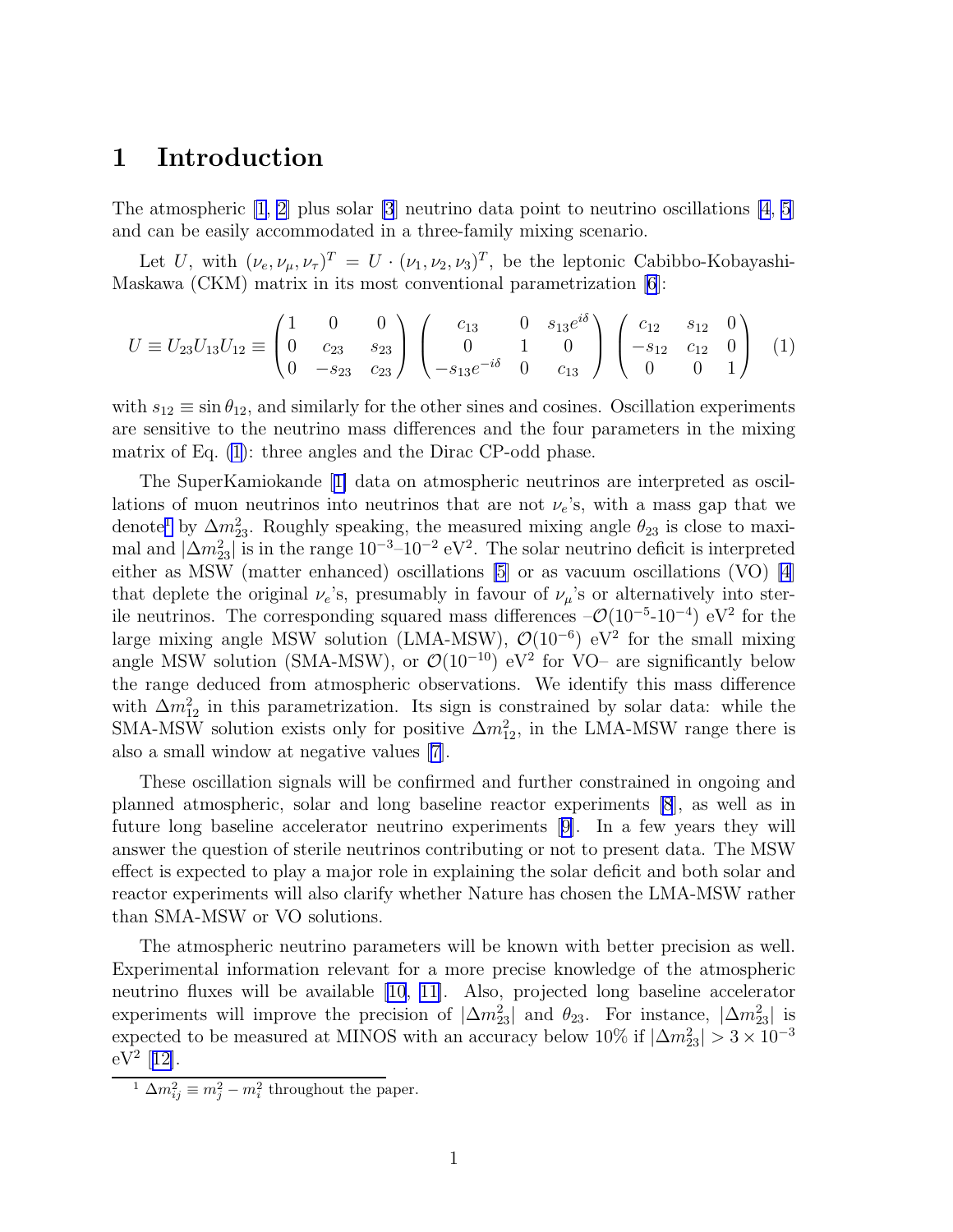# 1 Introduction

The atmospheric [1, 2] plus solar [3] neutrino data point to neutrino oscillations [4, 5] and can be easily accommodated in a three-family mixing scenario.

Let $U$, with $(\nu_e, \nu_\mu, \nu_\tau)^T = U \cdot (\nu_1, \nu_2, \nu_3)^T$, be the leptonic Cabibbo-Kobayashi-Maskawa (CKM) matrix in its most conventional parametrization [6]:

$$U \equiv U_{23} U_{13} U_{12} \equiv \begin{pmatrix} 1 & 0 & 0 \\ 0 & c_{23} & s_{23} \\ 0 & -s_{23} & c_{23} \end{pmatrix} \begin{pmatrix} c_{13} & 0 & s_{13}e^{i\delta} \\ 0 & 1 & 0 \\ -s_{13}e^{-i\delta} & 0 & c_{13} \end{pmatrix} \begin{pmatrix} c_{12} & s_{12} & 0 \\ -s_{12} & c_{12} & 0 \\ 0 & 0 & 1 \end{pmatrix} \quad (1)$$

with $s_{12} \equiv \sin\theta_{12}$, and similarly for the other sines and cosines. Oscillation experiments are sensitive to the neutrino mass differences and the four parameters in the mixing matrix of Eq. (1): three angles and the Dirac CP-odd phase.

The SuperKamiokande [1] data on atmospheric neutrinos are interpreted as oscillations of muon neutrinos into neutrinos that are not $\nu_e$'s, with a mass gap that we denote[1] by $\Delta m^2_{23}$. Roughly speaking, the measured mixing angle $\theta_{23}$ is close to maximal and $|\Delta m^2_{23}|$ is in the range $10^{-3}$–$10^{-2}$ eV$^2$. The solar neutrino deficit is interpreted either as MSW (matter enhanced) oscillations [5] or as vacuum oscillations (VO) [4] that deplete the original $\nu_e$'s, presumably in favour of $\nu_\mu$'s or alternatively into sterile neutrinos. The corresponding squared mass differences –$\mathcal{O}(10^{-5}$-$10^{-4})$ eV$^2$ for the large mixing angle MSW solution (LMA-MSW), $\mathcal{O}(10^{-6})$ eV$^2$ for the small mixing angle MSW solution (SMA-MSW), or $\mathcal{O}(10^{-10})$ eV$^2$ for VO– are significantly below the range deduced from atmospheric observations. We identify this mass difference with $\Delta m^2_{12}$ in this parametrization. Its sign is constrained by solar data: while the SMA-MSW solution exists only for positive $\Delta m^2_{12}$, in the LMA-MSW range there is also a small window at negative values [7].

These oscillation signals will be confirmed and further constrained in ongoing and planned atmospheric, solar and long baseline reactor experiments [8], as well as in future long baseline accelerator neutrino experiments [9]. In a few years they will answer the question of sterile neutrinos contributing or not to present data. The MSW effect is expected to play a major role in explaining the solar deficit and both solar and reactor experiments will also clarify whether Nature has chosen the LMA-MSW rather than SMA-MSW or VO solutions.

The atmospheric neutrino parameters will be known with better precision as well. Experimental information relevant for a more precise knowledge of the atmospheric neutrino fluxes will be available [10, 11]. Also, projected long baseline accelerator experiments will improve the precision of $|\Delta m^2_{23}|$ and $\theta_{23}$. For instance, $|\Delta m^2_{23}|$ is expected to be measured at MINOS with an accuracy below 10% if $|\Delta m^2_{23}| > 3 \times 10^{-3}$ eV$^2$ [12].

---

[1] $\Delta m^2_{ij} \equiv m^2_j - m^2_i$ throughout the paper.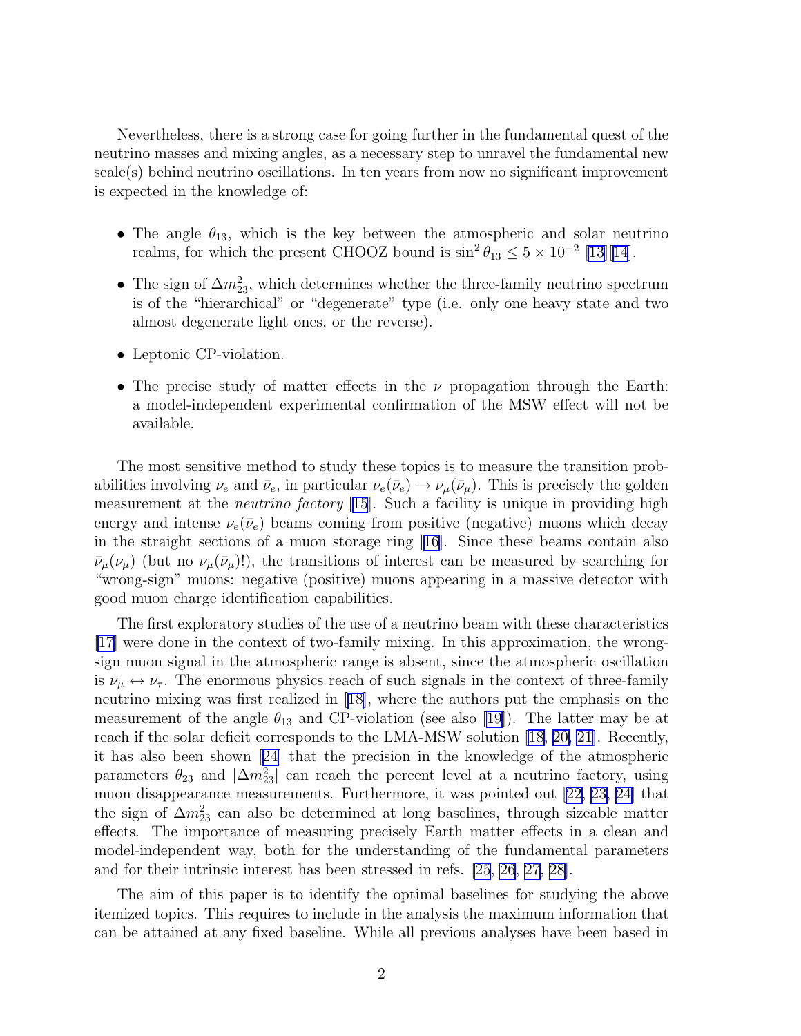Nevertheless, there is a strong case for going further in the fundamental quest of the neutrino masses and mixing angles, as a necessary step to unravel the fundamental new scale(s) behind neutrino oscillations. In ten years from now no significant improvement is expected in the knowledge of:

- The angle $\theta_{13}$, which is the key between the atmospheric and solar neutrino realms, for which the present CHOOZ bound is $\sin^2\theta_{13} \leq 5 \times 10^{-2}$ [13][14].
- The sign of $\Delta m^2_{23}$, which determines whether the three-family neutrino spectrum is of the "hierarchical" or "degenerate" type (i.e. only one heavy state and two almost degenerate light ones, or the reverse).
- Leptonic CP-violation.
- The precise study of matter effects in the $\nu$ propagation through the Earth: a model-independent experimental confirmation of the MSW effect will not be available.

The most sensitive method to study these topics is to measure the transition probabilities involving $\nu_e$ and $\bar{\nu}_e$, in particular $\nu_e(\bar{\nu}_e) \rightarrow \nu_\mu(\bar{\nu}_\mu)$. This is precisely the golden measurement at the *neutrino factory* [15]. Such a facility is unique in providing high energy and intense $\nu_e(\bar{\nu}_e)$ beams coming from positive (negative) muons which decay in the straight sections of a muon storage ring [16]. Since these beams contain also $\bar{\nu}_\mu(\nu_\mu)$ (but no $\nu_\mu(\bar{\nu}_\mu)$!), the transitions of interest can be measured by searching for "wrong-sign" muons: negative (positive) muons appearing in a massive detector with good muon charge identification capabilities.

The first exploratory studies of the use of a neutrino beam with these characteristics [17] were done in the context of two-family mixing. In this approximation, the wrong-sign muon signal in the atmospheric range is absent, since the atmospheric oscillation is $\nu_\mu \leftrightarrow \nu_\tau$. The enormous physics reach of such signals in the context of three-family neutrino mixing was first realized in [18], where the authors put the emphasis on the measurement of the angle $\theta_{13}$ and CP-violation (see also [19]). The latter may be at reach if the solar deficit corresponds to the LMA-MSW solution [18, 20, 21]. Recently, it has also been shown [24] that the precision in the knowledge of the atmospheric parameters $\theta_{23}$ and $|\Delta m^2_{23}|$ can reach the percent level at a neutrino factory, using muon disappearance measurements. Furthermore, it was pointed out [22, 23, 24] that the sign of $\Delta m^2_{23}$ can also be determined at long baselines, through sizeable matter effects. The importance of measuring precisely Earth matter effects in a clean and model-independent way, both for the understanding of the fundamental parameters and for their intrinsic interest has been stressed in refs. [25, 26, 27, 28].

The aim of this paper is to identify the optimal baselines for studying the above itemized topics. This requires to include in the analysis the maximum information that can be attained at any fixed baseline. While all previous analyses have been based in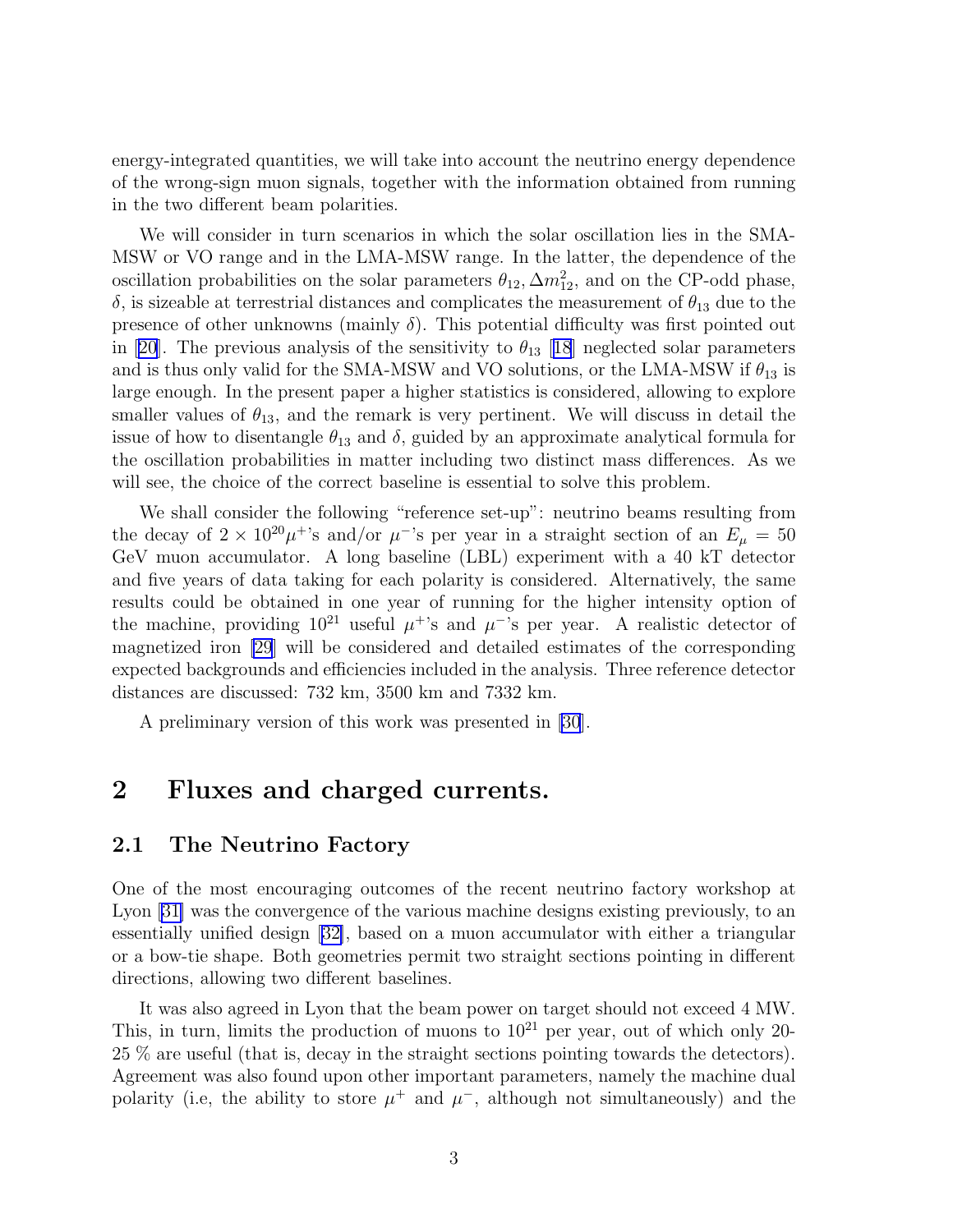energy-integrated quantities, we will take into account the neutrino energy dependence of the wrong-sign muon signals, together with the information obtained from running in the two different beam polarities.

We will consider in turn scenarios in which the solar oscillation lies in the SMA-MSW or VO range and in the LMA-MSW range. In the latter, the dependence of the oscillation probabilities on the solar parameters $\theta_{12}, \Delta m^2_{12}$, and on the CP-odd phase, $\delta$, is sizeable at terrestrial distances and complicates the measurement of $\theta_{13}$ due to the presence of other unknowns (mainly $\delta$). This potential difficulty was first pointed out in [20]. The previous analysis of the sensitivity to $\theta_{13}$ [18] neglected solar parameters and is thus only valid for the SMA-MSW and VO solutions, or the LMA-MSW if $\theta_{13}$ is large enough. In the present paper a higher statistics is considered, allowing to explore smaller values of $\theta_{13}$, and the remark is very pertinent. We will discuss in detail the issue of how to disentangle $\theta_{13}$ and $\delta$, guided by an approximate analytical formula for the oscillation probabilities in matter including two distinct mass differences. As we will see, the choice of the correct baseline is essential to solve this problem.

We shall consider the following "reference set-up": neutrino beams resulting from the decay of $2 \times 10^{20} \mu^+$'s and/or $\mu^-$'s per year in a straight section of an $E_\mu = 50$ GeV muon accumulator. A long baseline (LBL) experiment with a 40 kT detector and five years of data taking for each polarity is considered. Alternatively, the same results could be obtained in one year of running for the higher intensity option of the machine, providing $10^{21}$ useful $\mu^+$'s and $\mu^-$'s per year. A realistic detector of magnetized iron [29] will be considered and detailed estimates of the corresponding expected backgrounds and efficiencies included in the analysis. Three reference detector distances are discussed: 732 km, 3500 km and 7332 km.

A preliminary version of this work was presented in [30].

# 2 Fluxes and charged currents.

## 2.1 The Neutrino Factory

One of the most encouraging outcomes of the recent neutrino factory workshop at Lyon [31] was the convergence of the various machine designs existing previously, to an essentially unified design [32], based on a muon accumulator with either a triangular or a bow-tie shape. Both geometries permit two straight sections pointing in different directions, allowing two different baselines.

It was also agreed in Lyon that the beam power on target should not exceed 4 MW. This, in turn, limits the production of muons to $10^{21}$ per year, out of which only 20-25 % are useful (that is, decay in the straight sections pointing towards the detectors). Agreement was also found upon other important parameters, namely the machine dual polarity (i.e, the ability to store $\mu^+$ and $\mu^-$, although not simultaneously) and the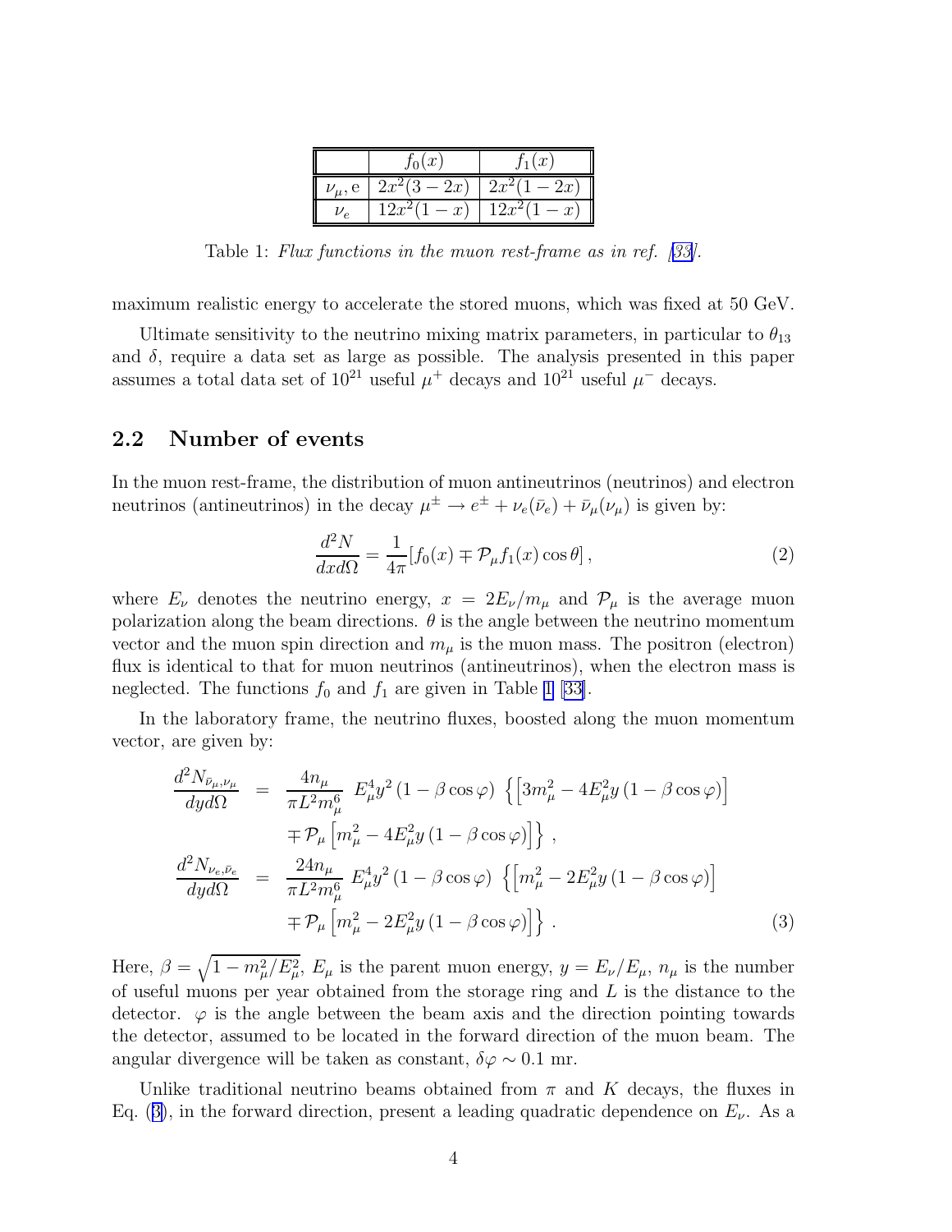|  | $f_0(x)$ | $f_1(x)$ |
|---|---|---|
| $\nu_\mu$, e | $2x^2(3-2x)$ | $2x^2(1-2x)$ |
| $\nu_e$ | $12x^2(1-x)$ | $12x^2(1-x)$ |

Table 1: *Flux functions in the muon rest-frame as in ref. [33].*

maximum realistic energy to accelerate the stored muons, which was fixed at 50 GeV.

Ultimate sensitivity to the neutrino mixing matrix parameters, in particular to $\theta_{13}$ and $\delta$, require a data set as large as possible. The analysis presented in this paper assumes a total data set of $10^{21}$ useful $\mu^+$ decays and $10^{21}$ useful $\mu^-$ decays.

## 2.2 Number of events

In the muon rest-frame, the distribution of muon antineutrinos (neutrinos) and electron neutrinos (antineutrinos) in the decay $\mu^\pm \to e^\pm + \nu_e(\bar{\nu}_e) + \bar{\nu}_\mu(\nu_\mu)$ is given by:

$$\frac{d^2N}{dx d\Omega} = \frac{1}{4\pi}[f_0(x) \mp \mathcal{P}_\mu f_1(x)\cos\theta]\,, \tag{2}$$

where $E_\nu$ denotes the neutrino energy, $x = 2E_\nu/m_\mu$ and $\mathcal{P}_\mu$ is the average muon polarization along the beam directions. $\theta$ is the angle between the neutrino momentum vector and the muon spin direction and $m_\mu$ is the muon mass. The positron (electron) flux is identical to that for muon neutrinos (antineutrinos), when the electron mass is neglected. The functions $f_0$ and $f_1$ are given in Table 1 [33].

In the laboratory frame, the neutrino fluxes, boosted along the muon momentum vector, are given by:

$$\begin{aligned}
\frac{d^2N_{\bar{\nu}_\mu,\nu_\mu}}{dy d\Omega} &= \frac{4n_\mu}{\pi L^2 m_\mu^6}\; E_\mu^4 y^2 \left(1-\beta\cos\varphi\right)\; \Big\{\Big[3m_\mu^2 - 4E_\mu^2 y\left(1-\beta\cos\varphi\right)\Big] \\
&\quad \mp \mathcal{P}_\mu \Big[m_\mu^2 - 4E_\mu^2 y\left(1-\beta\cos\varphi\right)\Big]\Big\}\;, \\
\frac{d^2N_{\nu_e,\bar{\nu}_e}}{dy d\Omega} &= \frac{24n_\mu}{\pi L^2 m_\mu^6}\; E_\mu^4 y^2 \left(1-\beta\cos\varphi\right)\; \Big\{\Big[m_\mu^2 - 2E_\mu^2 y\left(1-\beta\cos\varphi\right)\Big] \\
&\quad \mp \mathcal{P}_\mu \Big[m_\mu^2 - 2E_\mu^2 y\left(1-\beta\cos\varphi\right)\Big]\Big\}\;.
\end{aligned} \tag{3}$$

Here, $\beta = \sqrt{1 - m_\mu^2/E_\mu^2}$, $E_\mu$ is the parent muon energy, $y = E_\nu/E_\mu$, $n_\mu$ is the number of useful muons per year obtained from the storage ring and $L$ is the distance to the detector. $\varphi$ is the angle between the beam axis and the direction pointing towards the detector, assumed to be located in the forward direction of the muon beam. The angular divergence will be taken as constant, $\delta\varphi \sim 0.1$ mr.

Unlike traditional neutrino beams obtained from $\pi$ and $K$ decays, the fluxes in Eq. (3), in the forward direction, present a leading quadratic dependence on $E_\nu$. As a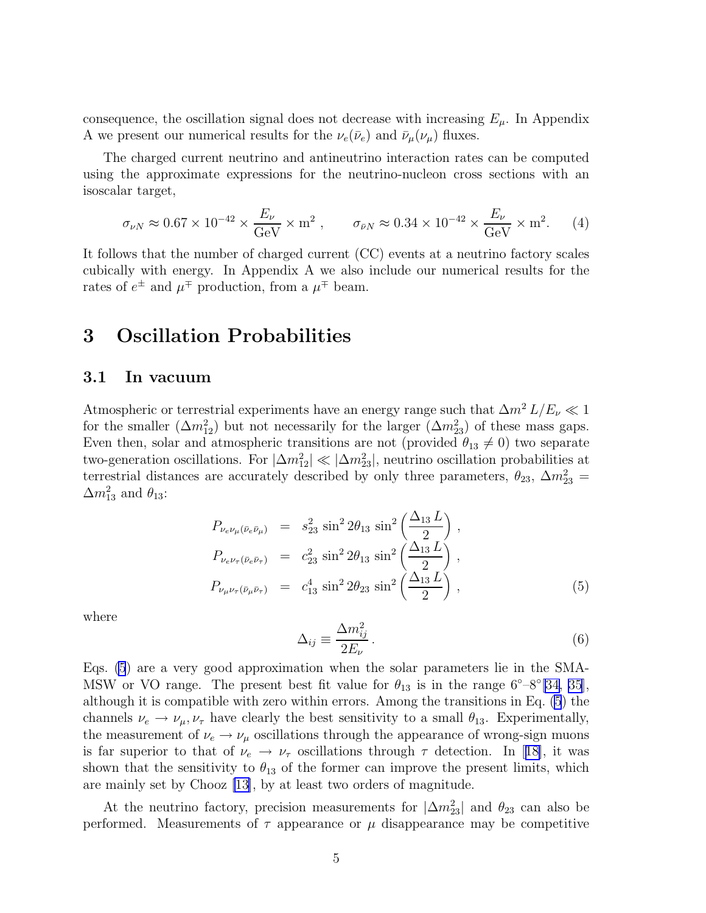consequence, the oscillation signal does not decrease with increasing $E_\mu$. In Appendix A we present our numerical results for the $\nu_e(\bar{\nu}_e)$ and $\bar{\nu}_\mu(\nu_\mu)$ fluxes.

The charged current neutrino and antineutrino interaction rates can be computed using the approximate expressions for the neutrino-nucleon cross sections with an isoscalar target,

$$\sigma_{\nu N} \approx 0.67 \times 10^{-42} \times \frac{E_\nu}{\text{GeV}} \times \text{m}^2 \ , \qquad \sigma_{\bar{\nu} N} \approx 0.34 \times 10^{-42} \times \frac{E_\nu}{\text{GeV}} \times \text{m}^2. \tag{4}$$

It follows that the number of charged current (CC) events at a neutrino factory scales cubically with energy. In Appendix A we also include our numerical results for the rates of $e^\pm$ and $\mu^\mp$ production, from a $\mu^\mp$ beam.

# 3 Oscillation Probabilities

## 3.1 In vacuum

Atmospheric or terrestrial experiments have an energy range such that $\Delta m^2 \, L/E_\nu \ll 1$ for the smaller ($\Delta m^2_{12}$) but not necessarily for the larger ($\Delta m^2_{23}$) of these mass gaps. Even then, solar and atmospheric transitions are not (provided $\theta_{13} \neq 0$) two separate two-generation oscillations. For $|\Delta m^2_{12}| \ll |\Delta m^2_{23}|$, neutrino oscillation probabilities at terrestrial distances are accurately described by only three parameters, $\theta_{23}$, $\Delta m^2_{23} = \Delta m^2_{13}$ and $\theta_{13}$:

$$\begin{aligned}
P_{\nu_e \nu_\mu (\bar{\nu}_e \bar{\nu}_\mu)} &= s^2_{23} \, \sin^2 2\theta_{13} \, \sin^2 \left( \frac{\Delta_{13} \, L}{2} \right) , \\
P_{\nu_e \nu_\tau (\bar{\nu}_e \bar{\nu}_\tau)} &= c^2_{23} \, \sin^2 2\theta_{13} \, \sin^2 \left( \frac{\Delta_{13} \, L}{2} \right) , \\
P_{\nu_\mu \nu_\tau (\bar{\nu}_\mu \bar{\nu}_\tau)} &= c^4_{13} \, \sin^2 2\theta_{23} \, \sin^2 \left( \frac{\Delta_{13} \, L}{2} \right) ,
\end{aligned} \tag{5}$$

where

$$\Delta_{ij} \equiv \frac{\Delta m^2_{ij}}{2 E_\nu} \, . \tag{6}$$

Eqs. (5) are a very good approximation when the solar parameters lie in the SMA-MSW or VO range. The present best fit value for $\theta_{13}$ is in the range $6^\circ$–$8^\circ$[34, 35], although it is compatible with zero within errors. Among the transitions in Eq. (5) the channels $\nu_e \to \nu_\mu, \nu_\tau$ have clearly the best sensitivity to a small $\theta_{13}$. Experimentally, the measurement of $\nu_e \to \nu_\mu$ oscillations through the appearance of wrong-sign muons is far superior to that of $\nu_e \to \nu_\tau$ oscillations through $\tau$ detection. In [18], it was shown that the sensitivity to $\theta_{13}$ of the former can improve the present limits, which are mainly set by Chooz [13], by at least two orders of magnitude.

At the neutrino factory, precision measurements for $|\Delta m^2_{23}|$ and $\theta_{23}$ can also be performed. Measurements of $\tau$ appearance or $\mu$ disappearance may be competitive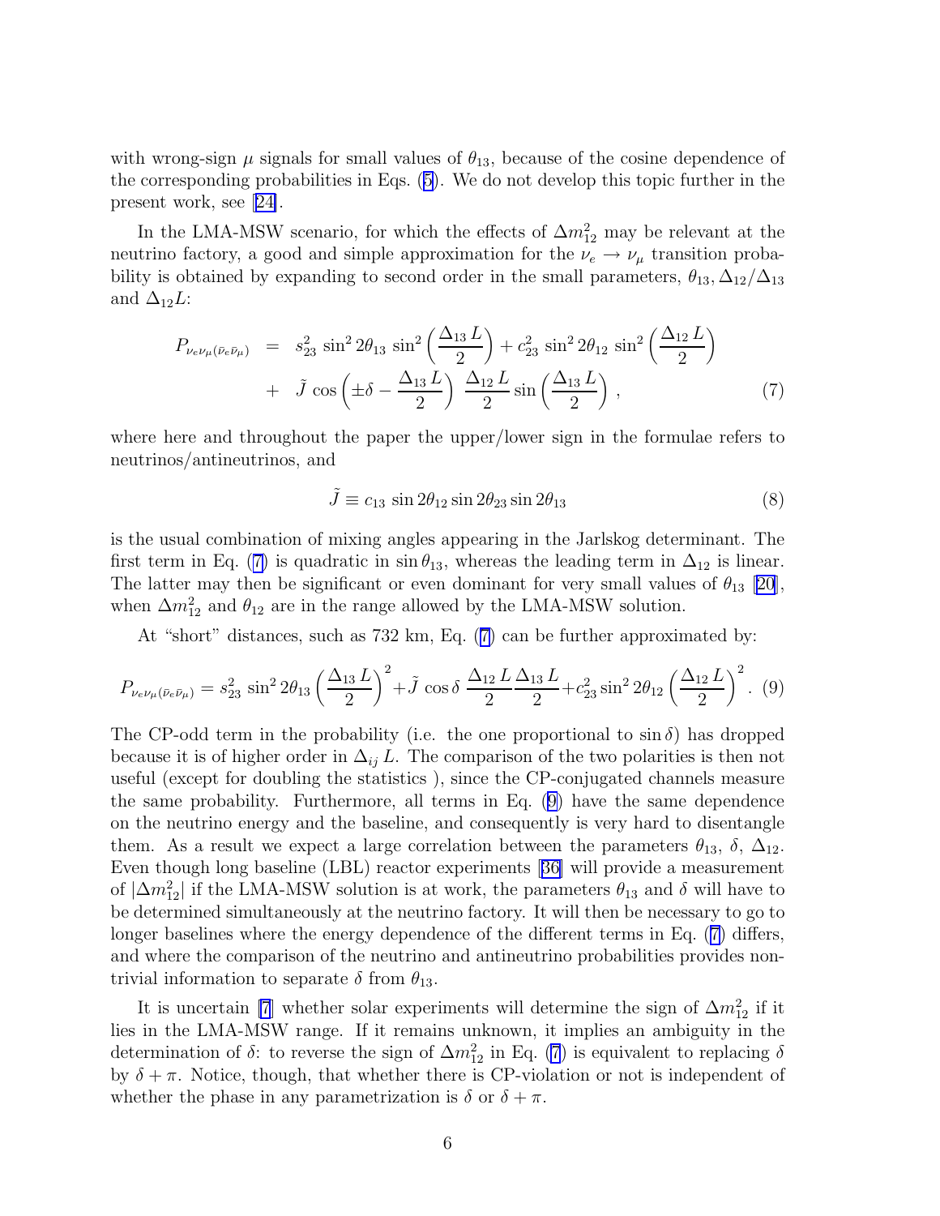with wrong-sign $\mu$ signals for small values of $\theta_{13}$, because of the cosine dependence of the corresponding probabilities in Eqs. (5). We do not develop this topic further in the present work, see [24].

In the LMA-MSW scenario, for which the effects of $\Delta m^2_{12}$ may be relevant at the neutrino factory, a good and simple approximation for the $\nu_e \to \nu_\mu$ transition probability is obtained by expanding to second order in the small parameters, $\theta_{13}, \Delta_{12}/\Delta_{13}$ and $\Delta_{12} L$:

$$
\begin{aligned}
P_{\nu_e\nu_\mu(\bar{\nu}_e\bar{\nu}_\mu)} &= s_{23}^2 \sin^2 2\theta_{13} \sin^2\left(\frac{\Delta_{13}\, L}{2}\right) + c_{23}^2 \sin^2 2\theta_{12} \sin^2\left(\frac{\Delta_{12}\, L}{2}\right) \\
&+ \tilde{J} \cos\left(\pm\delta - \frac{\Delta_{13}\, L}{2}\right) \frac{\Delta_{12}\, L}{2} \sin\left(\frac{\Delta_{13}\, L}{2}\right), \qquad (7)
\end{aligned}
$$

where here and throughout the paper the upper/lower sign in the formulae refers to neutrinos/antineutrinos, and

$$
\tilde{J} \equiv c_{13} \sin 2\theta_{12} \sin 2\theta_{23} \sin 2\theta_{13} \qquad (8)
$$

is the usual combination of mixing angles appearing in the Jarlskog determinant. The first term in Eq. (7) is quadratic in $\sin\theta_{13}$, whereas the leading term in $\Delta_{12}$ is linear. The latter may then be significant or even dominant for very small values of $\theta_{13}$ [20], when $\Delta m^2_{12}$ and $\theta_{12}$ are in the range allowed by the LMA-MSW solution.

At "short" distances, such as 732 km, Eq. (7) can be further approximated by:

$$
P_{\nu_e\nu_\mu(\bar{\nu}_e\bar{\nu}_\mu)} = s_{23}^2 \sin^2 2\theta_{13} \left(\frac{\Delta_{13}\, L}{2}\right)^2 + \tilde{J} \cos\delta\, \frac{\Delta_{12}\, L}{2}\frac{\Delta_{13}\, L}{2} + c_{23}^2 \sin^2 2\theta_{12} \left(\frac{\Delta_{12}\, L}{2}\right)^2. \qquad (9)
$$

The CP-odd term in the probability (i.e. the one proportional to $\sin\delta$) has dropped because it is of higher order in $\Delta_{ij}\, L$. The comparison of the two polarities is then not useful (except for doubling the statistics ), since the CP-conjugated channels measure the same probability. Furthermore, all terms in Eq. (9) have the same dependence on the neutrino energy and the baseline, and consequently is very hard to disentangle them. As a result we expect a large correlation between the parameters $\theta_{13}$, $\delta$, $\Delta_{12}$. Even though long baseline (LBL) reactor experiments [36] will provide a measurement of $|\Delta m^2_{12}|$ if the LMA-MSW solution is at work, the parameters $\theta_{13}$ and $\delta$ will have to be determined simultaneously at the neutrino factory. It will then be necessary to go to longer baselines where the energy dependence of the different terms in Eq. (7) differs, and where the comparison of the neutrino and antineutrino probabilities provides non-trivial information to separate $\delta$ from $\theta_{13}$.

It is uncertain [7] whether solar experiments will determine the sign of $\Delta m^2_{12}$ if it lies in the LMA-MSW range. If it remains unknown, it implies an ambiguity in the determination of $\delta$: to reverse the sign of $\Delta m^2_{12}$ in Eq. (7) is equivalent to replacing $\delta$ by $\delta + \pi$. Notice, though, that whether there is CP-violation or not is independent of whether the phase in any parametrization is $\delta$ or $\delta + \pi$.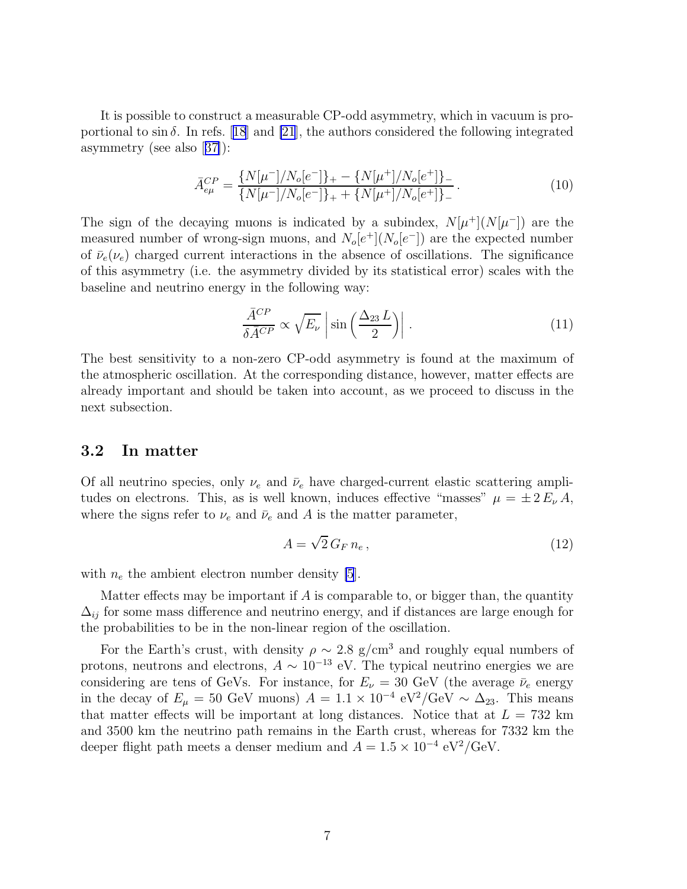It is possible to construct a measurable CP-odd asymmetry, which in vacuum is proportional to $\sin\delta$. In refs. [18] and [21], the authors considered the following integrated asymmetry (see also [37]):

$$\bar{A}^{CP}_{e\mu} = \frac{\{N[\mu^-]/N_o[e^-]\}_+ - \{N[\mu^+]/N_o[e^+]\}_-}{\{N[\mu^-]/N_o[e^-]\}_+ + \{N[\mu^+]/N_o[e^+]\}_-}\,. \tag{10}$$

The sign of the decaying muons is indicated by a subindex, $N[\mu^+](N[\mu^-])$ are the measured number of wrong-sign muons, and $N_o[e^+](N_o[e^-])$ are the expected number of $\bar{\nu}_e(\nu_e)$ charged current interactions in the absence of oscillations. The significance of this asymmetry (i.e. the asymmetry divided by its statistical error) scales with the baseline and neutrino energy in the following way:

$$\frac{\bar{A}^{CP}}{\delta \bar{A}^{CP}} \propto \sqrt{E_\nu}\,\left|\sin\left(\frac{\Delta_{23}\,L}{2}\right)\right|\,. \tag{11}$$

The best sensitivity to a non-zero CP-odd asymmetry is found at the maximum of the atmospheric oscillation. At the corresponding distance, however, matter effects are already important and should be taken into account, as we proceed to discuss in the next subsection.

### 3.2 In matter

Of all neutrino species, only $\nu_e$ and $\bar{\nu}_e$ have charged-current elastic scattering amplitudes on electrons. This, as is well known, induces effective "masses" $\mu = \pm\, 2\, E_\nu\, A$, where the signs refer to $\nu_e$ and $\bar{\nu}_e$ and $A$ is the matter parameter,

$$A = \sqrt{2}\, G_F\, n_e\,, \tag{12}$$

with $n_e$ the ambient electron number density [5].

Matter effects may be important if $A$ is comparable to, or bigger than, the quantity $\Delta_{ij}$ for some mass difference and neutrino energy, and if distances are large enough for the probabilities to be in the non-linear region of the oscillation.

For the Earth's crust, with density $\rho \sim 2.8$ g/cm$^3$ and roughly equal numbers of protons, neutrons and electrons, $A \sim 10^{-13}$ eV. The typical neutrino energies we are considering are tens of GeVs. For instance, for $E_\nu = 30$ GeV (the average $\bar{\nu}_e$ energy in the decay of $E_\mu = 50$ GeV muons) $A = 1.1 \times 10^{-4}$ eV$^2$/GeV $\sim \Delta_{23}$. This means that matter effects will be important at long distances. Notice that at $L = 732$ km and 3500 km the neutrino path remains in the Earth crust, whereas for 7332 km the deeper flight path meets a denser medium and $A = 1.5 \times 10^{-4}$ eV$^2$/GeV.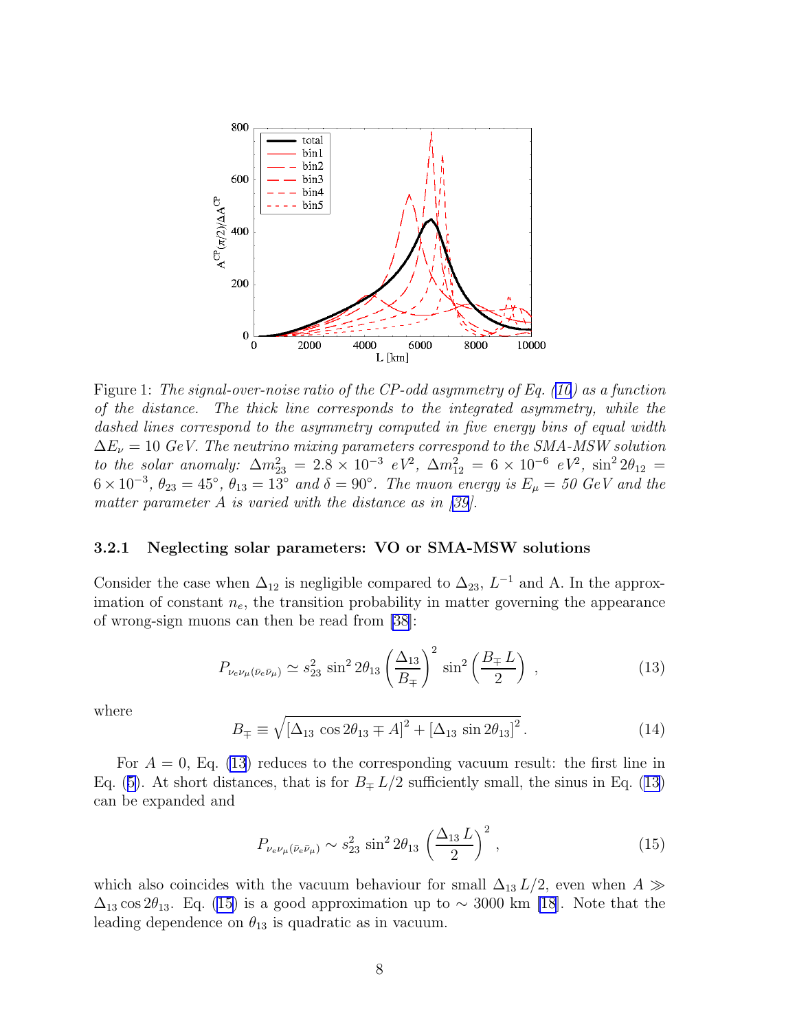Figure 1: *The signal-over-noise ratio of the CP-odd asymmetry of Eq. (10) as a function of the distance. The thick line corresponds to the integrated asymmetry, while the dashed lines correspond to the asymmetry computed in five energy bins of equal width $\Delta E_\nu = 10$ GeV. The neutrino mixing parameters correspond to the SMA-MSW solution to the solar anomaly: $\Delta m^2_{23} = 2.8 \times 10^{-3}$ eV$^2$, $\Delta m^2_{12} = 6 \times 10^{-6}$ eV$^2$, $\sin^2 2\theta_{12} = 6 \times 10^{-3}$, $\theta_{23} = 45^\circ$, $\theta_{13} = 13^\circ$ and $\delta = 90^\circ$. The muon energy is $E_\mu = 50$ GeV and the matter parameter $A$ is varied with the distance as in [39].*

### 3.2.1 Neglecting solar parameters: VO or SMA-MSW solutions

Consider the case when $\Delta_{12}$ is negligible compared to $\Delta_{23}$, $L^{-1}$ and A. In the approximation of constant $n_e$, the transition probability in matter governing the appearance of wrong-sign muons can then be read from [38]:

$$P_{\nu_e\nu_\mu(\bar{\nu}_e\bar{\nu}_\mu)} \simeq s^2_{23} \sin^2 2\theta_{13} \left( \frac{\Delta_{13}}{B_\mp} \right)^2 \sin^2 \left( \frac{B_\mp L}{2} \right) , \tag{13}$$

where

$$B_\mp \equiv \sqrt{[\Delta_{13} \cos 2\theta_{13} \mp A]^2 + [\Delta_{13} \sin 2\theta_{13}]^2} . \tag{14}$$

For $A = 0$, Eq. (13) reduces to the corresponding vacuum result: the first line in Eq. (5). At short distances, that is for $B_\mp L/2$ sufficiently small, the sinus in Eq. (13) can be expanded and

$$P_{\nu_e\nu_\mu(\bar{\nu}_e\bar{\nu}_\mu)} \sim s^2_{23} \sin^2 2\theta_{13} \left( \frac{\Delta_{13} L}{2} \right)^2 , \tag{15}$$

which also coincides with the vacuum behaviour for small $\Delta_{13} L/2$, even when $A \gg \Delta_{13} \cos 2\theta_{13}$. Eq. (15) is a good approximation up to $\sim 3000$ km [18]. Note that the leading dependence on $\theta_{13}$ is quadratic as in vacuum.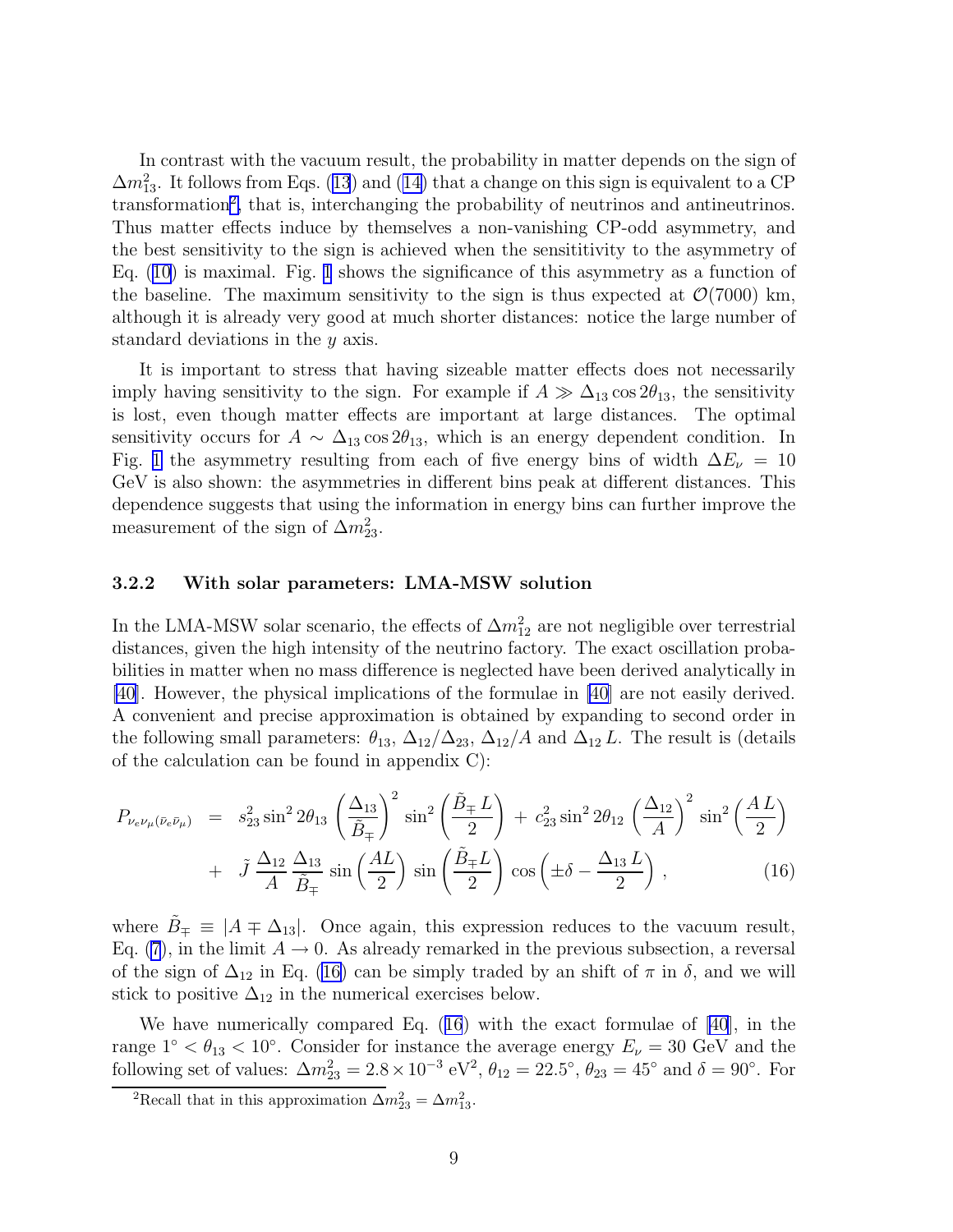In contrast with the vacuum result, the probability in matter depends on the sign of $\Delta m^2_{13}$. It follows from Eqs. (13) and (14) that a change on this sign is equivalent to a CP transformation[2], that is, interchanging the probability of neutrinos and antineutrinos. Thus matter effects induce by themselves a non-vanishing CP-odd asymmetry, and the best sensitivity to the sign is achieved when the sensititivity to the asymmetry of Eq. (10) is maximal. Fig. 1 shows the significance of this asymmetry as a function of the baseline. The maximum sensitivity to the sign is thus expected at $\mathcal{O}(7000)$ km, although it is already very good at much shorter distances: notice the large number of standard deviations in the $y$ axis.

It is important to stress that having sizeable matter effects does not necessarily imply having sensitivity to the sign. For example if $A \gg \Delta_{13} \cos 2\theta_{13}$, the sensitivity is lost, even though matter effects are important at large distances. The optimal sensitivity occurs for $A \sim \Delta_{13} \cos 2\theta_{13}$, which is an energy dependent condition. In Fig. 1 the asymmetry resulting from each of five energy bins of width $\Delta E_\nu = 10$ GeV is also shown: the asymmetries in different bins peak at different distances. This dependence suggests that using the information in energy bins can further improve the measurement of the sign of $\Delta m^2_{23}$.

### 3.2.2 With solar parameters: LMA-MSW solution

In the LMA-MSW solar scenario, the effects of $\Delta m^2_{12}$ are not negligible over terrestrial distances, given the high intensity of the neutrino factory. The exact oscillation probabilities in matter when no mass difference is neglected have been derived analytically in [40]. However, the physical implications of the formulae in [40] are not easily derived. A convenient and precise approximation is obtained by expanding to second order in the following small parameters: $\theta_{13}$, $\Delta_{12}/\Delta_{23}$, $\Delta_{12}/A$ and $\Delta_{12}\, L$. The result is (details of the calculation can be found in appendix C):

$$
\begin{aligned}
P_{\nu_e\nu_\mu(\bar\nu_e\bar\nu_\mu)} &= s^2_{23} \sin^2 2\theta_{13} \left(\frac{\Delta_{13}}{\tilde B_\mp}\right)^2 \sin^2\left(\frac{\tilde B_\mp\, L}{2}\right) + c^2_{23} \sin^2 2\theta_{12} \left(\frac{\Delta_{12}}{A}\right)^2 \sin^2\left(\frac{A\, L}{2}\right) \\
&+ \tilde J \, \frac{\Delta_{12}}{A} \, \frac{\Delta_{13}}{\tilde B_\mp} \sin\left(\frac{AL}{2}\right) \sin\left(\frac{\tilde B_\mp L}{2}\right) \cos\left(\pm\delta - \frac{\Delta_{13}\, L}{2}\right) , \qquad (16)
\end{aligned}
$$

where $\tilde B_\mp \equiv |A \mp \Delta_{13}|$. Once again, this expression reduces to the vacuum result, Eq. (7), in the limit $A \to 0$. As already remarked in the previous subsection, a reversal of the sign of $\Delta_{12}$ in Eq. (16) can be simply traded by an shift of $\pi$ in $\delta$, and we will stick to positive $\Delta_{12}$ in the numerical exercises below.

We have numerically compared Eq. (16) with the exact formulae of [40], in the range $1^\circ < \theta_{13} < 10^\circ$. Consider for instance the average energy $E_\nu = 30$ GeV and the following set of values: $\Delta m^2_{23} = 2.8 \times 10^{-3}$ eV$^2$, $\theta_{12} = 22.5^\circ$, $\theta_{23} = 45^\circ$ and $\delta = 90^\circ$. For

[2] Recall that in this approximation $\Delta m^2_{23} = \Delta m^2_{13}$.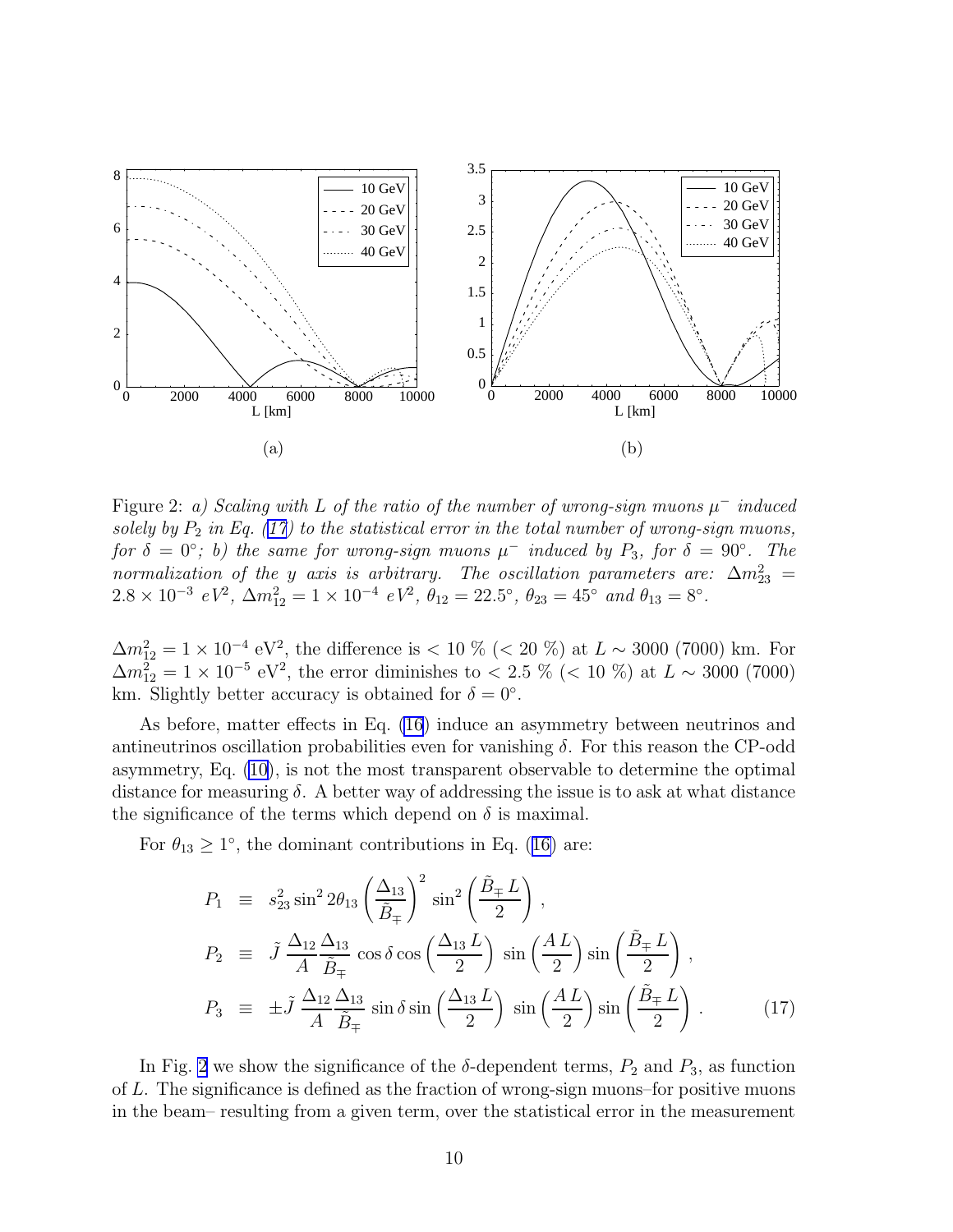Figure 2: *a) Scaling with L of the ratio of the number of wrong-sign muons $\mu^-$ induced solely by $P_2$ in Eq. (17) to the statistical error in the total number of wrong-sign muons, for $\delta = 0°$; b) the same for wrong-sign muons $\mu^-$ induced by $P_3$, for $\delta = 90°$. The normalization of the y axis is arbitrary. The oscillation parameters are: $\Delta m^2_{23} = 2.8 \times 10^{-3}$ eV$^2$, $\Delta m^2_{12} = 1 \times 10^{-4}$ eV$^2$, $\theta_{12} = 22.5°$, $\theta_{23} = 45°$ and $\theta_{13} = 8°$.*

$\Delta m^2_{12} = 1 \times 10^{-4}$ eV$^2$, the difference is $< 10$ % ($< 20$ %) at $L \sim 3000$ (7000) km. For $\Delta m^2_{12} = 1 \times 10^{-5}$ eV$^2$, the error diminishes to $< 2.5$ % ($< 10$ %) at $L \sim 3000$ (7000) km. Slightly better accuracy is obtained for $\delta = 0°$.

As before, matter effects in Eq. (16) induce an asymmetry between neutrinos and antineutrinos oscillation probabilities even for vanishing $\delta$. For this reason the CP-odd asymmetry, Eq. (10), is not the most transparent observable to determine the optimal distance for measuring $\delta$. A better way of addressing the issue is to ask at what distance the significance of the terms which depend on $\delta$ is maximal.

For $\theta_{13} \geq 1°$, the dominant contributions in Eq. (16) are:

$$
\begin{aligned}
P_1 &\equiv s^2_{23} \sin^2 2\theta_{13} \left(\frac{\Delta_{13}}{\tilde{B}_\mp}\right)^2 \sin^2\left(\frac{\tilde{B}_\mp L}{2}\right) , \\
P_2 &\equiv \tilde{J} \, \frac{\Delta_{12}}{A} \frac{\Delta_{13}}{\tilde{B}_\mp} \cos\delta \cos\left(\frac{\Delta_{13} L}{2}\right) \sin\left(\frac{A L}{2}\right) \sin\left(\frac{\tilde{B}_\mp L}{2}\right) , \\
P_3 &\equiv \pm \tilde{J} \, \frac{\Delta_{12}}{A} \frac{\Delta_{13}}{\tilde{B}_\mp} \sin\delta \sin\left(\frac{\Delta_{13} L}{2}\right) \sin\left(\frac{A L}{2}\right) \sin\left(\frac{\tilde{B}_\mp L}{2}\right) .
\end{aligned} \tag{17}
$$

In Fig. 2 we show the significance of the $\delta$-dependent terms, $P_2$ and $P_3$, as function of $L$. The significance is defined as the fraction of wrong-sign muons–for positive muons in the beam– resulting from a given term, over the statistical error in the measurement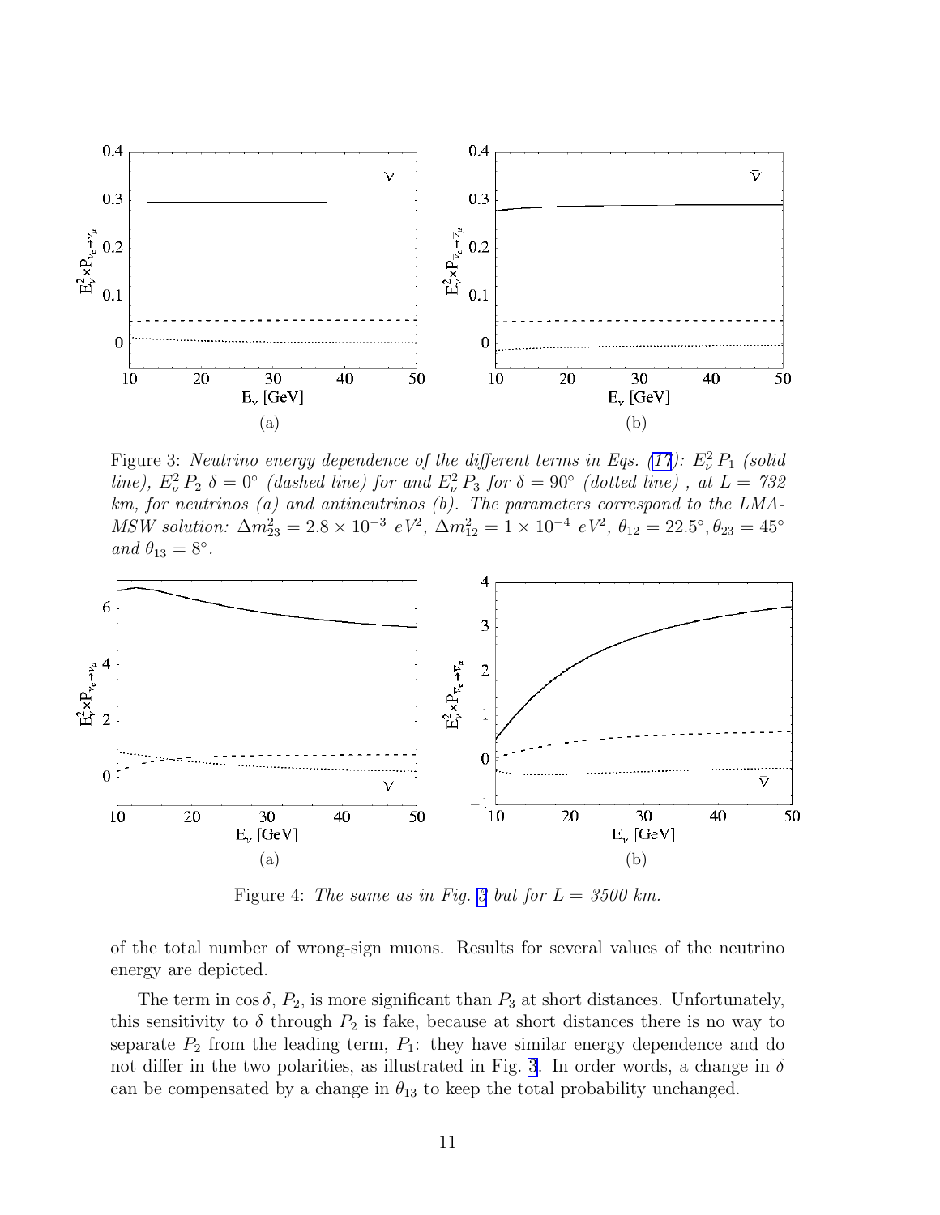Figure 3: *Neutrino energy dependence of the different terms in Eqs. (17): $E_\nu^2 P_1$ (solid line), $E_\nu^2 P_2$ $\delta = 0°$ (dashed line) for and $E_\nu^2 P_3$ for $\delta = 90°$ (dotted line) , at L = 732 km, for neutrinos (a) and antineutrinos (b). The parameters correspond to the LMA-MSW solution: $\Delta m^2_{23} = 2.8 \times 10^{-3}$ $eV^2$, $\Delta m^2_{12} = 1 \times 10^{-4}$ $eV^2$, $\theta_{12} = 22.5°, \theta_{23} = 45°$ and $\theta_{13} = 8°$.*

Figure 4: *The same as in Fig. 3 but for L = 3500 km.*

of the total number of wrong-sign muons. Results for several values of the neutrino energy are depicted.

The term in $\cos\delta$, $P_2$, is more significant than $P_3$ at short distances. Unfortunately, this sensitivity to $\delta$ through $P_2$ is fake, because at short distances there is no way to separate $P_2$ from the leading term, $P_1$: they have similar energy dependence and do not differ in the two polarities, as illustrated in Fig. 3. In order words, a change in $\delta$ can be compensated by a change in $\theta_{13}$ to keep the total probability unchanged.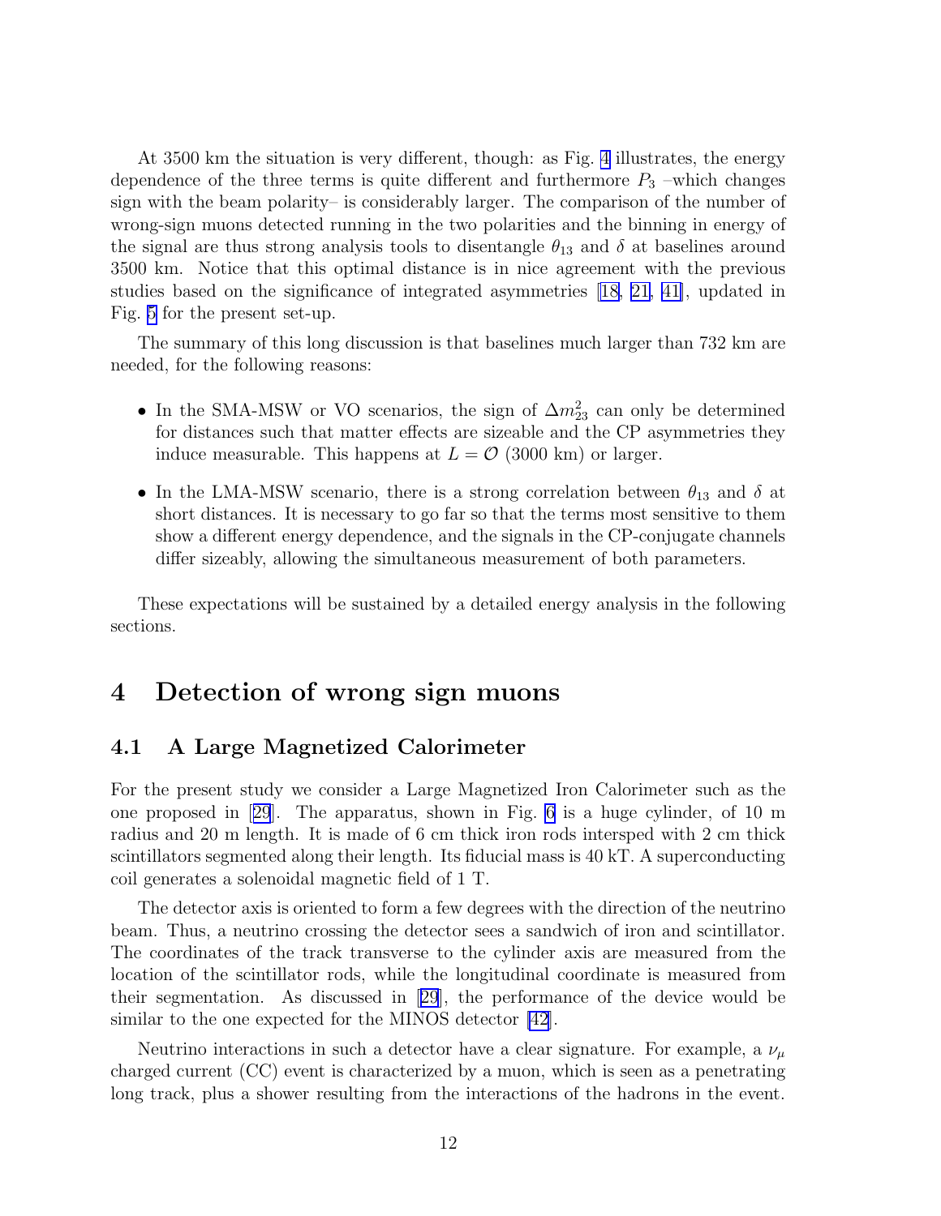At 3500 km the situation is very different, though: as Fig. 4 illustrates, the energy dependence of the three terms is quite different and furthermore $P_3$ –which changes sign with the beam polarity– is considerably larger. The comparison of the number of wrong-sign muons detected running in the two polarities and the binning in energy of the signal are thus strong analysis tools to disentangle $\theta_{13}$ and $\delta$ at baselines around 3500 km. Notice that this optimal distance is in nice agreement with the previous studies based on the significance of integrated asymmetries [18, 21, 41], updated in Fig. 5 for the present set-up.

The summary of this long discussion is that baselines much larger than 732 km are needed, for the following reasons:

- In the SMA-MSW or VO scenarios, the sign of $\Delta m^2_{23}$ can only be determined for distances such that matter effects are sizeable and the CP asymmetries they induce measurable. This happens at $L = \mathcal{O}$ (3000 km) or larger.
- In the LMA-MSW scenario, there is a strong correlation between $\theta_{13}$ and $\delta$ at short distances. It is necessary to go far so that the terms most sensitive to them show a different energy dependence, and the signals in the CP-conjugate channels differ sizeably, allowing the simultaneous measurement of both parameters.

These expectations will be sustained by a detailed energy analysis in the following sections.

# 4 Detection of wrong sign muons

## 4.1 A Large Magnetized Calorimeter

For the present study we consider a Large Magnetized Iron Calorimeter such as the one proposed in [29]. The apparatus, shown in Fig. 6 is a huge cylinder, of 10 m radius and 20 m length. It is made of 6 cm thick iron rods intersped with 2 cm thick scintillators segmented along their length. Its fiducial mass is 40 kT. A superconducting coil generates a solenoidal magnetic field of 1 T.

The detector axis is oriented to form a few degrees with the direction of the neutrino beam. Thus, a neutrino crossing the detector sees a sandwich of iron and scintillator. The coordinates of the track transverse to the cylinder axis are measured from the location of the scintillator rods, while the longitudinal coordinate is measured from their segmentation. As discussed in [29], the performance of the device would be similar to the one expected for the MINOS detector [42].

Neutrino interactions in such a detector have a clear signature. For example, a $\nu_\mu$ charged current (CC) event is characterized by a muon, which is seen as a penetrating long track, plus a shower resulting from the interactions of the hadrons in the event.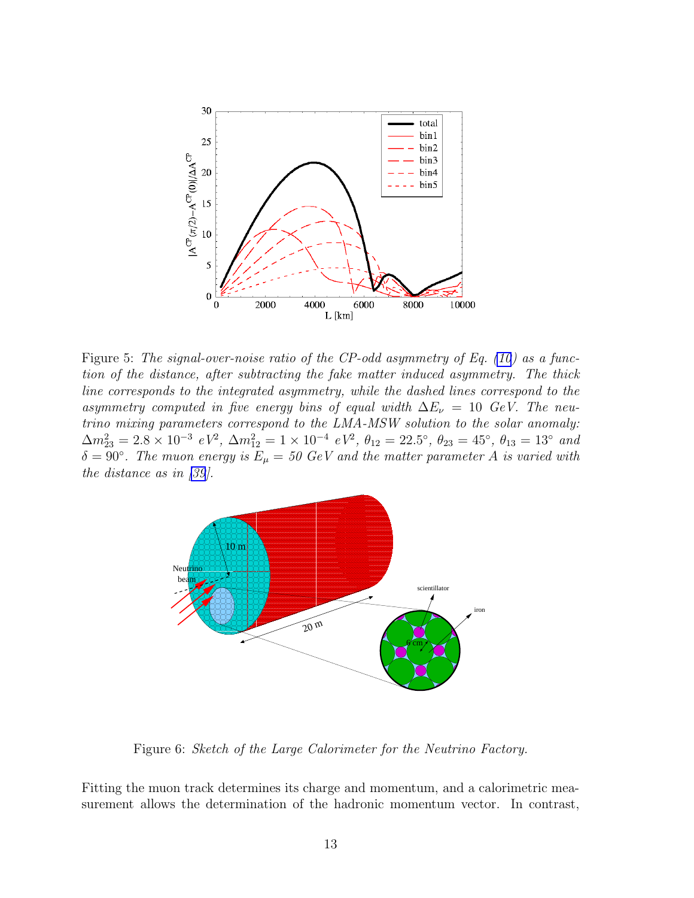Figure 5: *The signal-over-noise ratio of the CP-odd asymmetry of Eq. (10) as a function of the distance, after subtracting the fake matter induced asymmetry. The thick line corresponds to the integrated asymmetry, while the dashed lines correspond to the asymmetry computed in five energy bins of equal width $\Delta E_\nu = 10$ GeV. The neutrino mixing parameters correspond to the LMA-MSW solution to the solar anomaly: $\Delta m^2_{23} = 2.8 \times 10^{-3}$ $eV^2$, $\Delta m^2_{12} = 1 \times 10^{-4}$ $eV^2$, $\theta_{12} = 22.5°$, $\theta_{23} = 45°$, $\theta_{13} = 13°$ and $\delta = 90°$. The muon energy is $E_\mu = 50$ GeV and the matter parameter A is varied with the distance as in [39].*

Figure 6: *Sketch of the Large Calorimeter for the Neutrino Factory.*

Fitting the muon track determines its charge and momentum, and a calorimetric measurement allows the determination of the hadronic momentum vector. In contrast,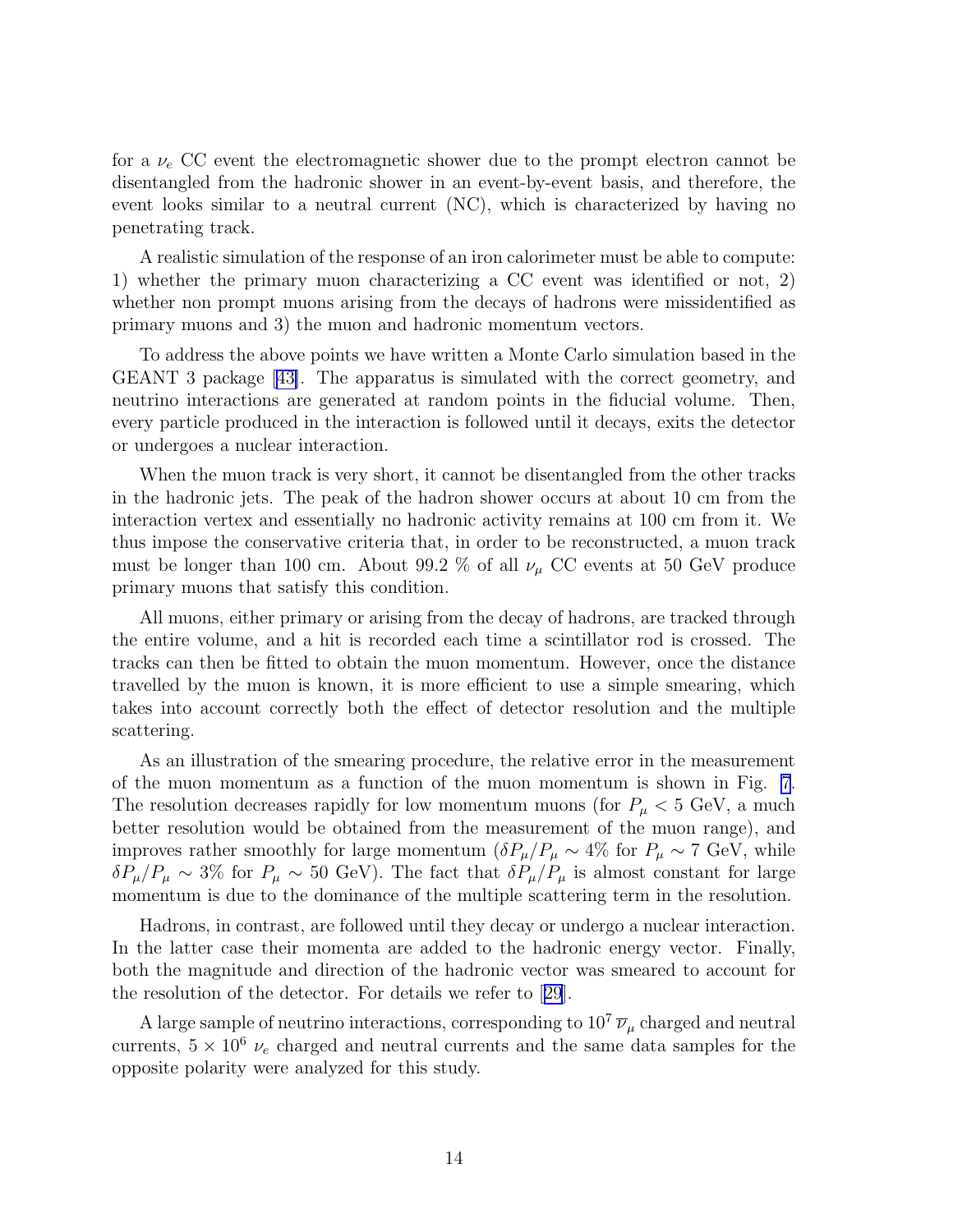for a $\nu_e$ CC event the electromagnetic shower due to the prompt electron cannot be disentangled from the hadronic shower in an event-by-event basis, and therefore, the event looks similar to a neutral current (NC), which is characterized by having no penetrating track.

A realistic simulation of the response of an iron calorimeter must be able to compute: 1) whether the primary muon characterizing a CC event was identified or not, 2) whether non prompt muons arising from the decays of hadrons were missidentified as primary muons and 3) the muon and hadronic momentum vectors.

To address the above points we have written a Monte Carlo simulation based in the GEANT 3 package [43]. The apparatus is simulated with the correct geometry, and neutrino interactions are generated at random points in the fiducial volume. Then, every particle produced in the interaction is followed until it decays, exits the detector or undergoes a nuclear interaction.

When the muon track is very short, it cannot be disentangled from the other tracks in the hadronic jets. The peak of the hadron shower occurs at about 10 cm from the interaction vertex and essentially no hadronic activity remains at 100 cm from it. We thus impose the conservative criteria that, in order to be reconstructed, a muon track must be longer than 100 cm. About 99.2 % of all $\nu_\mu$ CC events at 50 GeV produce primary muons that satisfy this condition.

All muons, either primary or arising from the decay of hadrons, are tracked through the entire volume, and a hit is recorded each time a scintillator rod is crossed. The tracks can then be fitted to obtain the muon momentum. However, once the distance travelled by the muon is known, it is more efficient to use a simple smearing, which takes into account correctly both the effect of detector resolution and the multiple scattering.

As an illustration of the smearing procedure, the relative error in the measurement of the muon momentum as a function of the muon momentum is shown in Fig. 7. The resolution decreases rapidly for low momentum muons (for $P_\mu < 5$ GeV, a much better resolution would be obtained from the measurement of the muon range), and improves rather smoothly for large momentum ($\delta P_\mu/P_\mu \sim 4\%$ for $P_\mu \sim 7$ GeV, while $\delta P_\mu/P_\mu \sim 3\%$ for $P_\mu \sim 50$ GeV). The fact that $\delta P_\mu/P_\mu$ is almost constant for large momentum is due to the dominance of the multiple scattering term in the resolution.

Hadrons, in contrast, are followed until they decay or undergo a nuclear interaction. In the latter case their momenta are added to the hadronic energy vector. Finally, both the magnitude and direction of the hadronic vector was smeared to account for the resolution of the detector. For details we refer to [29].

A large sample of neutrino interactions, corresponding to $10^7$ $\overline{\nu}_\mu$ charged and neutral currents, $5 \times 10^6$ $\nu_e$ charged and neutral currents and the same data samples for the opposite polarity were analyzed for this study.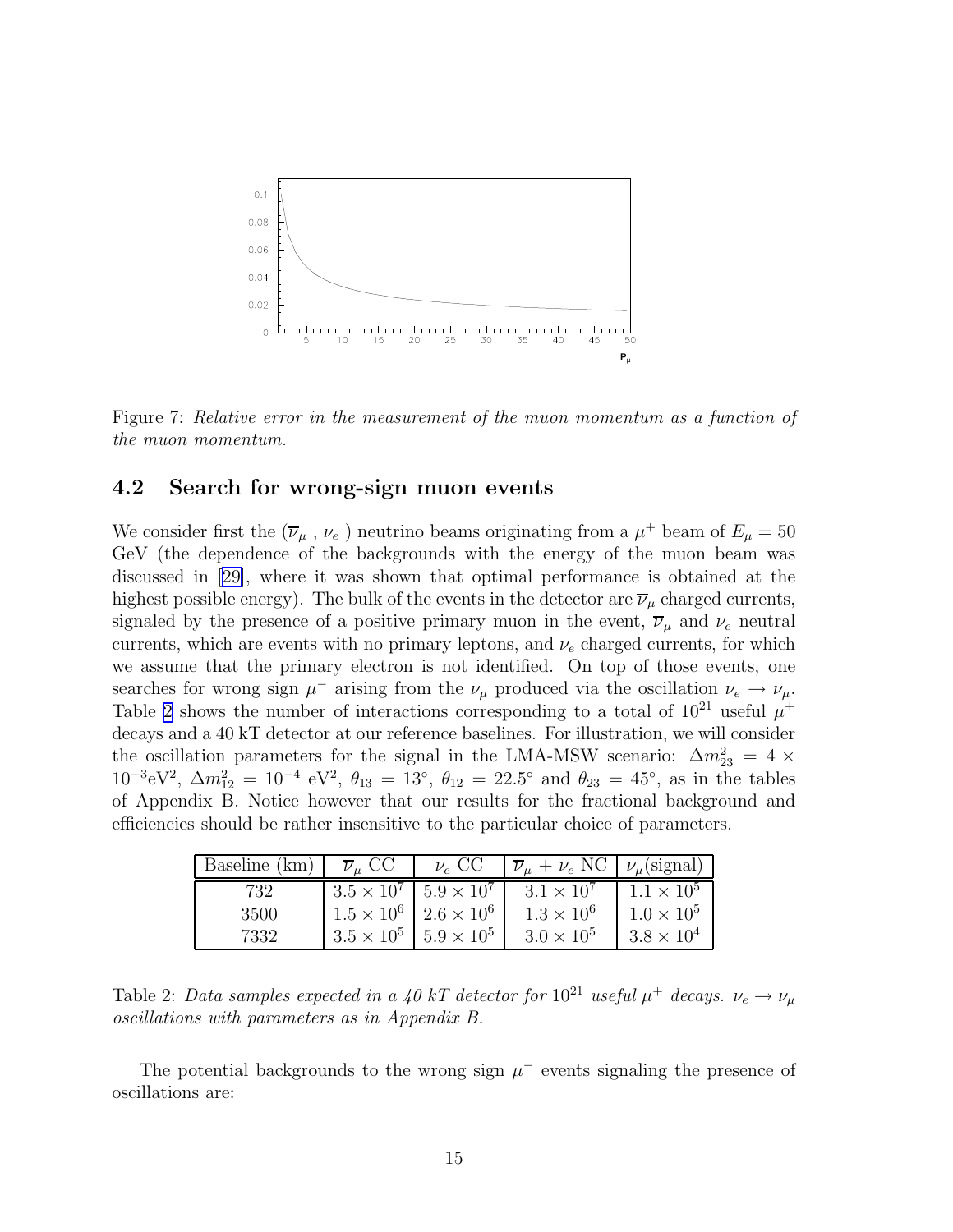Figure 7: *Relative error in the measurement of the muon momentum as a function of the muon momentum.*

## 4.2 Search for wrong-sign muon events

We consider first the ($\overline{\nu}_\mu$ , $\nu_e$ ) neutrino beams originating from a $\mu^+$ beam of $E_\mu = 50$ GeV (the dependence of the backgrounds with the energy of the muon beam was discussed in [29], where it was shown that optimal performance is obtained at the highest possible energy). The bulk of the events in the detector are $\overline{\nu}_\mu$ charged currents, signaled by the presence of a positive primary muon in the event, $\overline{\nu}_\mu$ and $\nu_e$ neutral currents, which are events with no primary leptons, and $\nu_e$ charged currents, for which we assume that the primary electron is not identified. On top of those events, one searches for wrong sign $\mu^-$ arising from the $\nu_\mu$ produced via the oscillation $\nu_e \to \nu_\mu$. Table 2 shows the number of interactions corresponding to a total of $10^{21}$ useful $\mu^+$ decays and a 40 kT detector at our reference baselines. For illustration, we will consider the oscillation parameters for the signal in the LMA-MSW scenario: $\Delta m^2_{23} = 4 \times 10^{-3}\text{eV}^2$, $\Delta m^2_{12} = 10^{-4}$ eV$^2$, $\theta_{13} = 13^\circ$, $\theta_{12} = 22.5^\circ$ and $\theta_{23} = 45^\circ$, as in the tables of Appendix B. Notice however that our results for the fractional background and efficiencies should be rather insensitive to the particular choice of parameters.

| Baseline (km) | $\overline{\nu}_\mu$ CC | $\nu_e$ CC | $\overline{\nu}_\mu + \nu_e$ NC | $\nu_\mu$(signal) |
|---|---|---|---|---|
| 732 | $3.5 \times 10^7$ | $5.9 \times 10^7$ | $3.1 \times 10^7$ | $1.1 \times 10^5$ |
| 3500 | $1.5 \times 10^6$ | $2.6 \times 10^6$ | $1.3 \times 10^6$ | $1.0 \times 10^5$ |
| 7332 | $3.5 \times 10^5$ | $5.9 \times 10^5$ | $3.0 \times 10^5$ | $3.8 \times 10^4$ |

Table 2: *Data samples expected in a 40 kT detector for* $10^{21}$ *useful* $\mu^+$ *decays.* $\nu_e \to \nu_\mu$ *oscillations with parameters as in Appendix B.*

The potential backgrounds to the wrong sign $\mu^-$ events signaling the presence of oscillations are: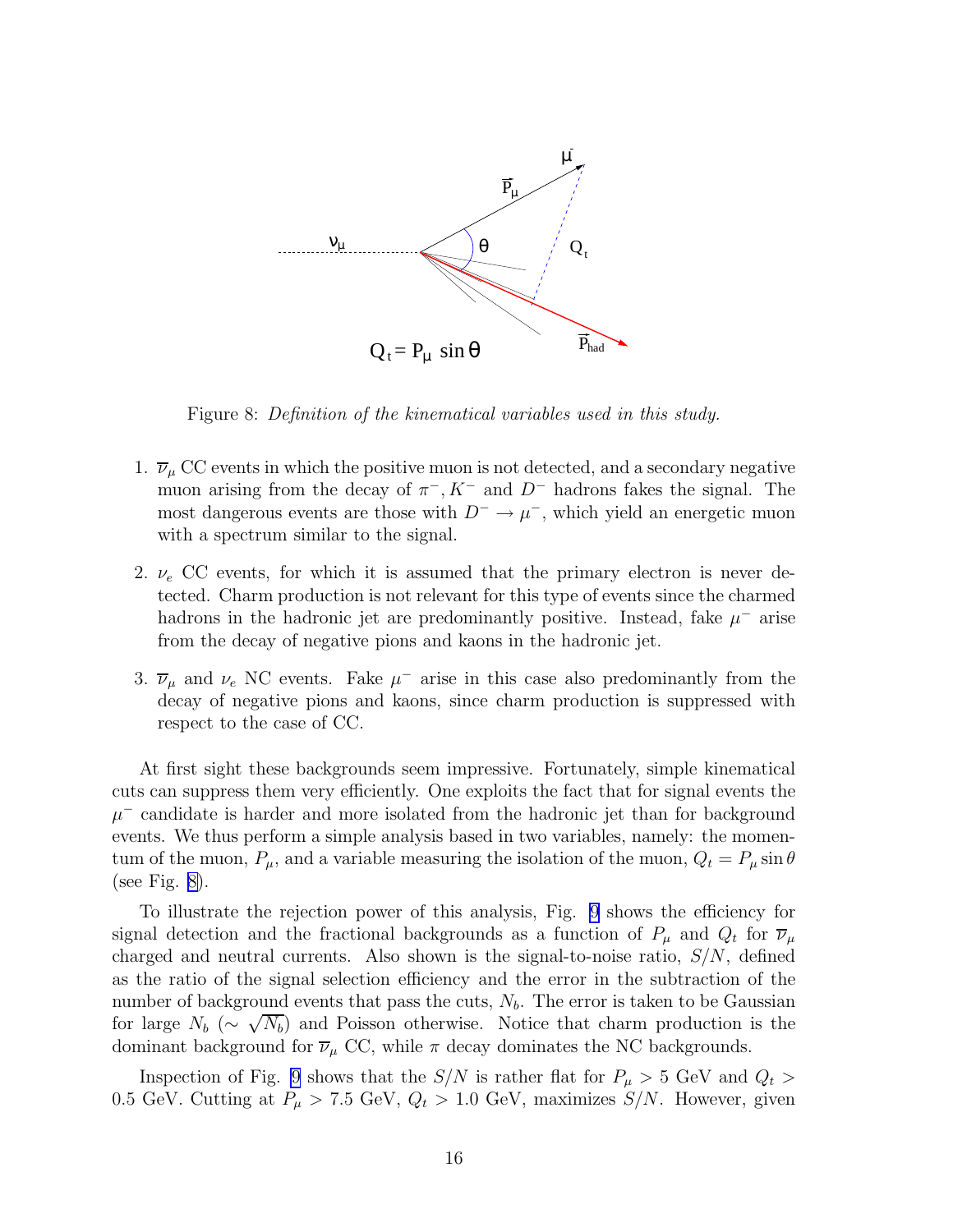Figure 8: *Definition of the kinematical variables used in this study.*

1. $\overline{\nu}_\mu$ CC events in which the positive muon is not detected, and a secondary negative muon arising from the decay of $\pi^-, K^-$ and $D^-$ hadrons fakes the signal. The most dangerous events are those with $D^- \to \mu^-$, which yield an energetic muon with a spectrum similar to the signal.

2. $\nu_e$ CC events, for which it is assumed that the primary electron is never detected. Charm production is not relevant for this type of events since the charmed hadrons in the hadronic jet are predominantly positive. Instead, fake $\mu^-$ arise from the decay of negative pions and kaons in the hadronic jet.

3. $\overline{\nu}_\mu$ and $\nu_e$ NC events. Fake $\mu^-$ arise in this case also predominantly from the decay of negative pions and kaons, since charm production is suppressed with respect to the case of CC.

At first sight these backgrounds seem impressive. Fortunately, simple kinematical cuts can suppress them very efficiently. One exploits the fact that for signal events the $\mu^-$ candidate is harder and more isolated from the hadronic jet than for background events. We thus perform a simple analysis based in two variables, namely: the momentum of the muon, $P_\mu$, and a variable measuring the isolation of the muon, $Q_t = P_\mu \sin\theta$ (see Fig. 8).

To illustrate the rejection power of this analysis, Fig. 9 shows the efficiency for signal detection and the fractional backgrounds as a function of $P_\mu$ and $Q_t$ for $\overline{\nu}_\mu$ charged and neutral currents. Also shown is the signal-to-noise ratio, $S/N$, defined as the ratio of the signal selection efficiency and the error in the subtraction of the number of background events that pass the cuts, $N_b$. The error is taken to be Gaussian for large $N_b$ ($\sim \sqrt{N_b}$) and Poisson otherwise. Notice that charm production is the dominant background for $\overline{\nu}_\mu$ CC, while $\pi$ decay dominates the NC backgrounds.

Inspection of Fig. 9 shows that the $S/N$ is rather flat for $P_\mu > 5$ GeV and $Q_t > 0.5$ GeV. Cutting at $P_\mu > 7.5$ GeV, $Q_t > 1.0$ GeV, maximizes $S/N$. However, given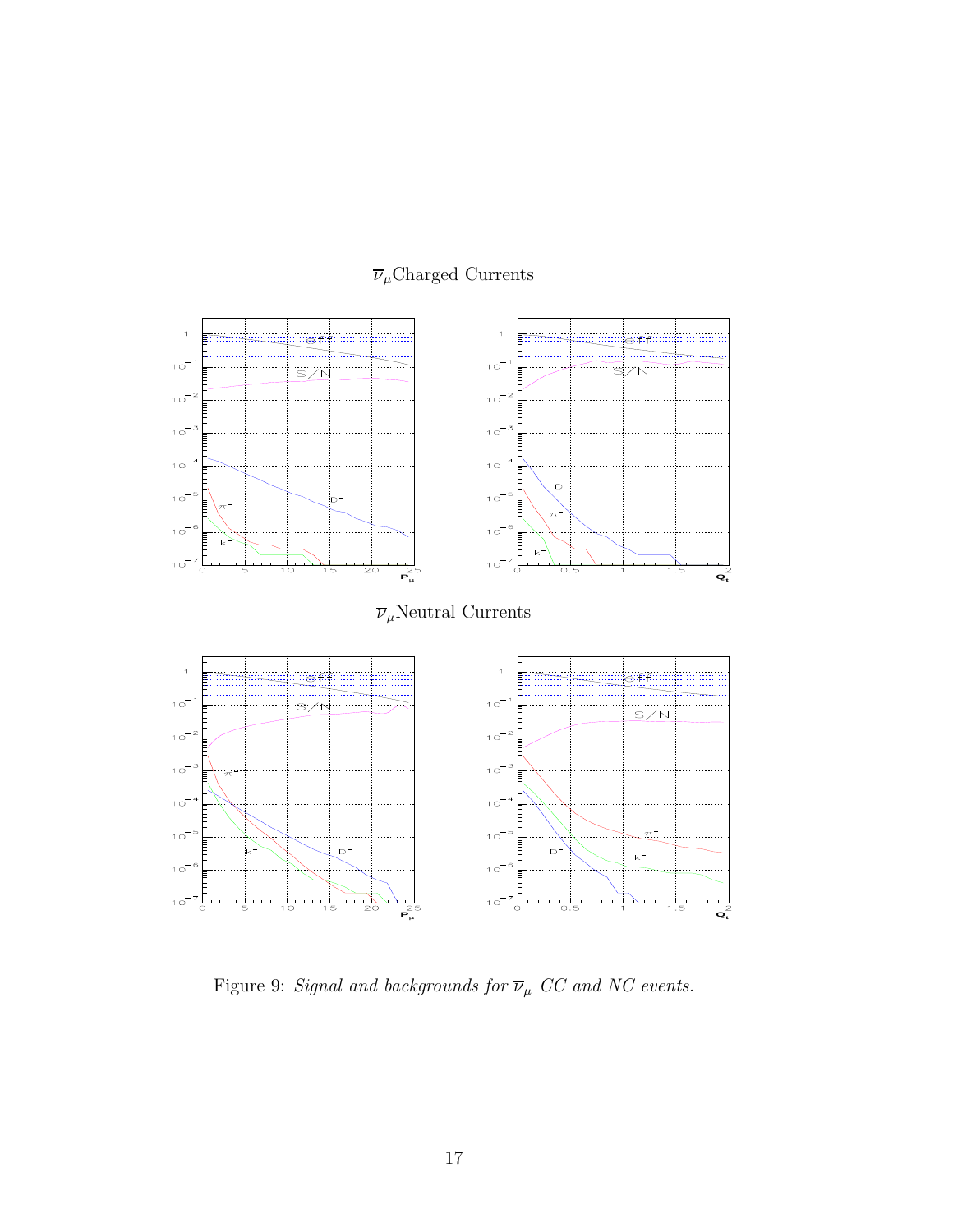$\overline{\nu}_\mu$Charged Currents

$\overline{\nu}_\mu$Neutral Currents

Figure 9: *Signal and backgrounds for $\overline{\nu}_\mu$ CC and NC events.*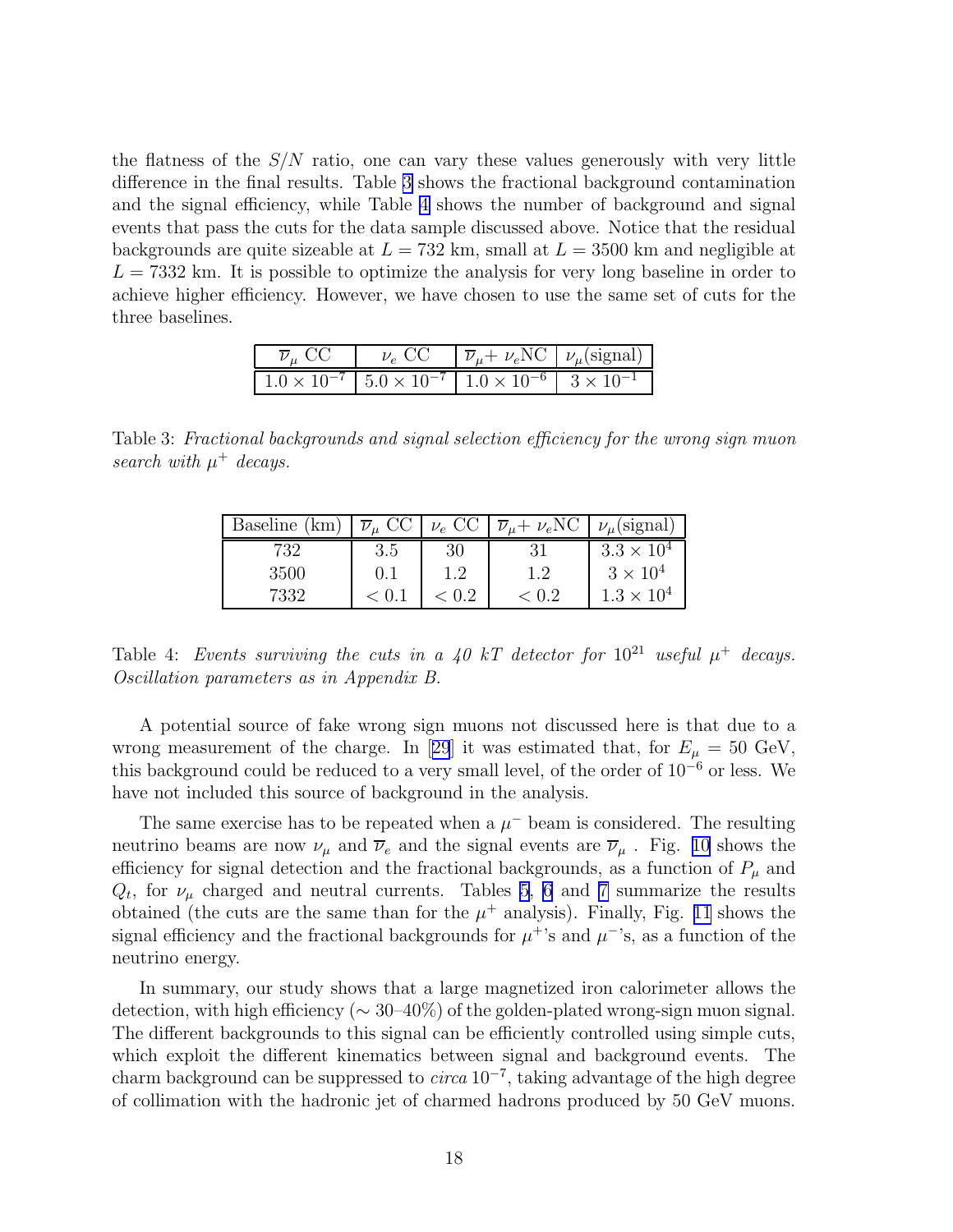the flatness of the $S/N$ ratio, one can vary these values generously with very little difference in the final results. Table 3 shows the fractional background contamination and the signal efficiency, while Table 4 shows the number of background and signal events that pass the cuts for the data sample discussed above. Notice that the residual backgrounds are quite sizeable at $L = 732$ km, small at $L = 3500$ km and negligible at $L = 7332$ km. It is possible to optimize the analysis for very long baseline in order to achieve higher efficiency. However, we have chosen to use the same set of cuts for the three baselines.

| $\overline{\nu}_\mu$ CC | $\nu_e$ CC | $\overline{\nu}_\mu$+ $\nu_e$NC | $\nu_\mu$(signal) |
|---|---|---|---|
| $1.0 \times 10^{-7}$ | $5.0 \times 10^{-7}$ | $1.0 \times 10^{-6}$ | $3 \times 10^{-1}$ |

Table 3: *Fractional backgrounds and signal selection efficiency for the wrong sign muon search with $\mu^+$ decays.*

| Baseline (km) | $\overline{\nu}_\mu$ CC | $\nu_e$ CC | $\overline{\nu}_\mu$+ $\nu_e$NC | $\nu_\mu$(signal) |
|---|---|---|---|---|
| 732 | 3.5 | 30 | 31 | $3.3 \times 10^4$ |
| 3500 | 0.1 | 1.2 | 1.2 | $3 \times 10^4$ |
| 7332 | $< 0.1$ | $< 0.2$ | $< 0.2$ | $1.3 \times 10^4$ |

Table 4: *Events surviving the cuts in a 40 kT detector for $10^{21}$ useful $\mu^+$ decays. Oscillation parameters as in Appendix B.*

A potential source of fake wrong sign muons not discussed here is that due to a wrong measurement of the charge. In [29] it was estimated that, for $E_\mu = 50$ GeV, this background could be reduced to a very small level, of the order of $10^{-6}$ or less. We have not included this source of background in the analysis.

The same exercise has to be repeated when a $\mu^-$ beam is considered. The resulting neutrino beams are now $\nu_\mu$ and $\overline{\nu}_e$ and the signal events are $\overline{\nu}_\mu$ . Fig. 10 shows the efficiency for signal detection and the fractional backgrounds, as a function of $P_\mu$ and $Q_t$, for $\nu_\mu$ charged and neutral currents. Tables 5, 6 and 7 summarize the results obtained (the cuts are the same than for the $\mu^+$ analysis). Finally, Fig. 11 shows the signal efficiency and the fractional backgrounds for $\mu^+$'s and $\mu^-$'s, as a function of the neutrino energy.

In summary, our study shows that a large magnetized iron calorimeter allows the detection, with high efficiency ($\sim$ 30–40%) of the golden-plated wrong-sign muon signal. The different backgrounds to this signal can be efficiently controlled using simple cuts, which exploit the different kinematics between signal and background events. The charm background can be suppressed to *circa* $10^{-7}$, taking advantage of the high degree of collimation with the hadronic jet of charmed hadrons produced by 50 GeV muons.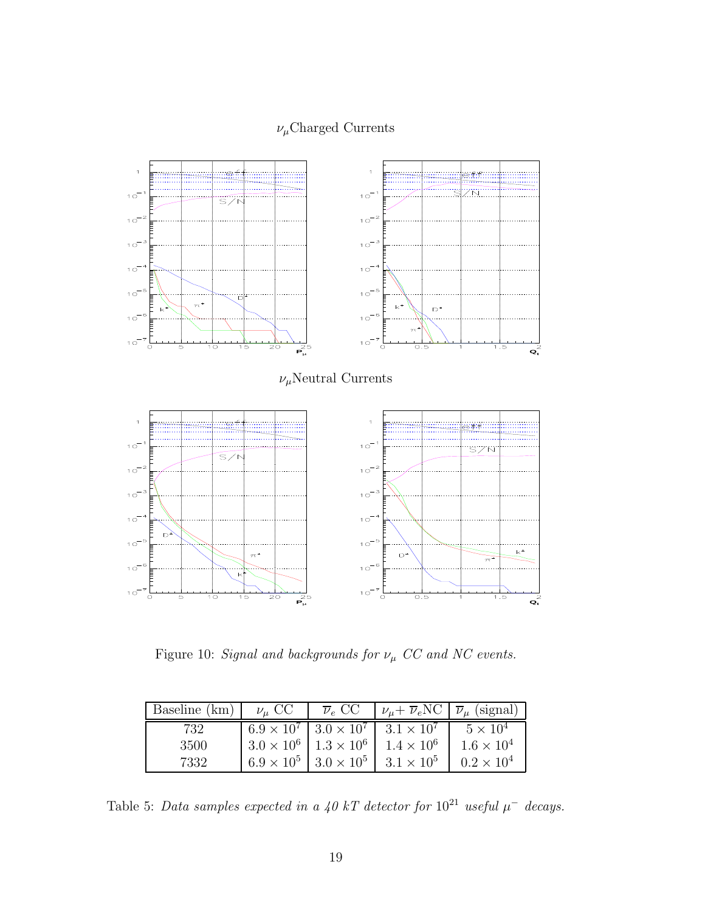$\nu_\mu$ Charged Currents

$\nu_\mu$ Neutral Currents

Figure 10: *Signal and backgrounds for $\nu_\mu$ CC and NC events.*

| Baseline (km) | $\nu_\mu$ CC | $\overline{\nu}_e$ CC | $\nu_\mu + \overline{\nu}_e$NC | $\overline{\nu}_\mu$ (signal) |
|---|---|---|---|---|
| 732 | $6.9 \times 10^7$ | $3.0 \times 10^7$ | $3.1 \times 10^7$ | $5 \times 10^4$ |
| 3500 | $3.0 \times 10^6$ | $1.3 \times 10^6$ | $1.4 \times 10^6$ | $1.6 \times 10^4$ |
| 7332 | $6.9 \times 10^5$ | $3.0 \times 10^5$ | $3.1 \times 10^5$ | $0.2 \times 10^4$ |

Table 5: *Data samples expected in a 40 kT detector for $10^{21}$ useful $\mu^-$ decays.*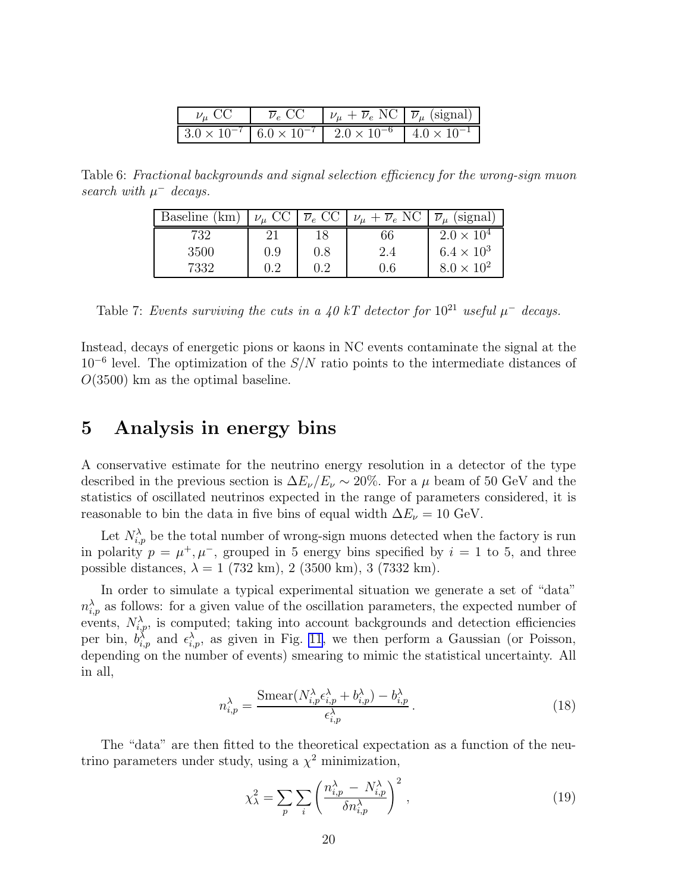| $\nu_\mu$ CC | $\overline{\nu}_e$ CC | $\nu_\mu + \overline{\nu}_e$ NC | $\overline{\nu}_\mu$ (signal) |
|---|---|---|---|
| $3.0 \times 10^{-7}$ | $6.0 \times 10^{-7}$ | $2.0 \times 10^{-6}$ | $4.0 \times 10^{-1}$ |

Table 6: *Fractional backgrounds and signal selection efficiency for the wrong-sign muon search with $\mu^-$ decays.*

| Baseline (km) | $\nu_\mu$ CC | $\overline{\nu}_e$ CC | $\nu_\mu + \overline{\nu}_e$ NC | $\overline{\nu}_\mu$ (signal) |
|---|---|---|---|---|
| 732 | 21 | 18 | 66 | $2.0 \times 10^4$ |
| 3500 | 0.9 | 0.8 | 2.4 | $6.4 \times 10^3$ |
| 7332 | 0.2 | 0.2 | 0.6 | $8.0 \times 10^2$ |

Table 7: *Events surviving the cuts in a 40 kT detector for $10^{21}$ useful $\mu^-$ decays.*

Instead, decays of energetic pions or kaons in NC events contaminate the signal at the $10^{-6}$ level. The optimization of the $S/N$ ratio points to the intermediate distances of $O(3500)$ km as the optimal baseline.

# 5 Analysis in energy bins

A conservative estimate for the neutrino energy resolution in a detector of the type described in the previous section is $\Delta E_\nu / E_\nu \sim 20\%$. For a $\mu$ beam of 50 GeV and the statistics of oscillated neutrinos expected in the range of parameters considered, it is reasonable to bin the data in five bins of equal width $\Delta E_\nu = 10$ GeV.

Let $N_{i,p}^\lambda$ be the total number of wrong-sign muons detected when the factory is run in polarity $p = \mu^+, \mu^-$, grouped in 5 energy bins specified by $i = 1$ to 5, and three possible distances, $\lambda = 1$ (732 km), 2 (3500 km), 3 (7332 km).

In order to simulate a typical experimental situation we generate a set of "data" $n_{i,p}^\lambda$ as follows: for a given value of the oscillation parameters, the expected number of events, $N_{i,p}^\lambda$, is computed; taking into account backgrounds and detection efficiencies per bin, $b_{i,p}^\lambda$ and $\epsilon_{i,p}^\lambda$, as given in Fig. 11, we then perform a Gaussian (or Poisson, depending on the number of events) smearing to mimic the statistical uncertainty. All in all,

$$n_{i,p}^\lambda = \frac{\text{Smear}(N_{i,p}^\lambda \epsilon_{i,p}^\lambda + b_{i,p}^\lambda) - b_{i,p}^\lambda}{\epsilon_{i,p}^\lambda}. \tag{18}$$

The "data" are then fitted to the theoretical expectation as a function of the neutrino parameters under study, using a $\chi^2$ minimization,

$$\chi_\lambda^2 = \sum_p \sum_i \left( \frac{n_{i,p}^\lambda - N_{i,p}^\lambda}{\delta n_{i,p}^\lambda} \right)^2 , \tag{19}$$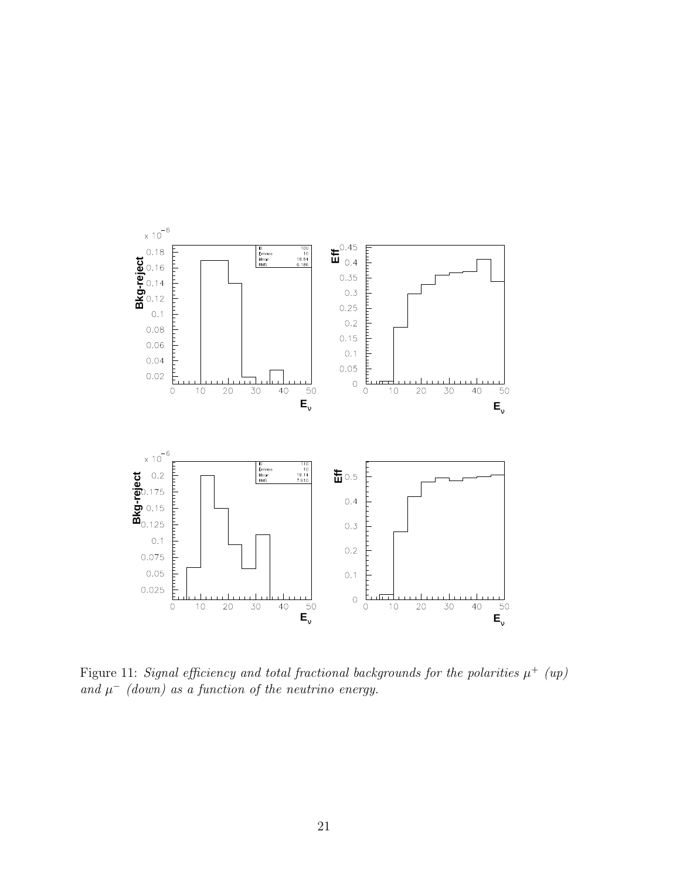Figure 11: *Signal efficiency and total fractional backgrounds for the polarities $\mu^+$ (up) and $\mu^-$ (down) as a function of the neutrino energy.*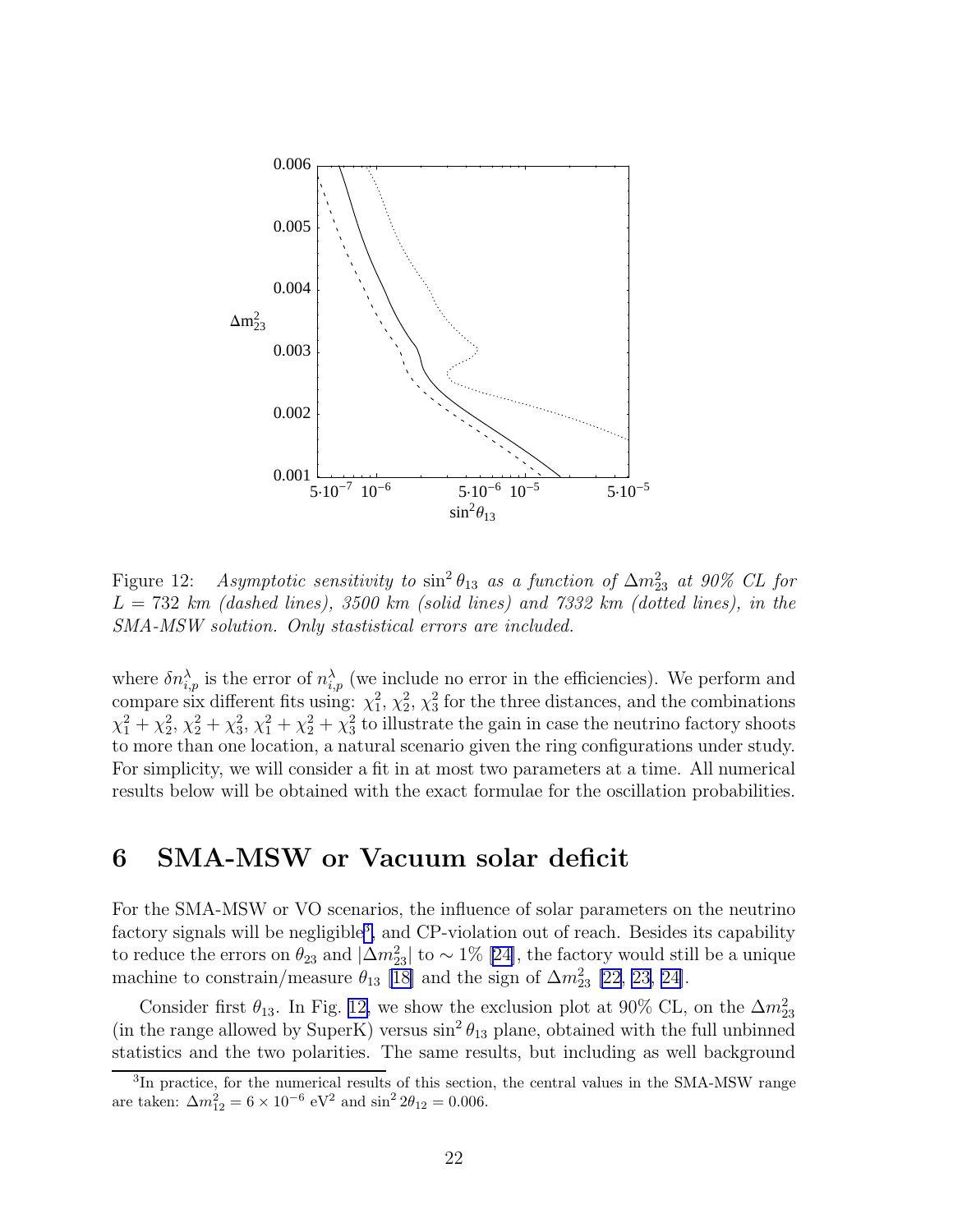Figure 12: *Asymptotic sensitivity to $\sin^2\theta_{13}$ as a function of $\Delta m^2_{23}$ at 90% CL for $L = 732$ km (dashed lines), 3500 km (solid lines) and 7332 km (dotted lines), in the SMA-MSW solution. Only stastistical errors are included.*

where $\delta n^{\lambda}_{i,p}$ is the error of $n^{\lambda}_{i,p}$ (we include no error in the efficiencies). We perform and compare six different fits using: $\chi^2_1$, $\chi^2_2$, $\chi^2_3$ for the three distances, and the combinations $\chi^2_1 + \chi^2_2$, $\chi^2_2 + \chi^2_3$, $\chi^2_1 + \chi^2_2 + \chi^2_3$ to illustrate the gain in case the neutrino factory shoots to more than one location, a natural scenario given the ring configurations under study. For simplicity, we will consider a fit in at most two parameters at a time. All numerical results below will be obtained with the exact formulae for the oscillation probabilities.

## 6 SMA-MSW or Vacuum solar deficit

For the SMA-MSW or VO scenarios, the influence of solar parameters on the neutrino factory signals will be negligible[3], and CP-violation out of reach. Besides its capability to reduce the errors on $\theta_{23}$ and $|\Delta m^2_{23}|$ to $\sim 1\%$ [24], the factory would still be a unique machine to constrain/measure $\theta_{13}$ [18] and the sign of $\Delta m^2_{23}$ [22, 23, 24].

Consider first $\theta_{13}$. In Fig. 12, we show the exclusion plot at 90% CL, on the $\Delta m^2_{23}$ (in the range allowed by SuperK) versus $\sin^2\theta_{13}$ plane, obtained with the full unbinned statistics and the two polarities. The same results, but including as well background

[3] In practice, for the numerical results of this section, the central values in the SMA-MSW range are taken: $\Delta m^2_{12} = 6 \times 10^{-6}$ eV$^2$ and $\sin^2 2\theta_{12} = 0.006$.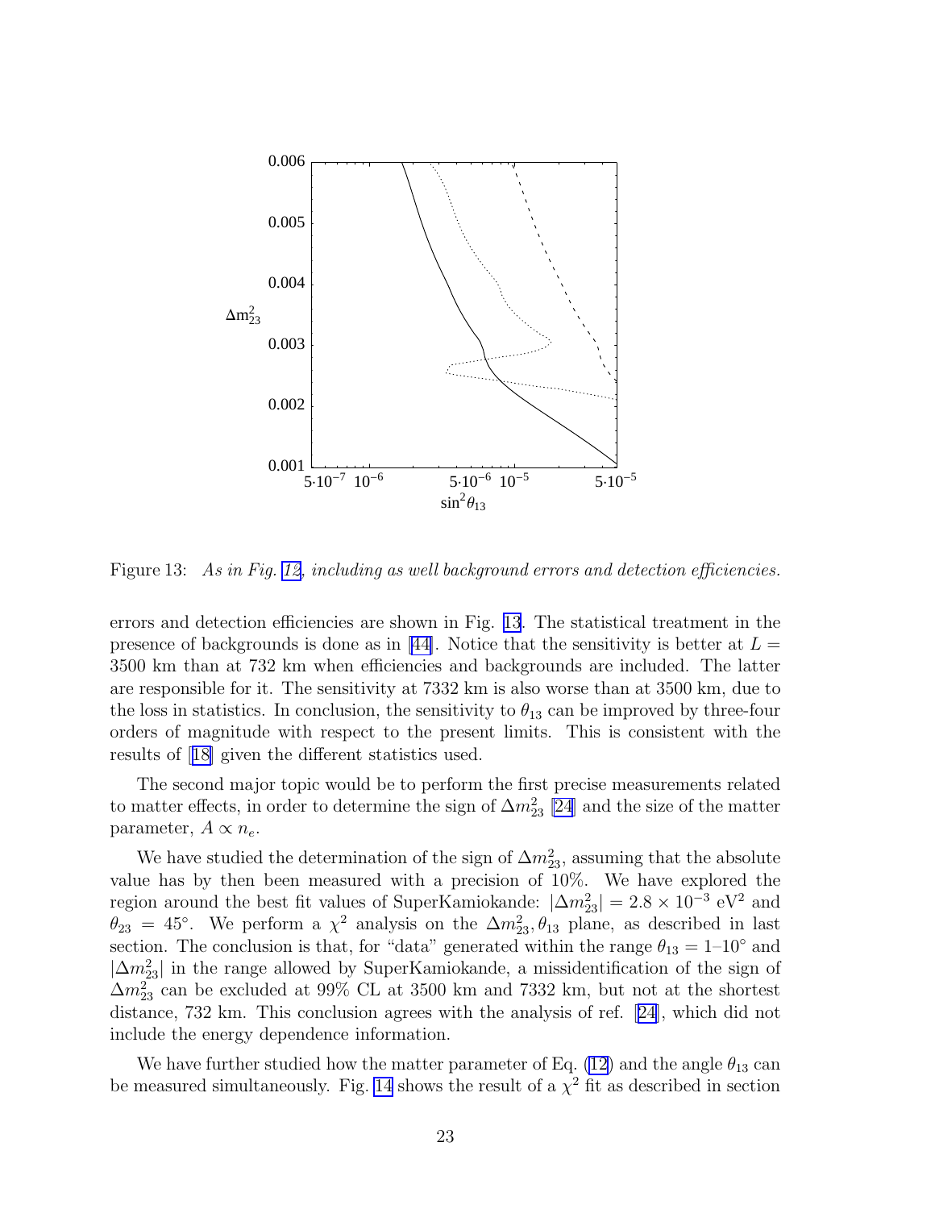Figure 13: *As in Fig. 12, including as well background errors and detection efficiencies.*

errors and detection efficiencies are shown in Fig. 13. The statistical treatment in the presence of backgrounds is done as in [44]. Notice that the sensitivity is better at $L =$ 3500 km than at 732 km when efficiencies and backgrounds are included. The latter are responsible for it. The sensitivity at 7332 km is also worse than at 3500 km, due to the loss in statistics. In conclusion, the sensitivity to $\theta_{13}$ can be improved by three-four orders of magnitude with respect to the present limits. This is consistent with the results of [18] given the different statistics used.

The second major topic would be to perform the first precise measurements related to matter effects, in order to determine the sign of $\Delta m^2_{23}$ [24] and the size of the matter parameter, $A \propto n_e$.

We have studied the determination of the sign of $\Delta m^2_{23}$, assuming that the absolute value has by then been measured with a precision of 10%. We have explored the region around the best fit values of SuperKamiokande: $|\Delta m^2_{23}| = 2.8 \times 10^{-3}$ eV$^2$ and $\theta_{23} = 45°$. We perform a $\chi^2$ analysis on the $\Delta m^2_{23}, \theta_{13}$ plane, as described in last section. The conclusion is that, for "data" generated within the range $\theta_{13} = 1$–$10°$ and $|\Delta m^2_{23}|$ in the range allowed by SuperKamiokande, a missidentification of the sign of $\Delta m^2_{23}$ can be excluded at 99% CL at 3500 km and 7332 km, but not at the shortest distance, 732 km. This conclusion agrees with the analysis of ref. [24], which did not include the energy dependence information.

We have further studied how the matter parameter of Eq. (12) and the angle $\theta_{13}$ can be measured simultaneously. Fig. 14 shows the result of a $\chi^2$ fit as described in section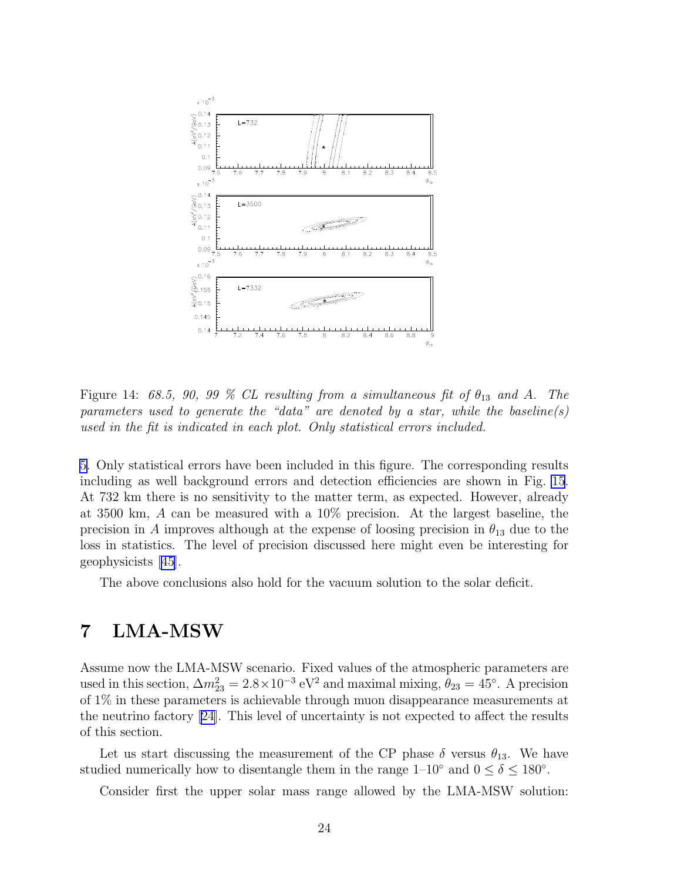Figure 14: *68.5, 90, 99 % CL resulting from a simultaneous fit of $\theta_{13}$ and $A$. The parameters used to generate the "data" are denoted by a star, while the baseline(s) used in the fit is indicated in each plot. Only statistical errors included.*

5. Only statistical errors have been included in this figure. The corresponding results including as well background errors and detection efficiencies are shown in Fig. 15. At 732 km there is no sensitivity to the matter term, as expected. However, already at 3500 km, $A$ can be measured with a 10% precision. At the largest baseline, the precision in $A$ improves although at the expense of loosing precision in $\theta_{13}$ due to the loss in statistics. The level of precision discussed here might even be interesting for geophysicists [45].

The above conclusions also hold for the vacuum solution to the solar deficit.

# 7 LMA-MSW

Assume now the LMA-MSW scenario. Fixed values of the atmospheric parameters are used in this section, $\Delta m^2_{23} = 2.8\times10^{-3}$ eV$^2$ and maximal mixing, $\theta_{23} = 45°$. A precision of 1% in these parameters is achievable through muon disappearance measurements at the neutrino factory [24]. This level of uncertainty is not expected to affect the results of this section.

Let us start discussing the measurement of the CP phase $\delta$ versus $\theta_{13}$. We have studied numerically how to disentangle them in the range 1–10° and $0 \leq \delta \leq 180°$.

Consider first the upper solar mass range allowed by the LMA-MSW solution: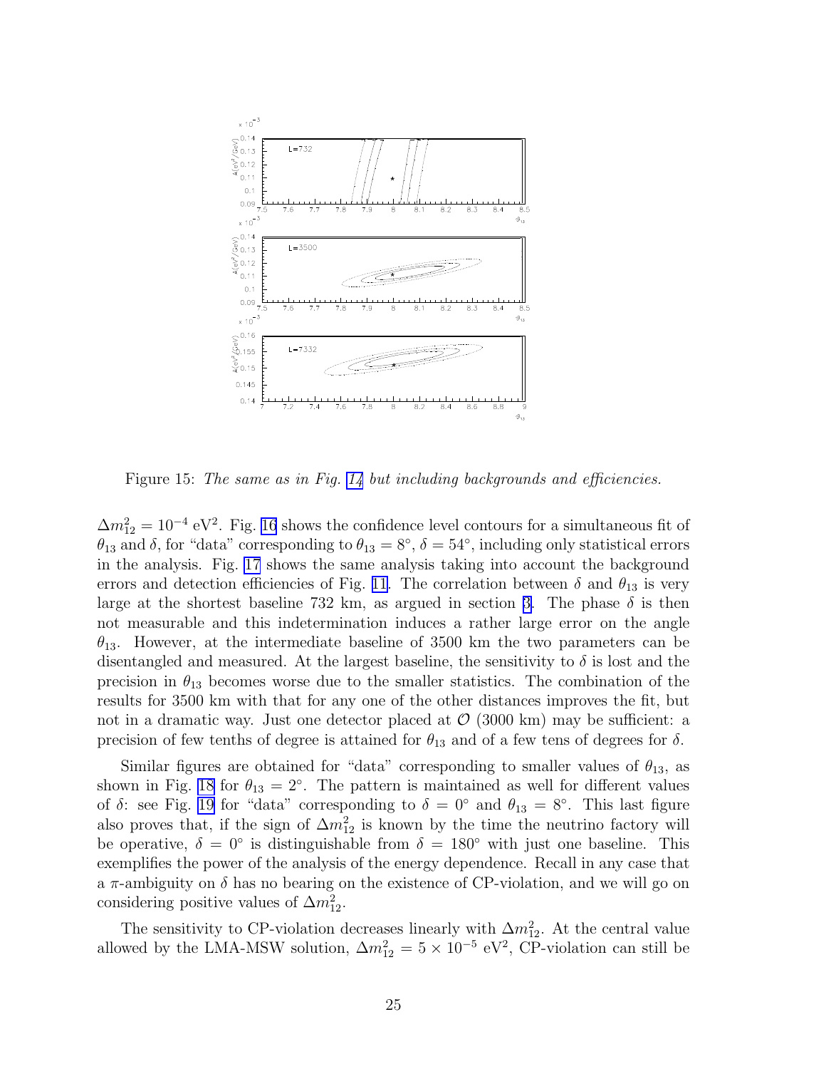Figure 15: *The same as in Fig. 14 but including backgrounds and efficiencies.*

$\Delta m_{12}^2 = 10^{-4}$ eV$^2$. Fig. 16 shows the confidence level contours for a simultaneous fit of $\theta_{13}$ and $\delta$, for "data" corresponding to $\theta_{13} = 8°$, $\delta = 54°$, including only statistical errors in the analysis. Fig. 17 shows the same analysis taking into account the background errors and detection efficiencies of Fig. 11. The correlation between $\delta$ and $\theta_{13}$ is very large at the shortest baseline 732 km, as argued in section 3. The phase $\delta$ is then not measurable and this indetermination induces a rather large error on the angle $\theta_{13}$. However, at the intermediate baseline of 3500 km the two parameters can be disentangled and measured. At the largest baseline, the sensitivity to $\delta$ is lost and the precision in $\theta_{13}$ becomes worse due to the smaller statistics. The combination of the results for 3500 km with that for any one of the other distances improves the fit, but not in a dramatic way. Just one detector placed at $\mathcal{O}$ (3000 km) may be sufficient: a precision of few tenths of degree is attained for $\theta_{13}$ and of a few tens of degrees for $\delta$.

Similar figures are obtained for "data" corresponding to smaller values of $\theta_{13}$, as shown in Fig. 18 for $\theta_{13} = 2°$. The pattern is maintained as well for different values of $\delta$: see Fig. 19 for "data" corresponding to $\delta = 0°$ and $\theta_{13} = 8°$. This last figure also proves that, if the sign of $\Delta m_{12}^2$ is known by the time the neutrino factory will be operative, $\delta = 0°$ is distinguishable from $\delta = 180°$ with just one baseline. This exemplifies the power of the analysis of the energy dependence. Recall in any case that a $\pi$-ambiguity on $\delta$ has no bearing on the existence of CP-violation, and we will go on considering positive values of $\Delta m_{12}^2$.

The sensitivity to CP-violation decreases linearly with $\Delta m_{12}^2$. At the central value allowed by the LMA-MSW solution, $\Delta m_{12}^2 = 5 \times 10^{-5}$ eV$^2$, CP-violation can still be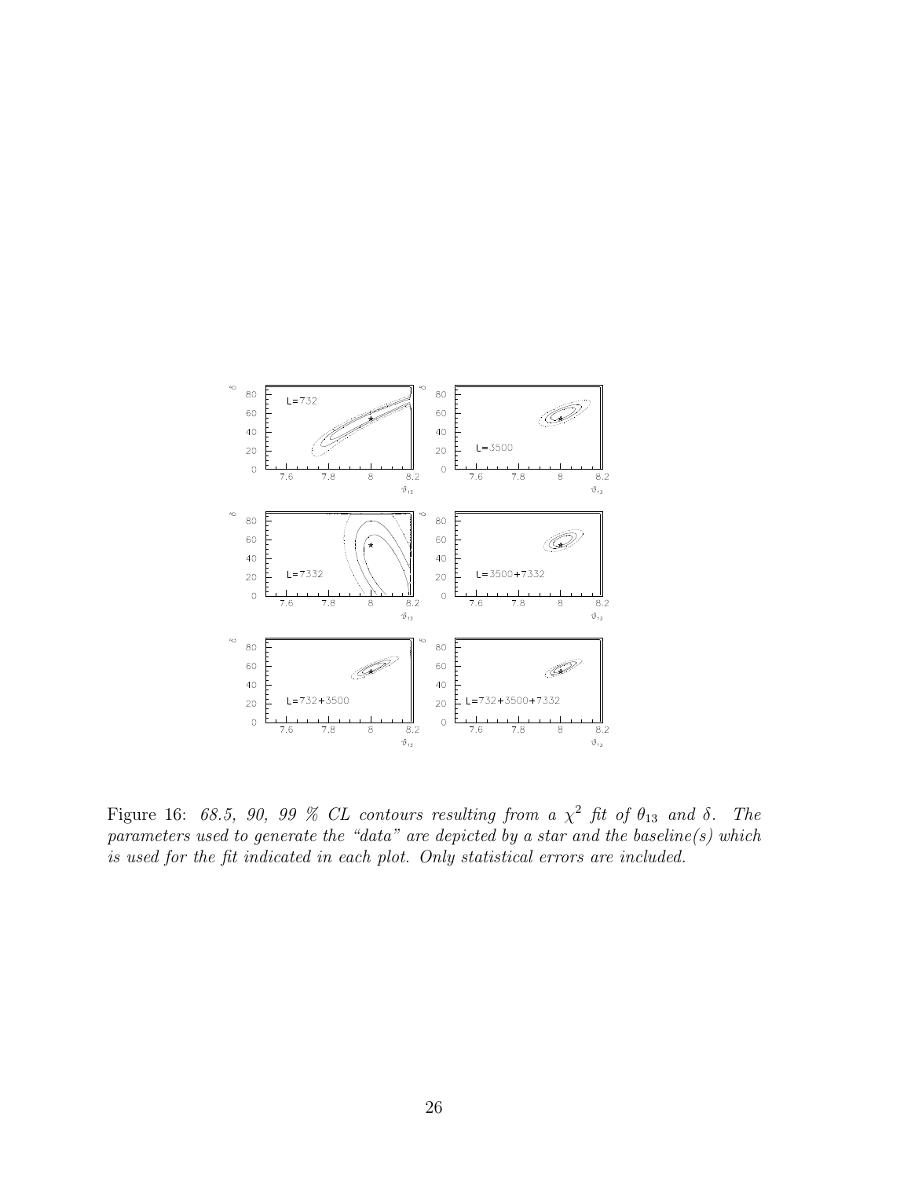Figure 16: *68.5, 90, 99 % CL contours resulting from a $\chi^2$ fit of $\theta_{13}$ and $\delta$. The parameters used to generate the "data" are depicted by a star and the baseline(s) which is used for the fit indicated in each plot. Only statistical errors are included.*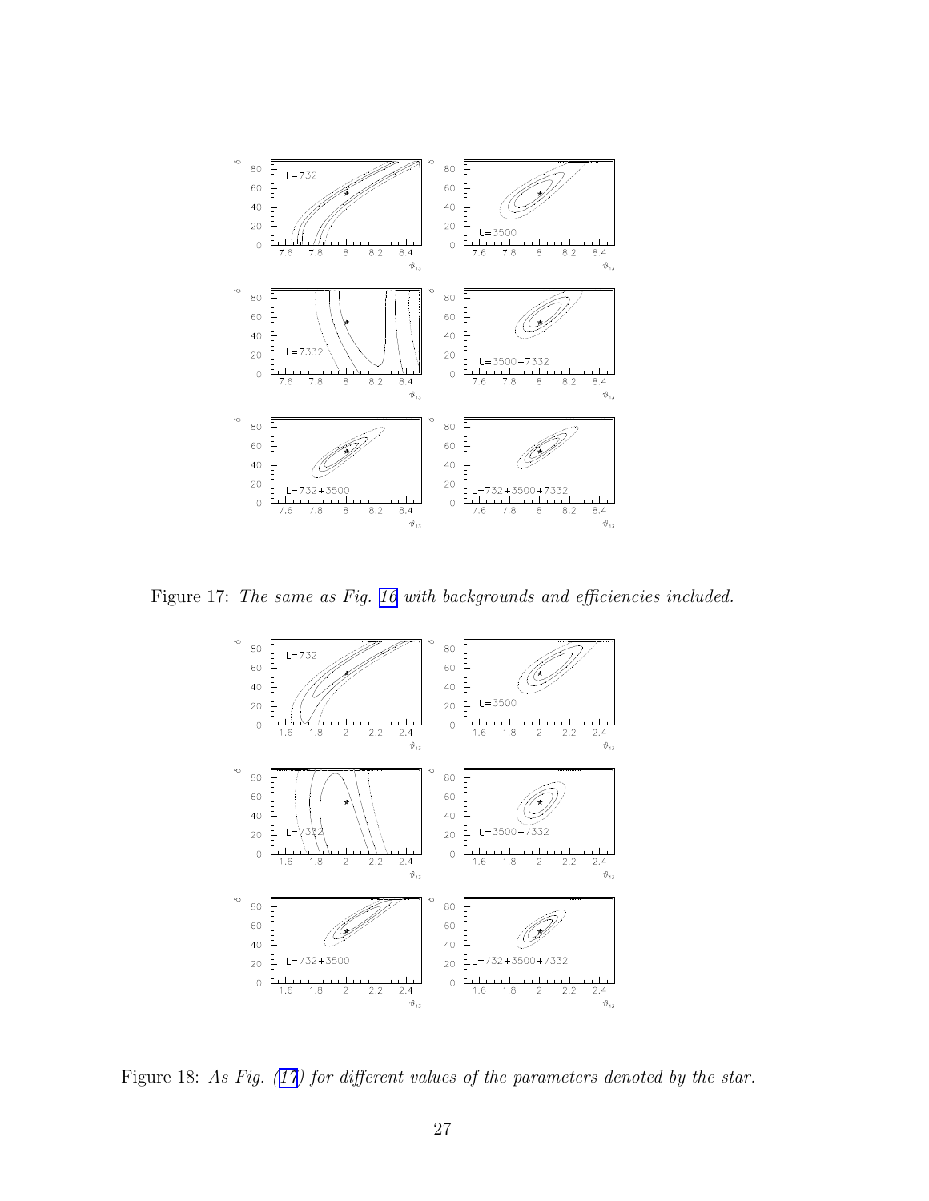Figure 17: *The same as Fig. 16 with backgrounds and efficiencies included.*

Figure 18: *As Fig. (17) for different values of the parameters denoted by the star.*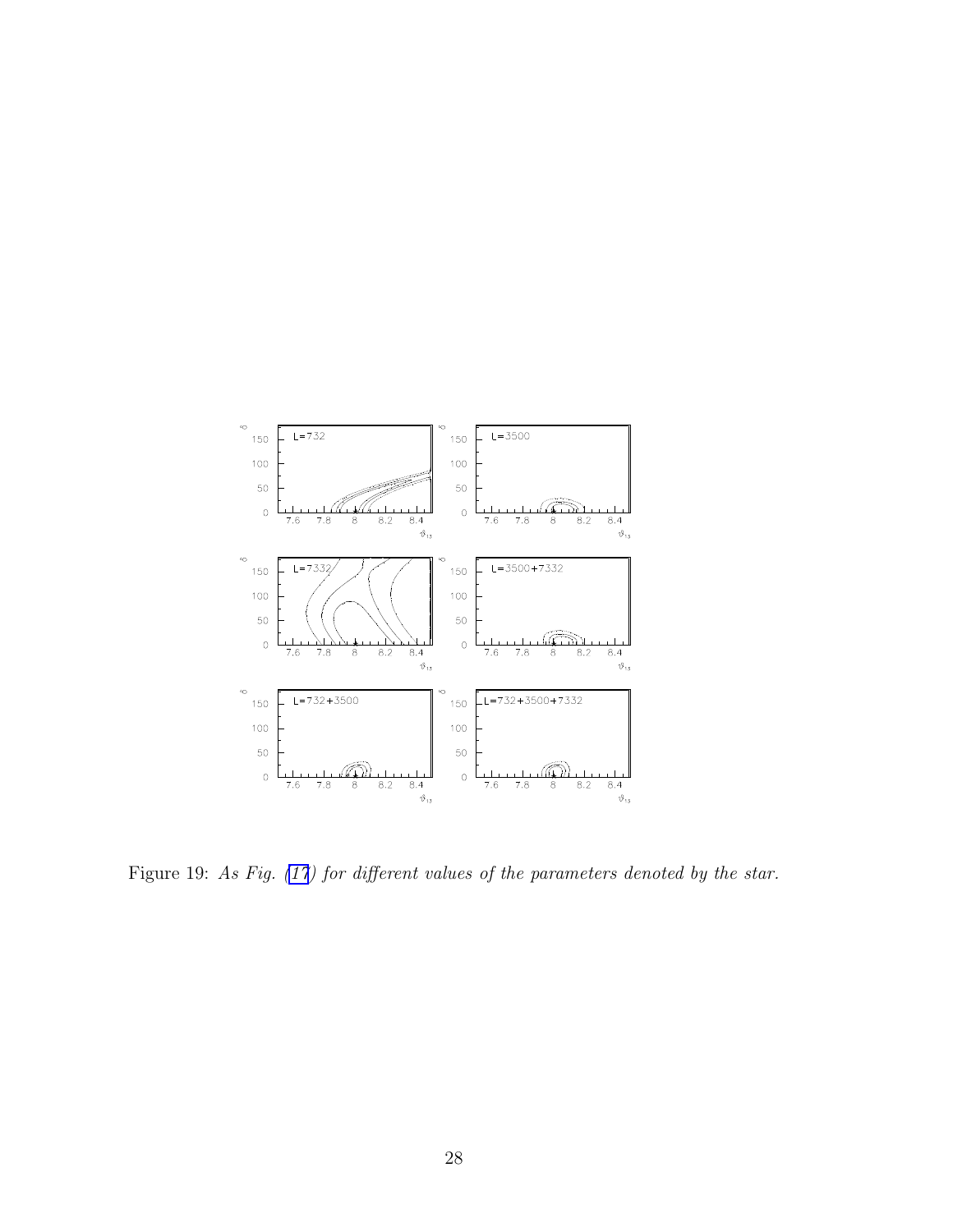Figure 19: *As Fig. (17) for different values of the parameters denoted by the star.*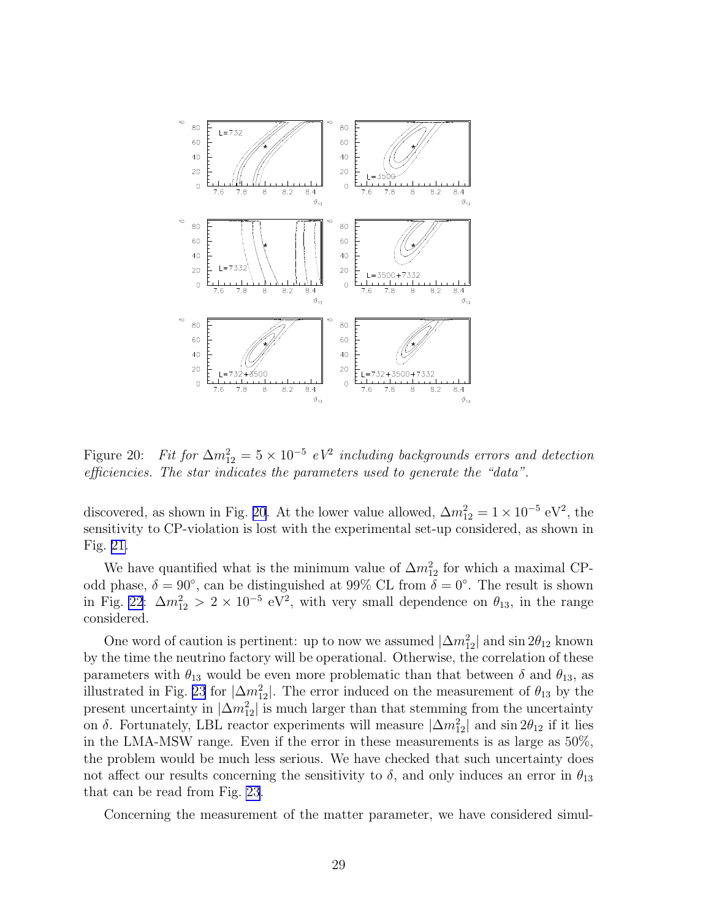Figure 20: *Fit for $\Delta m^2_{12} = 5 \times 10^{-5}$ $eV^2$ including backgrounds errors and detection efficiencies. The star indicates the parameters used to generate the "data".*

discovered, as shown in Fig. 20. At the lower value allowed, $\Delta m^2_{12} = 1 \times 10^{-5}$ eV$^2$, the sensitivity to CP-violation is lost with the experimental set-up considered, as shown in Fig. 21.

We have quantified what is the minimum value of $\Delta m^2_{12}$ for which a maximal CP-odd phase, $\delta = 90^\circ$, can be distinguished at 99% CL from $\delta = 0^\circ$. The result is shown in Fig. 22: $\Delta m^2_{12} > 2 \times 10^{-5}$ eV$^2$, with very small dependence on $\theta_{13}$, in the range considered.

One word of caution is pertinent: up to now we assumed $|\Delta m^2_{12}|$ and $\sin 2\theta_{12}$ known by the time the neutrino factory will be operational. Otherwise, the correlation of these parameters with $\theta_{13}$ would be even more problematic than that between $\delta$ and $\theta_{13}$, as illustrated in Fig. 23 for $|\Delta m^2_{12}|$. The error induced on the measurement of $\theta_{13}$ by the present uncertainty in $|\Delta m^2_{12}|$ is much larger than that stemming from the uncertainty on $\delta$. Fortunately, LBL reactor experiments will measure $|\Delta m^2_{12}|$ and $\sin 2\theta_{12}$ if it lies in the LMA-MSW range. Even if the error in these measurements is as large as 50%, the problem would be much less serious. We have checked that such uncertainty does not affect our results concerning the sensitivity to $\delta$, and only induces an error in $\theta_{13}$ that can be read from Fig. 23.

Concerning the measurement of the matter parameter, we have considered simul-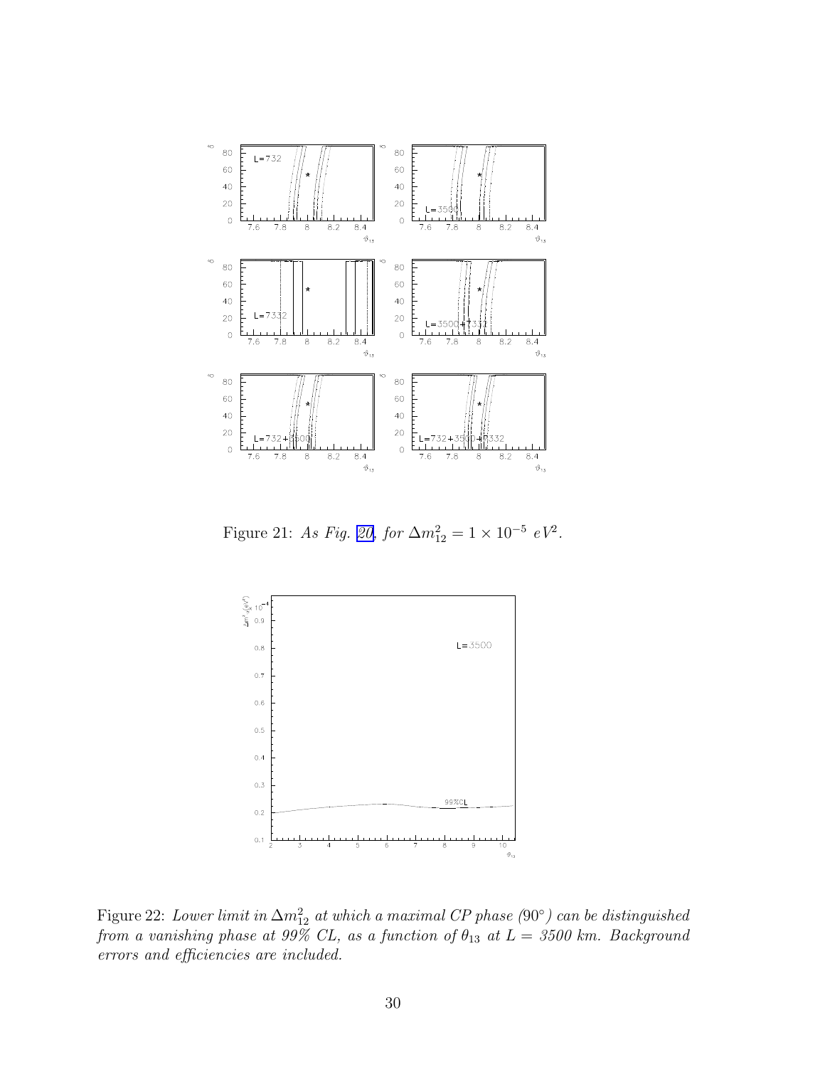Figure 21: *As Fig. 20, for $\Delta m^2_{12} = 1 \times 10^{-5}$ $eV^2$.*

Figure 22: *Lower limit in $\Delta m^2_{12}$ at which a maximal CP phase ($90^\circ$) can be distinguished from a vanishing phase at 99% CL, as a function of $\theta_{13}$ at $L = 3500$ km. Background errors and efficiencies are included.*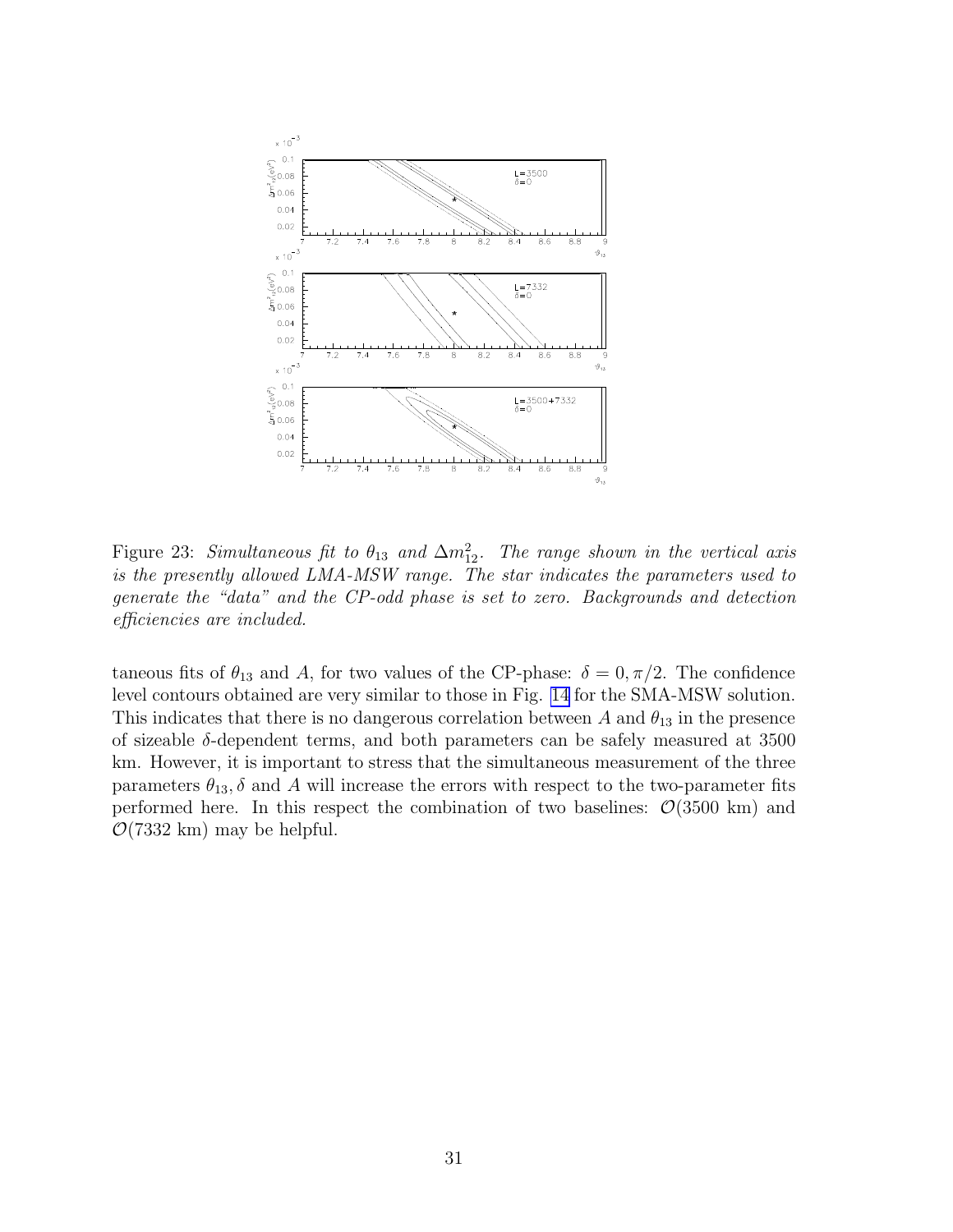Figure 23: *Simultaneous fit to $\theta_{13}$ and $\Delta m^2_{12}$. The range shown in the vertical axis is the presently allowed LMA-MSW range. The star indicates the parameters used to generate the "data" and the CP-odd phase is set to zero. Backgrounds and detection efficiencies are included.*

taneous fits of $\theta_{13}$ and $A$, for two values of the CP-phase: $\delta = 0, \pi/2$. The confidence level contours obtained are very similar to those in Fig. 14 for the SMA-MSW solution. This indicates that there is no dangerous correlation between $A$ and $\theta_{13}$ in the presence of sizeable $\delta$-dependent terms, and both parameters can be safely measured at 3500 km. However, it is important to stress that the simultaneous measurement of the three parameters $\theta_{13}, \delta$ and $A$ will increase the errors with respect to the two-parameter fits performed here. In this respect the combination of two baselines: $\mathcal{O}(3500$ km) and $\mathcal{O}(7332$ km) may be helpful.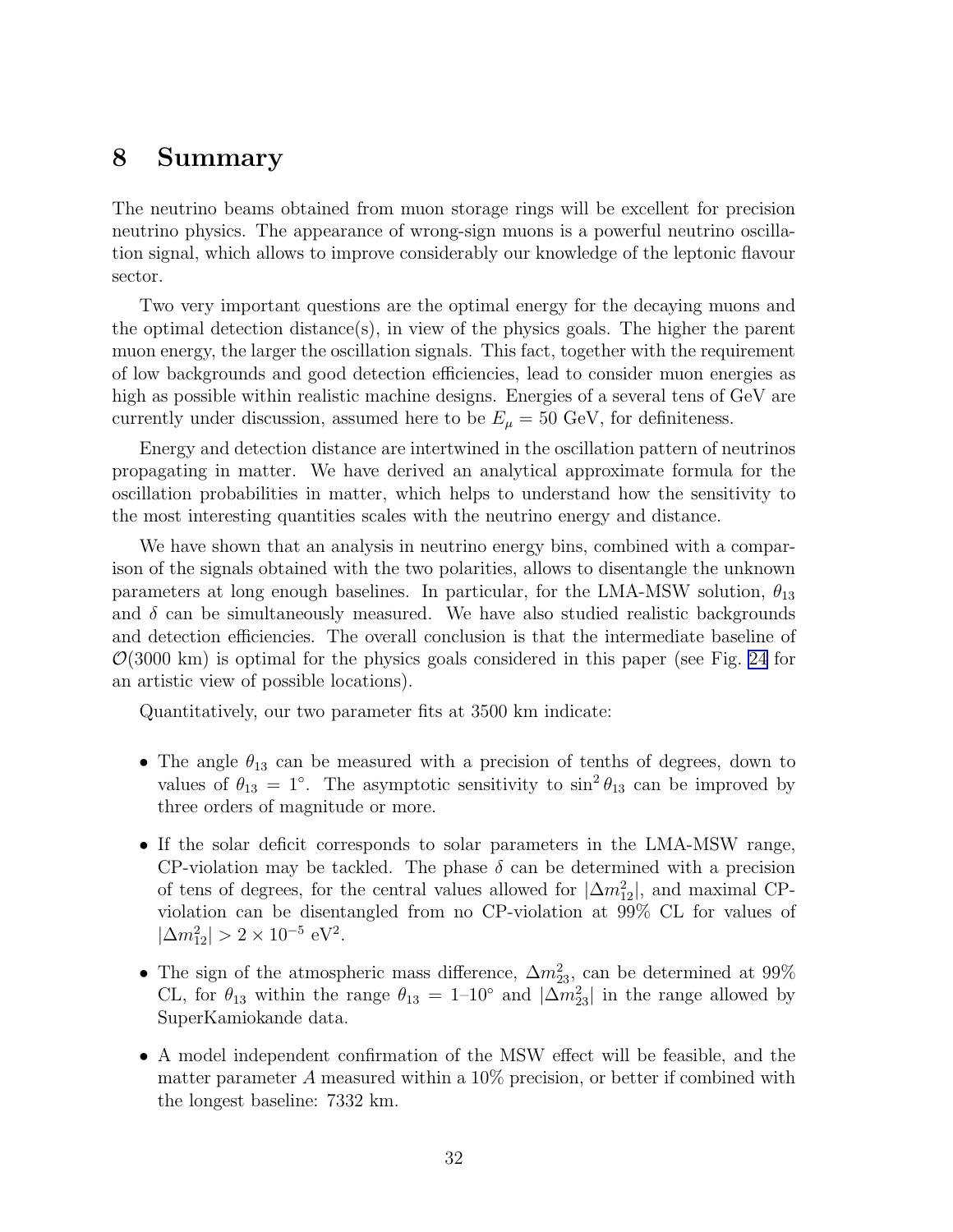# 8 Summary

The neutrino beams obtained from muon storage rings will be excellent for precision neutrino physics. The appearance of wrong-sign muons is a powerful neutrino oscillation signal, which allows to improve considerably our knowledge of the leptonic flavour sector.

Two very important questions are the optimal energy for the decaying muons and the optimal detection distance(s), in view of the physics goals. The higher the parent muon energy, the larger the oscillation signals. This fact, together with the requirement of low backgrounds and good detection efficiencies, lead to consider muon energies as high as possible within realistic machine designs. Energies of a several tens of GeV are currently under discussion, assumed here to be $E_\mu = 50$ GeV, for definiteness.

Energy and detection distance are intertwined in the oscillation pattern of neutrinos propagating in matter. We have derived an analytical approximate formula for the oscillation probabilities in matter, which helps to understand how the sensitivity to the most interesting quantities scales with the neutrino energy and distance.

We have shown that an analysis in neutrino energy bins, combined with a comparison of the signals obtained with the two polarities, allows to disentangle the unknown parameters at long enough baselines. In particular, for the LMA-MSW solution, $\theta_{13}$ and $\delta$ can be simultaneously measured. We have also studied realistic backgrounds and detection efficiencies. The overall conclusion is that the intermediate baseline of $\mathcal{O}(3000$ km$)$ is optimal for the physics goals considered in this paper (see Fig. 24 for an artistic view of possible locations).

Quantitatively, our two parameter fits at 3500 km indicate:

- The angle $\theta_{13}$ can be measured with a precision of tenths of degrees, down to values of $\theta_{13} = 1^\circ$. The asymptotic sensitivity to $\sin^2\theta_{13}$ can be improved by three orders of magnitude or more.
- If the solar deficit corresponds to solar parameters in the LMA-MSW range, CP-violation may be tackled. The phase $\delta$ can be determined with a precision of tens of degrees, for the central values allowed for $|\Delta m^2_{12}|$, and maximal CP-violation can be disentangled from no CP-violation at 99% CL for values of $|\Delta m^2_{12}| > 2 \times 10^{-5}$ eV$^2$.
- The sign of the atmospheric mass difference, $\Delta m^2_{23}$, can be determined at 99% CL, for $\theta_{13}$ within the range $\theta_{13} = 1$–$10^\circ$ and $|\Delta m^2_{23}|$ in the range allowed by SuperKamiokande data.
- A model independent confirmation of the MSW effect will be feasible, and the matter parameter $A$ measured within a 10% precision, or better if combined with the longest baseline: 7332 km.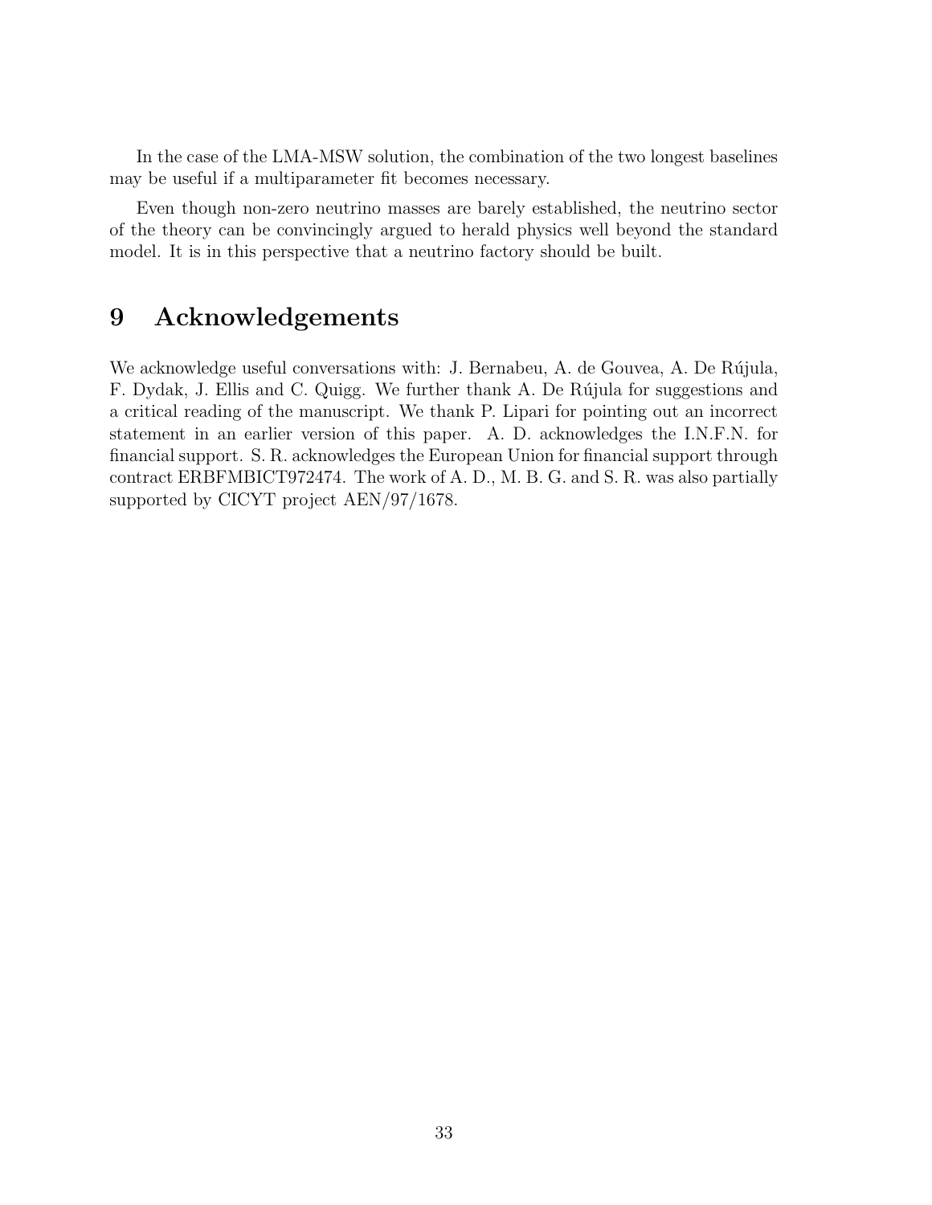In the case of the LMA-MSW solution, the combination of the two longest baselines may be useful if a multiparameter fit becomes necessary.

Even though non-zero neutrino masses are barely established, the neutrino sector of the theory can be convincingly argued to herald physics well beyond the standard model. It is in this perspective that a neutrino factory should be built.

# 9 Acknowledgements

We acknowledge useful conversations with: J. Bernabeu, A. de Gouvea, A. De Rújula, F. Dydak, J. Ellis and C. Quigg. We further thank A. De Rújula for suggestions and a critical reading of the manuscript. We thank P. Lipari for pointing out an incorrect statement in an earlier version of this paper. A. D. acknowledges the I.N.F.N. for financial support. S. R. acknowledges the European Union for financial support through contract ERBFMBICT972474. The work of A. D., M. B. G. and S. R. was also partially supported by CICYT project AEN/97/1678.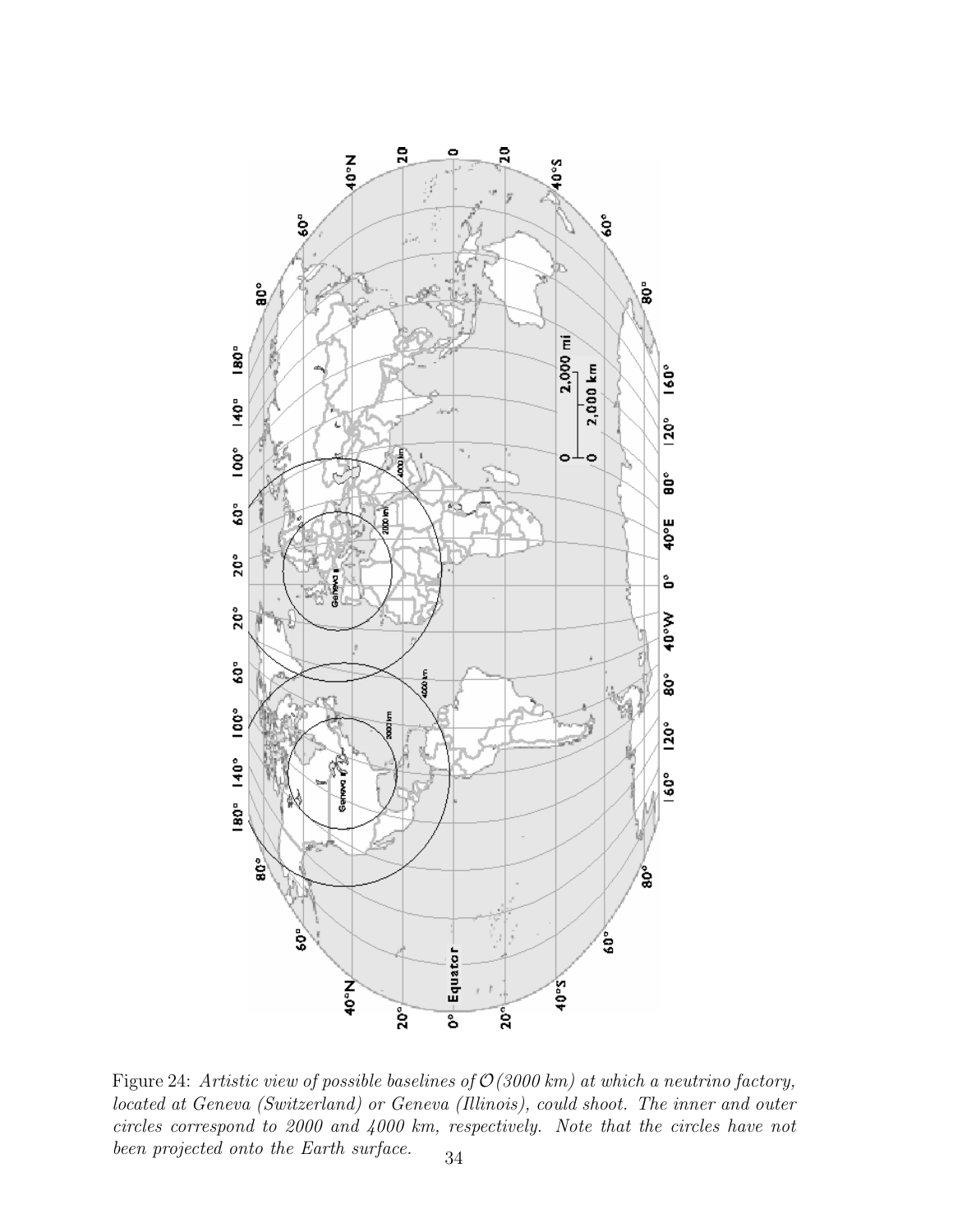Figure 24: *Artistic view of possible baselines of $\mathcal{O}$(3000 km) at which a neutrino factory, located at Geneva (Switzerland) or Geneva (Illinois), could shoot. The inner and outer circles correspond to 2000 and 4000 km, respectively. Note that the circles have not been projected onto the Earth surface.*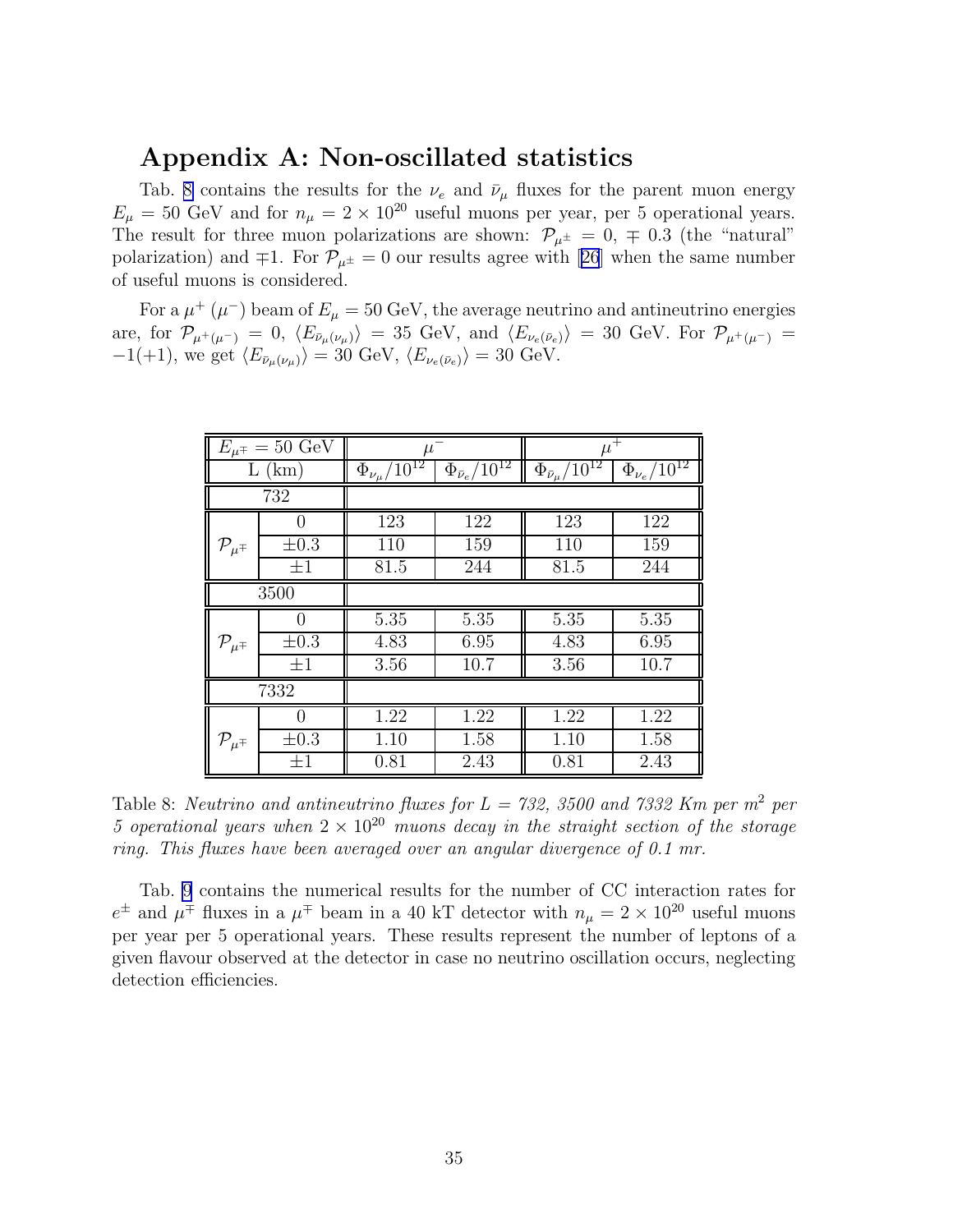# Appendix A: Non-oscillated statistics

Tab. 8 contains the results for the $\nu_e$ and $\bar{\nu}_\mu$ fluxes for the parent muon energy $E_\mu = 50$ GeV and for $n_\mu = 2 \times 10^{20}$ useful muons per year, per 5 operational years. The result for three muon polarizations are shown: $\mathcal{P}_{\mu^\pm} = 0, \mp 0.3$ (the "natural" polarization) and $\mp 1$. For $\mathcal{P}_{\mu^\pm} = 0$ our results agree with [26] when the same number of useful muons is considered.

For a $\mu^+$ ($\mu^-$) beam of $E_\mu = 50$ GeV, the average neutrino and antineutrino energies are, for $\mathcal{P}_{\mu^+(\mu^-)} = 0$, $\langle E_{\bar{\nu}_\mu(\nu_\mu)} \rangle = 35$ GeV, and $\langle E_{\nu_e(\bar{\nu}_e)} \rangle = 30$ GeV. For $\mathcal{P}_{\mu^+(\mu^-)} = -1(+1)$, we get $\langle E_{\bar{\nu}_\mu(\nu_\mu)} \rangle = 30$ GeV, $\langle E_{\nu_e(\bar{\nu}_e)} \rangle = 30$ GeV.

| $E_{\mu^\mp} = 50$ GeV | | $\mu^-$ | | $\mu^+$ | |
|---|---|---|---|---|---|
| L (km) | | $\Phi_{\nu_\mu}/10^{12}$ | $\Phi_{\bar{\nu}_e}/10^{12}$ | $\Phi_{\bar{\nu}_\mu}/10^{12}$ | $\Phi_{\nu_e}/10^{12}$ |
| 732 | | | | | |
| $\mathcal{P}_{\mu^\mp}$ | 0 | 123 | 122 | 123 | 122 |
| | $\pm 0.3$ | 110 | 159 | 110 | 159 |
| | $\pm 1$ | 81.5 | 244 | 81.5 | 244 |
| 3500 | | | | | |
| $\mathcal{P}_{\mu^\mp}$ | 0 | 5.35 | 5.35 | 5.35 | 5.35 |
| | $\pm 0.3$ | 4.83 | 6.95 | 4.83 | 6.95 |
| | $\pm 1$ | 3.56 | 10.7 | 3.56 | 10.7 |
| 7332 | | | | | |
| $\mathcal{P}_{\mu^\mp}$ | 0 | 1.22 | 1.22 | 1.22 | 1.22 |
| | $\pm 0.3$ | 1.10 | 1.58 | 1.10 | 1.58 |
| | $\pm 1$ | 0.81 | 2.43 | 0.81 | 2.43 |

Table 8: *Neutrino and antineutrino fluxes for L = 732, 3500 and 7332 Km per m$^2$ per 5 operational years when $2 \times 10^{20}$ muons decay in the straight section of the storage ring. This fluxes have been averaged over an angular divergence of 0.1 mr.*

Tab. 9 contains the numerical results for the number of CC interaction rates for $e^\pm$ and $\mu^\mp$ fluxes in a $\mu^\mp$ beam in a 40 kT detector with $n_\mu = 2 \times 10^{20}$ useful muons per year per 5 operational years. These results represent the number of leptons of a given flavour observed at the detector in case no neutrino oscillation occurs, neglecting detection efficiencies.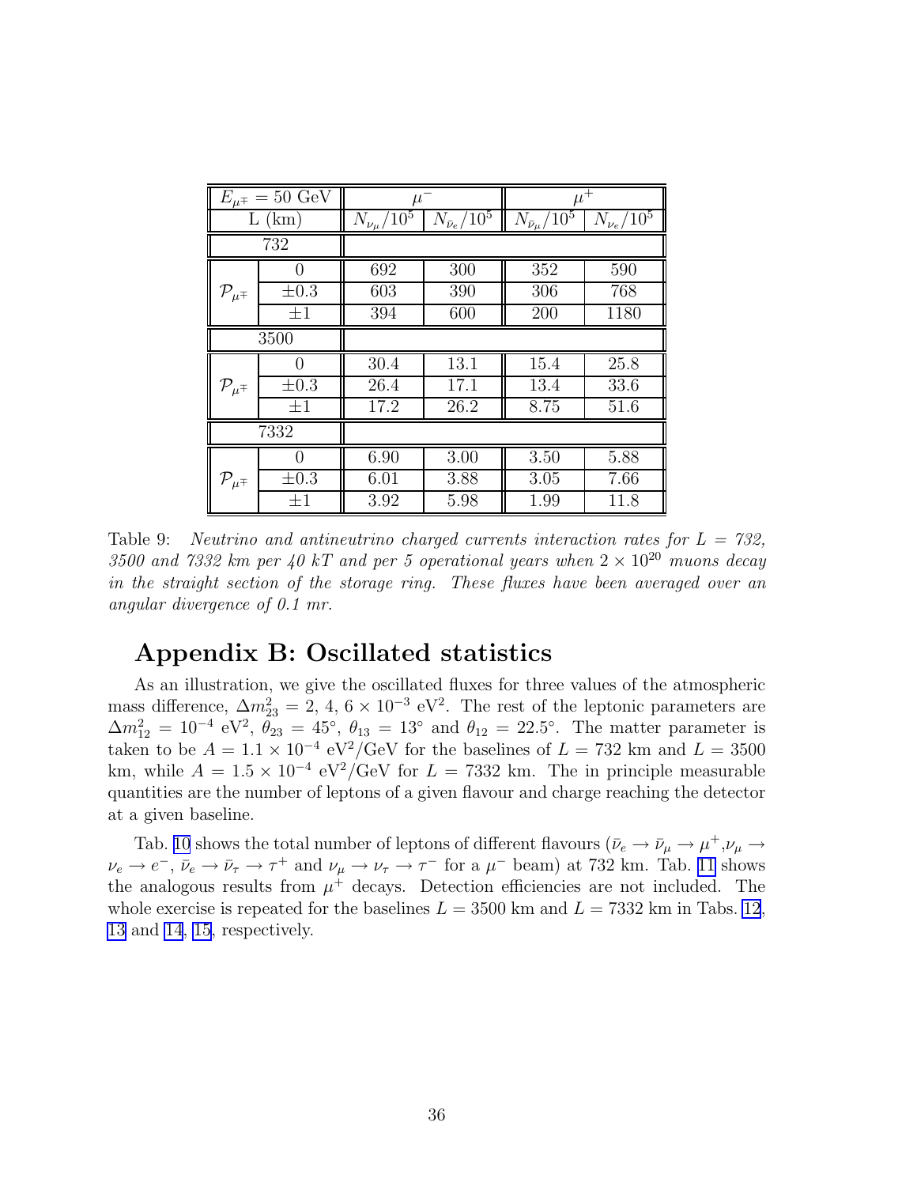| $E_{\mu^\mp} = 50$ GeV | | $\mu^-$ | | $\mu^+$ | |
|---|---|---|---|---|---|
| L (km) | | $N_{\nu_\mu}/10^5$ | $N_{\bar{\nu}_e}/10^5$ | $N_{\bar{\nu}_\mu}/10^5$ | $N_{\nu_e}/10^5$ |
| 732 | | | | | |
| $\mathcal{P}_{\mu^\mp}$ | 0 | 692 | 300 | 352 | 590 |
| | $\pm 0.3$ | 603 | 390 | 306 | 768 |
| | $\pm 1$ | 394 | 600 | 200 | 1180 |
| 3500 | | | | | |
| $\mathcal{P}_{\mu^\mp}$ | 0 | 30.4 | 13.1 | 15.4 | 25.8 |
| | $\pm 0.3$ | 26.4 | 17.1 | 13.4 | 33.6 |
| | $\pm 1$ | 17.2 | 26.2 | 8.75 | 51.6 |
| 7332 | | | | | |
| $\mathcal{P}_{\mu^\mp}$ | 0 | 6.90 | 3.00 | 3.50 | 5.88 |
| | $\pm 0.3$ | 6.01 | 3.88 | 3.05 | 7.66 |
| | $\pm 1$ | 3.92 | 5.98 | 1.99 | 11.8 |

Table 9: *Neutrino and antineutrino charged currents interaction rates for L = 732, 3500 and 7332 km per 40 kT and per 5 operational years when $2 \times 10^{20}$ muons decay in the straight section of the storage ring. These fluxes have been averaged over an angular divergence of 0.1 mr.*

# Appendix B: Oscillated statistics

As an illustration, we give the oscillated fluxes for three values of the atmospheric mass difference, $\Delta m^2_{23} = 2, 4, 6 \times 10^{-3}$ eV$^2$. The rest of the leptonic parameters are $\Delta m^2_{12} = 10^{-4}$ eV$^2$, $\theta_{23} = 45^\circ$, $\theta_{13} = 13^\circ$ and $\theta_{12} = 22.5^\circ$. The matter parameter is taken to be $A = 1.1 \times 10^{-4}$ eV$^2$/GeV for the baselines of $L = 732$ km and $L = 3500$ km, while $A = 1.5 \times 10^{-4}$ eV$^2$/GeV for $L = 7332$ km. The in principle measurable quantities are the number of leptons of a given flavour and charge reaching the detector at a given baseline.

Tab. 10 shows the total number of leptons of different flavours ($\bar{\nu}_e \to \bar{\nu}_\mu \to \mu^+$,$\nu_\mu \to \nu_e \to e^-$, $\bar{\nu}_e \to \bar{\nu}_\tau \to \tau^+$ and $\nu_\mu \to \nu_\tau \to \tau^-$ for a $\mu^-$ beam) at 732 km. Tab. 11 shows the analogous results from $\mu^+$ decays. Detection efficiencies are not included. The whole exercise is repeated for the baselines $L = 3500$ km and $L = 7332$ km in Tabs. 12, 13 and 14, 15, respectively.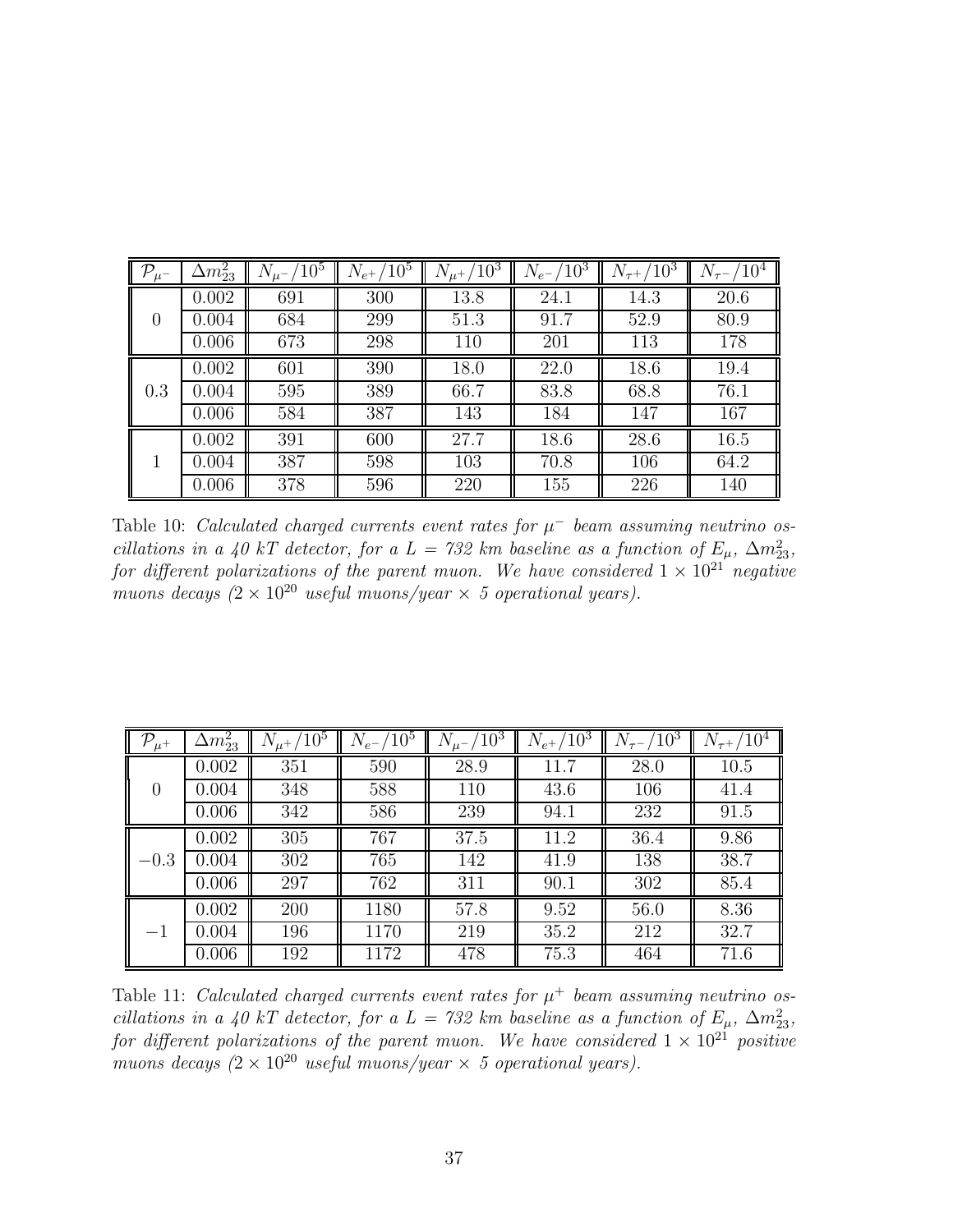| $\mathcal{P}_{\mu^-}$ | $\Delta m^2_{23}$ | $N_{\mu^-}/10^5$ | $N_{e^+}/10^5$ | $N_{\mu^+}/10^3$ | $N_{e^-}/10^3$ | $N_{\tau^+}/10^3$ | $N_{\tau^-}/10^4$ |
|---|---|---|---|---|---|---|---|
| 0 | 0.002 | 691 | 300 | 13.8 | 24.1 | 14.3 | 20.6 |
| | 0.004 | 684 | 299 | 51.3 | 91.7 | 52.9 | 80.9 |
| | 0.006 | 673 | 298 | 110 | 201 | 113 | 178 |
| 0.3 | 0.002 | 601 | 390 | 18.0 | 22.0 | 18.6 | 19.4 |
| | 0.004 | 595 | 389 | 66.7 | 83.8 | 68.8 | 76.1 |
| | 0.006 | 584 | 387 | 143 | 184 | 147 | 167 |
| 1 | 0.002 | 391 | 600 | 27.7 | 18.6 | 28.6 | 16.5 |
| | 0.004 | 387 | 598 | 103 | 70.8 | 106 | 64.2 |
| | 0.006 | 378 | 596 | 220 | 155 | 226 | 140 |

Table 10: *Calculated charged currents event rates for $\mu^-$ beam assuming neutrino oscillations in a 40 kT detector, for a L = 732 km baseline as a function of $E_\mu$, $\Delta m^2_{23}$, for different polarizations of the parent muon. We have considered $1 \times 10^{21}$ negative muons decays ($2 \times 10^{20}$ useful muons/year $\times$ 5 operational years).*

| $\mathcal{P}_{\mu^+}$ | $\Delta m^2_{23}$ | $N_{\mu^+}/10^5$ | $N_{e^-}/10^5$ | $N_{\mu^-}/10^3$ | $N_{e^+}/10^3$ | $N_{\tau^-}/10^3$ | $N_{\tau^+}/10^4$ |
|---|---|---|---|---|---|---|---|
| 0 | 0.002 | 351 | 590 | 28.9 | 11.7 | 28.0 | 10.5 |
| | 0.004 | 348 | 588 | 110 | 43.6 | 106 | 41.4 |
| | 0.006 | 342 | 586 | 239 | 94.1 | 232 | 91.5 |
| −0.3 | 0.002 | 305 | 767 | 37.5 | 11.2 | 36.4 | 9.86 |
| | 0.004 | 302 | 765 | 142 | 41.9 | 138 | 38.7 |
| | 0.006 | 297 | 762 | 311 | 90.1 | 302 | 85.4 |
| −1 | 0.002 | 200 | 1180 | 57.8 | 9.52 | 56.0 | 8.36 |
| | 0.004 | 196 | 1170 | 219 | 35.2 | 212 | 32.7 |
| | 0.006 | 192 | 1172 | 478 | 75.3 | 464 | 71.6 |

Table 11: *Calculated charged currents event rates for $\mu^+$ beam assuming neutrino oscillations in a 40 kT detector, for a L = 732 km baseline as a function of $E_\mu$, $\Delta m^2_{23}$, for different polarizations of the parent muon. We have considered $1 \times 10^{21}$ positive muons decays ($2 \times 10^{20}$ useful muons/year $\times$ 5 operational years).*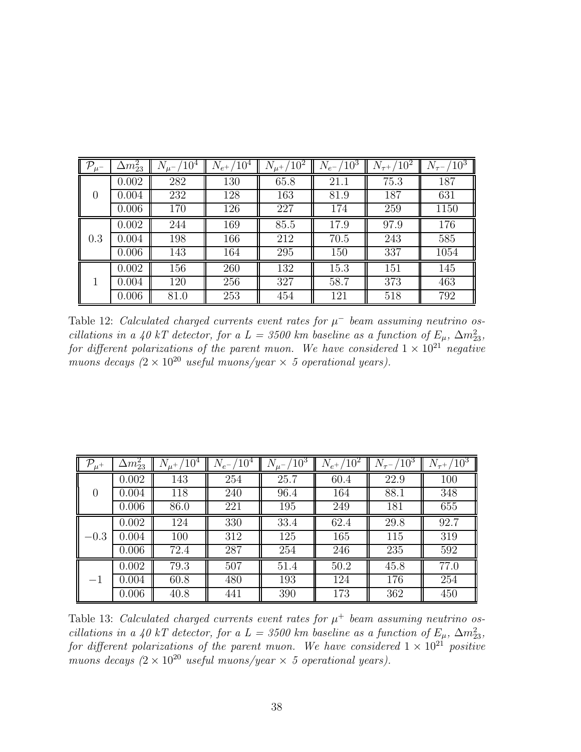| $\mathcal{P}_{\mu^-}$ | $\Delta m^2_{23}$ | $N_{\mu^-}/10^4$ | $N_{e^+}/10^4$ | $N_{\mu^+}/10^2$ | $N_{e^-}/10^3$ | $N_{\tau^+}/10^2$ | $N_{\tau^-}/10^3$ |
|---|---|---|---|---|---|---|---|
| 0 | 0.002 | 282 | 130 | 65.8 | 21.1 | 75.3 | 187 |
| | 0.004 | 232 | 128 | 163 | 81.9 | 187 | 631 |
| | 0.006 | 170 | 126 | 227 | 174 | 259 | 1150 |
| 0.3 | 0.002 | 244 | 169 | 85.5 | 17.9 | 97.9 | 176 |
| | 0.004 | 198 | 166 | 212 | 70.5 | 243 | 585 |
| | 0.006 | 143 | 164 | 295 | 150 | 337 | 1054 |
| 1 | 0.002 | 156 | 260 | 132 | 15.3 | 151 | 145 |
| | 0.004 | 120 | 256 | 327 | 58.7 | 373 | 463 |
| | 0.006 | 81.0 | 253 | 454 | 121 | 518 | 792 |

Table 12: *Calculated charged currents event rates for $\mu^-$ beam assuming neutrino oscillations in a 40 kT detector, for a $L = 3500$ km baseline as a function of $E_\mu$, $\Delta m^2_{23}$, for different polarizations of the parent muon. We have considered $1 \times 10^{21}$ negative muons decays ($2 \times 10^{20}$ useful muons/year $\times$ 5 operational years).*

| $\mathcal{P}_{\mu^+}$ | $\Delta m^2_{23}$ | $N_{\mu^+}/10^4$ | $N_{e^-}/10^4$ | $N_{\mu^-}/10^3$ | $N_{e^+}/10^2$ | $N_{\tau^-}/10^3$ | $N_{\tau^+}/10^3$ |
|---|---|---|---|---|---|---|---|
| 0 | 0.002 | 143 | 254 | 25.7 | 60.4 | 22.9 | 100 |
| | 0.004 | 118 | 240 | 96.4 | 164 | 88.1 | 348 |
| | 0.006 | 86.0 | 221 | 195 | 249 | 181 | 655 |
| $-0.3$ | 0.002 | 124 | 330 | 33.4 | 62.4 | 29.8 | 92.7 |
| | 0.004 | 100 | 312 | 125 | 165 | 115 | 319 |
| | 0.006 | 72.4 | 287 | 254 | 246 | 235 | 592 |
| $-1$ | 0.002 | 79.3 | 507 | 51.4 | 50.2 | 45.8 | 77.0 |
| | 0.004 | 60.8 | 480 | 193 | 124 | 176 | 254 |
| | 0.006 | 40.8 | 441 | 390 | 173 | 362 | 450 |

Table 13: *Calculated charged currents event rates for $\mu^+$ beam assuming neutrino oscillations in a 40 kT detector, for a $L = 3500$ km baseline as a function of $E_\mu$, $\Delta m^2_{23}$, for different polarizations of the parent muon. We have considered $1 \times 10^{21}$ positive muons decays ($2 \times 10^{20}$ useful muons/year $\times$ 5 operational years).*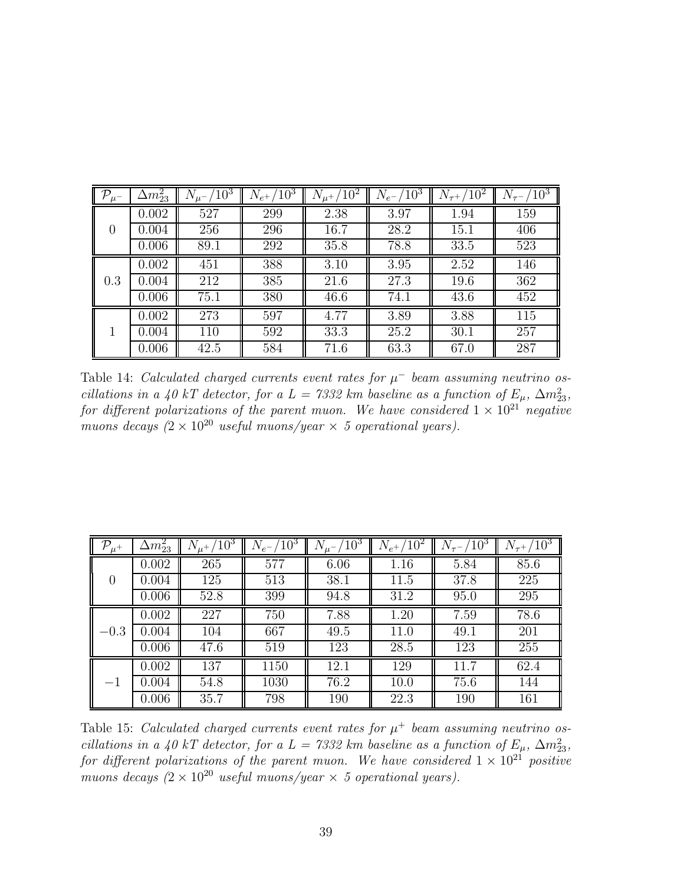| $\mathcal{P}_{\mu^-}$ | $\Delta m^2_{23}$ | $N_{\mu^-}/10^3$ | $N_{e^+}/10^3$ | $N_{\mu^+}/10^2$ | $N_{e^-}/10^3$ | $N_{\tau^+}/10^2$ | $N_{\tau^-}/10^3$ |
|---|---|---|---|---|---|---|---|
| 0 | 0.002 | 527 | 299 | 2.38 | 3.97 | 1.94 | 159 |
| | 0.004 | 256 | 296 | 16.7 | 28.2 | 15.1 | 406 |
| | 0.006 | 89.1 | 292 | 35.8 | 78.8 | 33.5 | 523 |
| 0.3 | 0.002 | 451 | 388 | 3.10 | 3.95 | 2.52 | 146 |
| | 0.004 | 212 | 385 | 21.6 | 27.3 | 19.6 | 362 |
| | 0.006 | 75.1 | 380 | 46.6 | 74.1 | 43.6 | 452 |
| 1 | 0.002 | 273 | 597 | 4.77 | 3.89 | 3.88 | 115 |
| | 0.004 | 110 | 592 | 33.3 | 25.2 | 30.1 | 257 |
| | 0.006 | 42.5 | 584 | 71.6 | 63.3 | 67.0 | 287 |

Table 14: *Calculated charged currents event rates for $\mu^-$ beam assuming neutrino oscillations in a 40 kT detector, for a $L = 7332$ km baseline as a function of $E_\mu$, $\Delta m^2_{23}$, for different polarizations of the parent muon. We have considered $1 \times 10^{21}$ negative muons decays ($2 \times 10^{20}$ useful muons/year $\times$ 5 operational years).*

| $\mathcal{P}_{\mu^+}$ | $\Delta m^2_{23}$ | $N_{\mu^+}/10^3$ | $N_{e^-}/10^3$ | $N_{\mu^-}/10^3$ | $N_{e^+}/10^2$ | $N_{\tau^-}/10^3$ | $N_{\tau^+}/10^3$ |
|---|---|---|---|---|---|---|---|
| 0 | 0.002 | 265 | 577 | 6.06 | 1.16 | 5.84 | 85.6 |
| | 0.004 | 125 | 513 | 38.1 | 11.5 | 37.8 | 225 |
| | 0.006 | 52.8 | 399 | 94.8 | 31.2 | 95.0 | 295 |
| $-0.3$ | 0.002 | 227 | 750 | 7.88 | 1.20 | 7.59 | 78.6 |
| | 0.004 | 104 | 667 | 49.5 | 11.0 | 49.1 | 201 |
| | 0.006 | 47.6 | 519 | 123 | 28.5 | 123 | 255 |
| $-1$ | 0.002 | 137 | 1150 | 12.1 | 129 | 11.7 | 62.4 |
| | 0.004 | 54.8 | 1030 | 76.2 | 10.0 | 75.6 | 144 |
| | 0.006 | 35.7 | 798 | 190 | 22.3 | 190 | 161 |

Table 15: *Calculated charged currents event rates for $\mu^+$ beam assuming neutrino oscillations in a 40 kT detector, for a $L = 7332$ km baseline as a function of $E_\mu$, $\Delta m^2_{23}$, for different polarizations of the parent muon. We have considered $1 \times 10^{21}$ positive muons decays ($2 \times 10^{20}$ useful muons/year $\times$ 5 operational years).*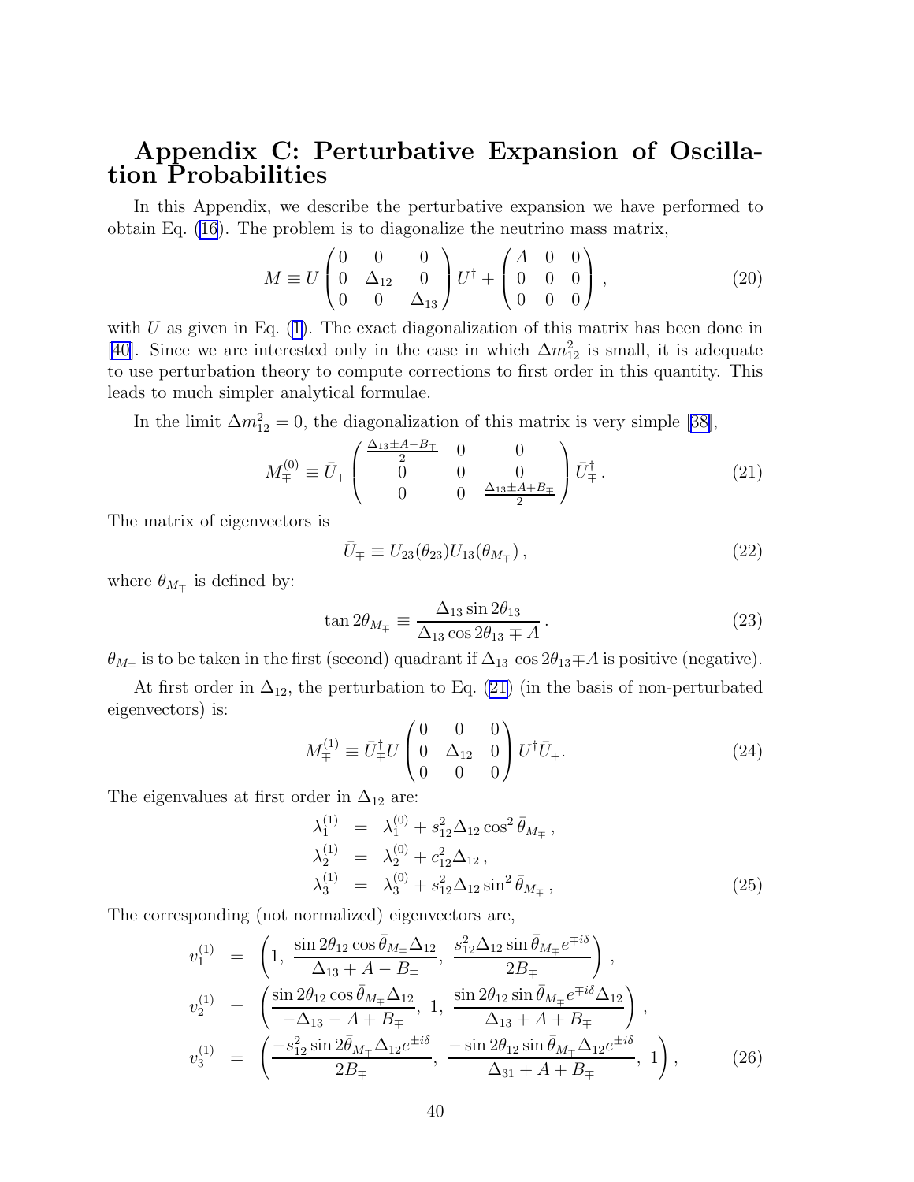# Appendix C: Perturbative Expansion of Oscillation Probabilities

In this Appendix, we describe the perturbative expansion we have performed to obtain Eq. (16). The problem is to diagonalize the neutrino mass matrix,

$$M \equiv U \begin{pmatrix} 0 & 0 & 0 \\ 0 & \Delta_{12} & 0 \\ 0 & 0 & \Delta_{13} \end{pmatrix} U^\dagger + \begin{pmatrix} A & 0 & 0 \\ 0 & 0 & 0 \\ 0 & 0 & 0 \end{pmatrix}, \tag{20}$$

with $U$ as given in Eq. (1). The exact diagonalization of this matrix has been done in [40]. Since we are interested only in the case in which $\Delta m^2_{12}$ is small, it is adequate to use perturbation theory to compute corrections to first order in this quantity. This leads to much simpler analytical formulae.

In the limit $\Delta m^2_{12} = 0$, the diagonalization of this matrix is very simple [38],

$$M^{(0)}_{\mp} \equiv \bar{U}_{\mp} \begin{pmatrix} \frac{\Delta_{13} \pm A - B_{\mp}}{2} & 0 & 0 \\ 0 & 0 & 0 \\ 0 & 0 & \frac{\Delta_{13} \pm A + B_{\mp}}{2} \end{pmatrix} \bar{U}^\dagger_{\mp}. \tag{21}$$

The matrix of eigenvectors is

$$\bar{U}_{\mp} \equiv U_{23}(\theta_{23}) U_{13}(\theta_{M_{\mp}}), \tag{22}$$

where $\theta_{M_{\mp}}$ is defined by:

$$\tan 2\theta_{M_{\mp}} \equiv \frac{\Delta_{13} \sin 2\theta_{13}}{\Delta_{13} \cos 2\theta_{13} \mp A}. \tag{23}$$

$\theta_{M_{\mp}}$ is to be taken in the first (second) quadrant if $\Delta_{13} \cos 2\theta_{13} \mp A$ is positive (negative).

At first order in $\Delta_{12}$, the perturbation to Eq. (21) (in the basis of non-perturbated eigenvectors) is:

$$M^{(1)}_{\mp} \equiv \bar{U}^\dagger_{\mp} U \begin{pmatrix} 0 & 0 & 0 \\ 0 & \Delta_{12} & 0 \\ 0 & 0 & 0 \end{pmatrix} U^\dagger \bar{U}_{\mp}. \tag{24}$$

The eigenvalues at first order in $\Delta_{12}$ are:

$$\begin{aligned}
\lambda^{(1)}_1 &= \lambda^{(0)}_1 + s^2_{12} \Delta_{12} \cos^2 \bar{\theta}_{M_{\mp}}, \\
\lambda^{(1)}_2 &= \lambda^{(0)}_2 + c^2_{12} \Delta_{12}, \\
\lambda^{(1)}_3 &= \lambda^{(0)}_3 + s^2_{12} \Delta_{12} \sin^2 \bar{\theta}_{M_{\mp}},
\end{aligned} \tag{25}$$

The corresponding (not normalized) eigenvectors are,

$$\begin{aligned}
v^{(1)}_1 &= \left(1,\ \frac{\sin 2\theta_{12} \cos \bar{\theta}_{M_{\mp}} \Delta_{12}}{\Delta_{13} + A - B_{\mp}},\ \frac{s^2_{12} \Delta_{12} \sin \bar{\theta}_{M_{\mp}} e^{\mp i\delta}}{2B_{\mp}}\right), \\
v^{(1)}_2 &= \left(\frac{\sin 2\theta_{12} \cos \bar{\theta}_{M_{\mp}} \Delta_{12}}{-\Delta_{13} - A + B_{\mp}},\ 1,\ \frac{\sin 2\theta_{12} \sin \bar{\theta}_{M_{\mp}} e^{\mp i\delta} \Delta_{12}}{\Delta_{13} + A + B_{\mp}}\right), \\
v^{(1)}_3 &= \left(\frac{-s^2_{12} \sin 2\bar{\theta}_{M_{\mp}} \Delta_{12} e^{\pm i\delta}}{2B_{\mp}},\ \frac{-\sin 2\theta_{12} \sin \bar{\theta}_{M_{\mp}} \Delta_{12} e^{\pm i\delta}}{\Delta_{31} + A + B_{\mp}},\ 1\right),
\end{aligned} \tag{26}$$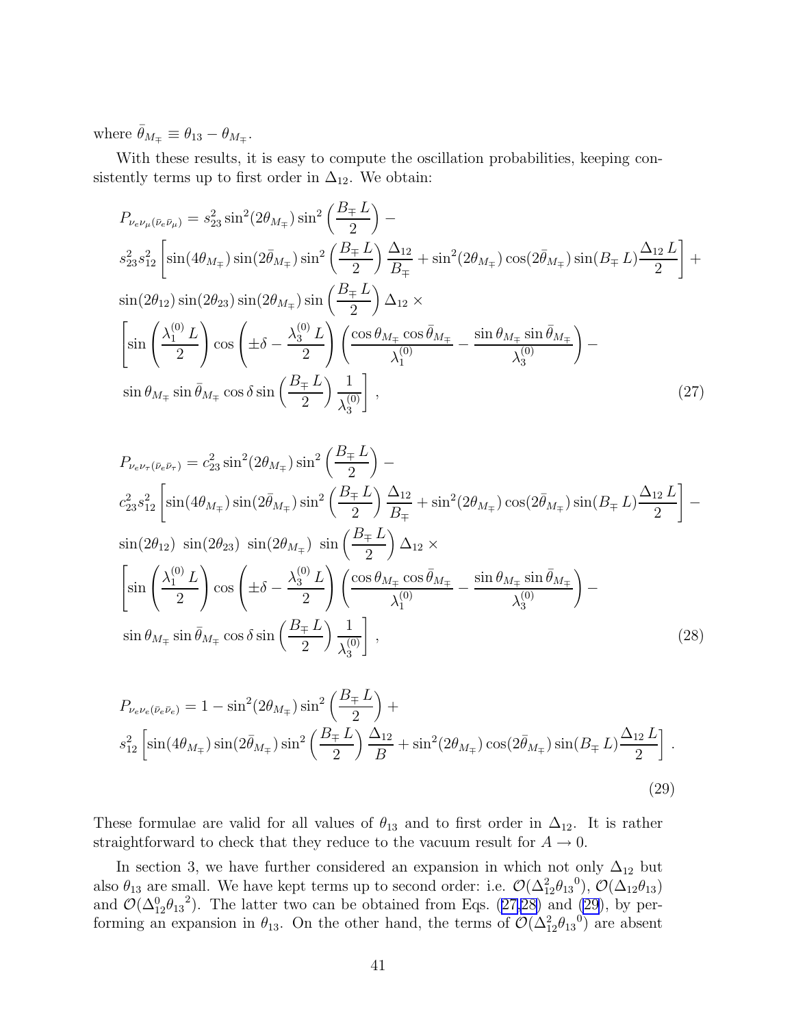where $\bar{\theta}_{M_\mp} \equiv \theta_{13} - \theta_{M_\mp}$.

With these results, it is easy to compute the oscillation probabilities, keeping consistently terms up to first order in $\Delta_{12}$. We obtain:

$$
\begin{aligned}
P_{\nu_e\nu_\mu(\bar{\nu}_e\bar{\nu}_\mu)} &= s_{23}^2 \sin^2(2\theta_{M_\mp}) \sin^2\left(\frac{B_\mp L}{2}\right) - \\
& s_{23}^2 s_{12}^2 \left[ \sin(4\theta_{M_\mp}) \sin(2\bar{\theta}_{M_\mp}) \sin^2\left(\frac{B_\mp L}{2}\right) \frac{\Delta_{12}}{B_\mp} + \sin^2(2\theta_{M_\mp}) \cos(2\bar{\theta}_{M_\mp}) \sin(B_\mp L) \frac{\Delta_{12} L}{2} \right] + \\
& \sin(2\theta_{12}) \sin(2\theta_{23}) \sin(2\theta_{M_\mp}) \sin\left(\frac{B_\mp L}{2}\right) \Delta_{12} \times \\
& \left[ \sin\left(\frac{\lambda_1^{(0)} L}{2}\right) \cos\left(\pm\delta - \frac{\lambda_3^{(0)} L}{2}\right) \left( \frac{\cos\theta_{M_\mp} \cos\bar{\theta}_{M_\mp}}{\lambda_1^{(0)}} - \frac{\sin\theta_{M_\mp} \sin\bar{\theta}_{M_\mp}}{\lambda_3^{(0)}} \right) - \right. \\
& \left. \sin\theta_{M_\mp} \sin\bar{\theta}_{M_\mp} \cos\delta \sin\left(\frac{B_\mp L}{2}\right) \frac{1}{\lambda_3^{(0)}} \right] , \qquad (27)
\end{aligned}
$$

$$
\begin{aligned}
P_{\nu_e\nu_\tau(\bar{\nu}_e\bar{\nu}_\tau)} &= c_{23}^2 \sin^2(2\theta_{M_\mp}) \sin^2\left(\frac{B_\mp L}{2}\right) - \\
& c_{23}^2 s_{12}^2 \left[ \sin(4\theta_{M_\mp}) \sin(2\bar{\theta}_{M_\mp}) \sin^2\left(\frac{B_\mp L}{2}\right) \frac{\Delta_{12}}{B_\mp} + \sin^2(2\theta_{M_\mp}) \cos(2\bar{\theta}_{M_\mp}) \sin(B_\mp L) \frac{\Delta_{12} L}{2} \right] - \\
& \sin(2\theta_{12})\ \sin(2\theta_{23})\ \sin(2\theta_{M_\mp})\ \sin\left(\frac{B_\mp L}{2}\right) \Delta_{12} \times \\
& \left[ \sin\left(\frac{\lambda_1^{(0)} L}{2}\right) \cos\left(\pm\delta - \frac{\lambda_3^{(0)} L}{2}\right) \left( \frac{\cos\theta_{M_\mp} \cos\bar{\theta}_{M_\mp}}{\lambda_1^{(0)}} - \frac{\sin\theta_{M_\mp} \sin\bar{\theta}_{M_\mp}}{\lambda_3^{(0)}} \right) - \right. \\
& \left. \sin\theta_{M_\mp} \sin\bar{\theta}_{M_\mp} \cos\delta \sin\left(\frac{B_\mp L}{2}\right) \frac{1}{\lambda_3^{(0)}} \right] , \qquad (28)
\end{aligned}
$$

$$
\begin{aligned}
P_{\nu_e\nu_e(\bar{\nu}_e\bar{\nu}_e)} &= 1 - \sin^2(2\theta_{M_\mp}) \sin^2\left(\frac{B_\mp L}{2}\right) + \\
& s_{12}^2 \left[ \sin(4\theta_{M_\mp}) \sin(2\bar{\theta}_{M_\mp}) \sin^2\left(\frac{B_\mp L}{2}\right) \frac{\Delta_{12}}{B} + \sin^2(2\theta_{M_\mp}) \cos(2\bar{\theta}_{M_\mp}) \sin(B_\mp L) \frac{\Delta_{12} L}{2} \right] . \qquad (29)
\end{aligned}
$$

These formulae are valid for all values of $\theta_{13}$ and to first order in $\Delta_{12}$. It is rather straightforward to check that they reduce to the vacuum result for $A \to 0$.

In section 3, we have further considered an expansion in which not only $\Delta_{12}$ but also $\theta_{13}$ are small. We have kept terms up to second order: i.e. $\mathcal{O}(\Delta_{12}^2 {\theta_{13}}^0)$, $\mathcal{O}(\Delta_{12}\theta_{13})$ and $\mathcal{O}(\Delta_{12}^0 {\theta_{13}}^2)$. The latter two can be obtained from Eqs. (27,28) and (29), by performing an expansion in $\theta_{13}$. On the other hand, the terms of $\mathcal{O}(\Delta_{12}^2 {\theta_{13}}^0)$ are absent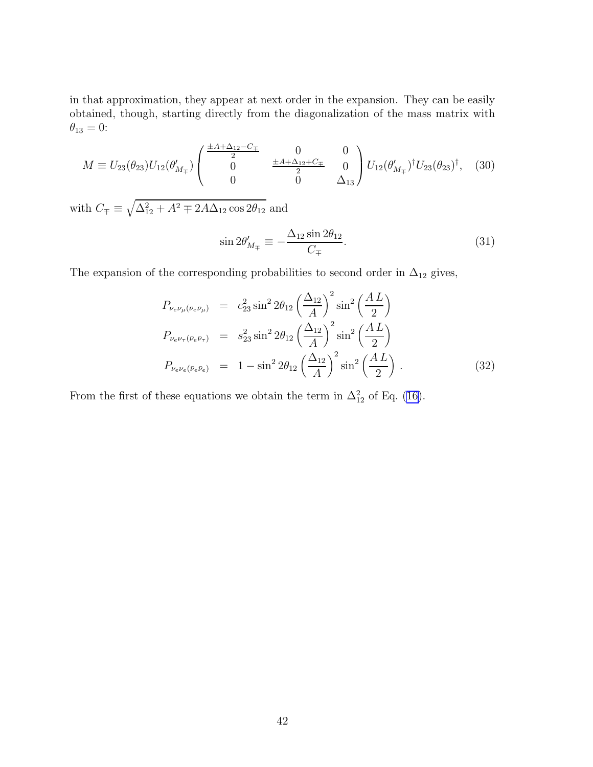in that approximation, they appear at next order in the expansion. They can be easily obtained, though, starting directly from the diagonalization of the mass matrix with $\theta_{13} = 0$:

$$M \equiv U_{23}(\theta_{23}) U_{12}(\theta'_{M_\mp}) \begin{pmatrix} \frac{\pm A + \Delta_{12} - C_\mp}{2} & 0 & 0 \\ 0 & \frac{\pm A + \Delta_{12} + C_\mp}{2} & 0 \\ 0 & 0 & \Delta_{13} \end{pmatrix} U_{12}(\theta'_{M_\mp})^\dagger U_{23}(\theta_{23})^\dagger, \quad (30)$$

with $C_\mp \equiv \sqrt{\Delta_{12}^2 + A^2 \mp 2A\Delta_{12}\cos 2\theta_{12}}$ and

$$\sin 2\theta'_{M_\mp} \equiv -\frac{\Delta_{12}\sin 2\theta_{12}}{C_\mp}. \quad (31)$$

The expansion of the corresponding probabilities to second order in $\Delta_{12}$ gives,

$$\begin{aligned}
P_{\nu_e\nu_\mu(\bar\nu_e\bar\nu_\mu)} &= c_{23}^2 \sin^2 2\theta_{12} \left(\frac{\Delta_{12}}{A}\right)^2 \sin^2\left(\frac{A\,L}{2}\right) \\
P_{\nu_e\nu_\tau(\bar\nu_e\bar\nu_\tau)} &= s_{23}^2 \sin^2 2\theta_{12} \left(\frac{\Delta_{12}}{A}\right)^2 \sin^2\left(\frac{A\,L}{2}\right) \\
P_{\nu_e\nu_e(\bar\nu_e\bar\nu_e)} &= 1 - \sin^2 2\theta_{12} \left(\frac{\Delta_{12}}{A}\right)^2 \sin^2\left(\frac{A\,L}{2}\right).
\end{aligned} \quad (32)$$

From the first of these equations we obtain the term in $\Delta_{12}^2$ of Eq. (16).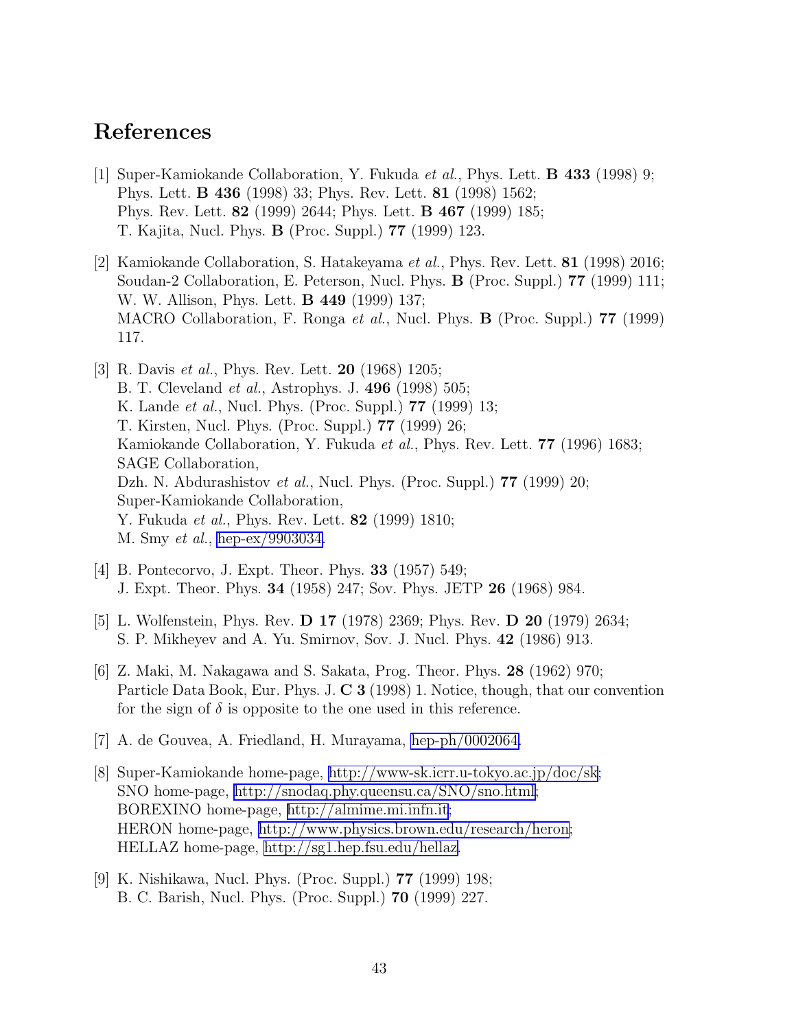# References

[1] Super-Kamiokande Collaboration, Y. Fukuda *et al.*, Phys. Lett. **B 433** (1998) 9; Phys. Lett. **B 436** (1998) 33; Phys. Rev. Lett. **81** (1998) 1562; Phys. Rev. Lett. **82** (1999) 2644; Phys. Lett. **B 467** (1999) 185; T. Kajita, Nucl. Phys. **B** (Proc. Suppl.) **77** (1999) 123.

[2] Kamiokande Collaboration, S. Hatakeyama *et al.*, Phys. Rev. Lett. **81** (1998) 2016; Soudan-2 Collaboration, E. Peterson, Nucl. Phys. **B** (Proc. Suppl.) **77** (1999) 111; W. W. Allison, Phys. Lett. **B 449** (1999) 137; MACRO Collaboration, F. Ronga *et al.*, Nucl. Phys. **B** (Proc. Suppl.) **77** (1999) 117.

[3] R. Davis *et al.*, Phys. Rev. Lett. **20** (1968) 1205; B. T. Cleveland *et al.*, Astrophys. J. **496** (1998) 505; K. Lande *et al.*, Nucl. Phys. (Proc. Suppl.) **77** (1999) 13; T. Kirsten, Nucl. Phys. (Proc. Suppl.) **77** (1999) 26; Kamiokande Collaboration, Y. Fukuda *et al.*, Phys. Rev. Lett. **77** (1996) 1683; SAGE Collaboration, Dzh. N. Abdurashistov *et al.*, Nucl. Phys. (Proc. Suppl.) **77** (1999) 20; Super-Kamiokande Collaboration, Y. Fukuda *et al.*, Phys. Rev. Lett. **82** (1999) 1810; M. Smy *et al.*, hep-ex/9903034.

[4] B. Pontecorvo, J. Expt. Theor. Phys. **33** (1957) 549; J. Expt. Theor. Phys. **34** (1958) 247; Sov. Phys. JETP **26** (1968) 984.

[5] L. Wolfenstein, Phys. Rev. **D 17** (1978) 2369; Phys. Rev. **D 20** (1979) 2634; S. P. Mikheyev and A. Yu. Smirnov, Sov. J. Nucl. Phys. **42** (1986) 913.

[6] Z. Maki, M. Nakagawa and S. Sakata, Prog. Theor. Phys. **28** (1962) 970; Particle Data Book, Eur. Phys. J. **C 3** (1998) 1. Notice, though, that our convention for the sign of $\delta$ is opposite to the one used in this reference.

[7] A. de Gouvea, A. Friedland, H. Murayama, hep-ph/0002064.

[8] Super-Kamiokande home-page, http://www-sk.icrr.u-tokyo.ac.jp/doc/sk; SNO home-page, http://snodaq.phy.queensu.ca/SNO/sno.html; BOREXINO home-page, http://almime.mi.infn.it; HERON home-page, http://www.physics.brown.edu/research/heron; HELLAZ home-page, http://sg1.hep.fsu.edu/hellaz.

[9] K. Nishikawa, Nucl. Phys. (Proc. Suppl.) **77** (1999) 198; B. C. Barish, Nucl. Phys. (Proc. Suppl.) **70** (1999) 227.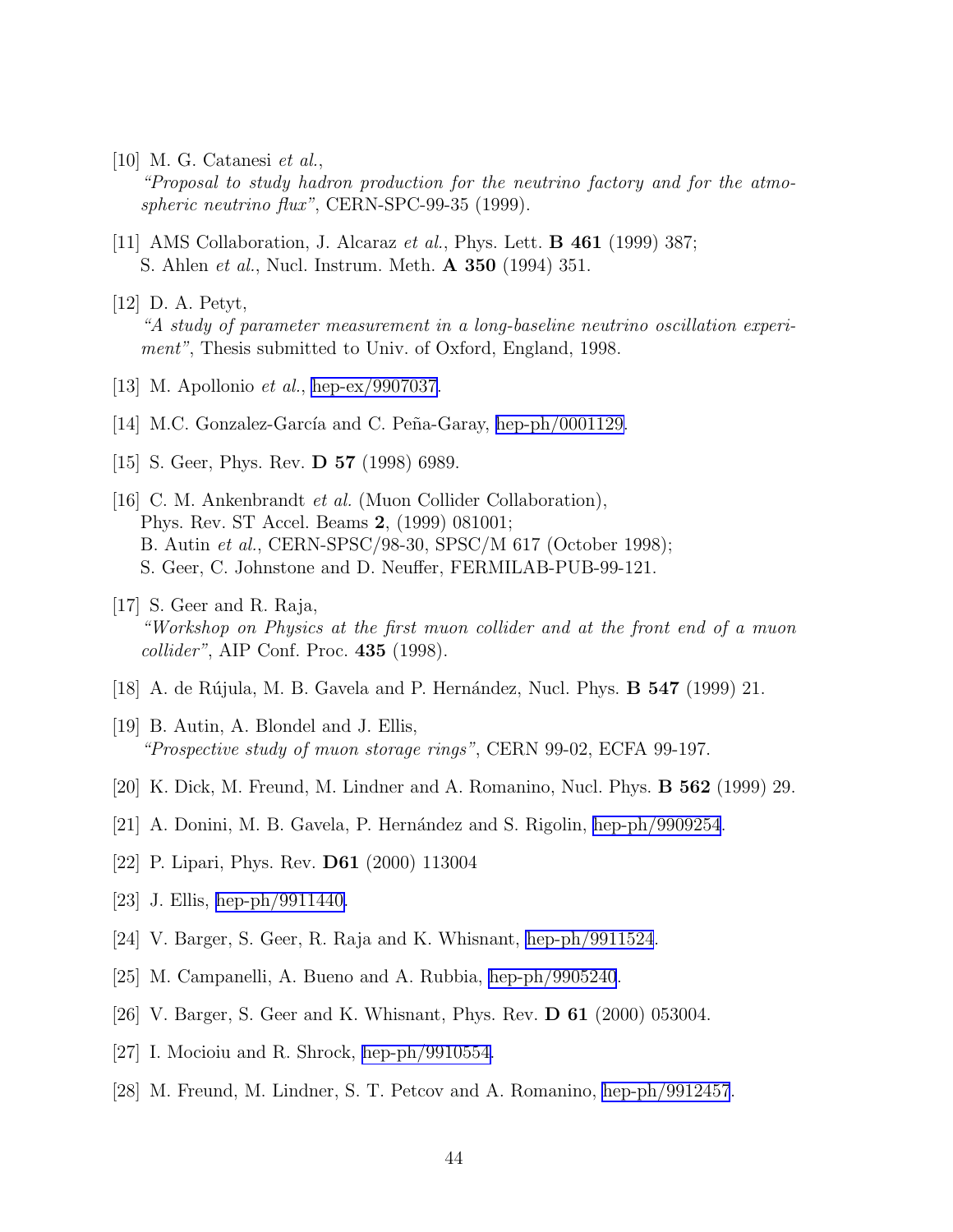[10] M. G. Catanesi *et al.*, *"Proposal to study hadron production for the neutrino factory and for the atmospheric neutrino flux"*, CERN-SPC-99-35 (1999).

[11] AMS Collaboration, J. Alcaraz *et al.*, Phys. Lett. **B 461** (1999) 387; S. Ahlen *et al.*, Nucl. Instrum. Meth. **A 350** (1994) 351.

[12] D. A. Petyt, *"A study of parameter measurement in a long-baseline neutrino oscillation experiment"*, Thesis submitted to Univ. of Oxford, England, 1998.

[13] M. Apollonio *et al.*, hep-ex/9907037.

[14] M.C. Gonzalez-García and C. Peña-Garay, hep-ph/0001129.

[15] S. Geer, Phys. Rev. **D 57** (1998) 6989.

[16] C. M. Ankenbrandt *et al.* (Muon Collider Collaboration), Phys. Rev. ST Accel. Beams **2**, (1999) 081001; B. Autin *et al.*, CERN-SPSC/98-30, SPSC/M 617 (October 1998); S. Geer, C. Johnstone and D. Neuffer, FERMILAB-PUB-99-121.

[17] S. Geer and R. Raja, *"Workshop on Physics at the first muon collider and at the front end of a muon collider"*, AIP Conf. Proc. **435** (1998).

[18] A. de Rújula, M. B. Gavela and P. Hernández, Nucl. Phys. **B 547** (1999) 21.

[19] B. Autin, A. Blondel and J. Ellis, *"Prospective study of muon storage rings"*, CERN 99-02, ECFA 99-197.

[20] K. Dick, M. Freund, M. Lindner and A. Romanino, Nucl. Phys. **B 562** (1999) 29.

[21] A. Donini, M. B. Gavela, P. Hernández and S. Rigolin, hep-ph/9909254.

[22] P. Lipari, Phys. Rev. **D61** (2000) 113004

[23] J. Ellis, hep-ph/9911440.

[24] V. Barger, S. Geer, R. Raja and K. Whisnant, hep-ph/9911524.

[25] M. Campanelli, A. Bueno and A. Rubbia, hep-ph/9905240.

[26] V. Barger, S. Geer and K. Whisnant, Phys. Rev. **D 61** (2000) 053004.

[27] I. Mocioiu and R. Shrock, hep-ph/9910554.

[28] M. Freund, M. Lindner, S. T. Petcov and A. Romanino, hep-ph/9912457.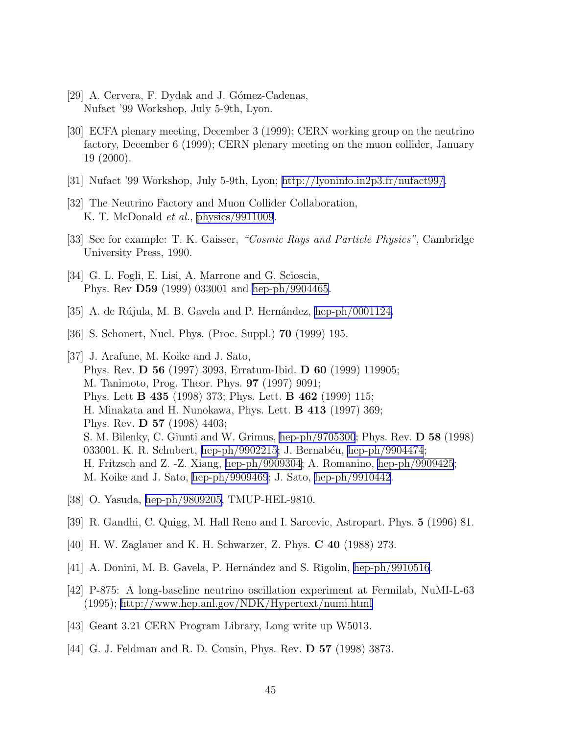[29] A. Cervera, F. Dydak and J. Gómez-Cadenas,
Nufact '99 Workshop, July 5-9th, Lyon.

[30] ECFA plenary meeting, December 3 (1999); CERN working group on the neutrino factory, December 6 (1999); CERN plenary meeting on the muon collider, January 19 (2000).

[31] Nufact '99 Workshop, July 5-9th, Lyon; http://lyoninfo.in2p3.fr/nufact99/.

[32] The Neutrino Factory and Muon Collider Collaboration,
K. T. McDonald *et al.*, physics/9911009.

[33] See for example: T. K. Gaisser, *"Cosmic Rays and Particle Physics"*, Cambridge University Press, 1990.

[34] G. L. Fogli, E. Lisi, A. Marrone and G. Scioscia,
Phys. Rev **D59** (1999) 033001 and hep-ph/9904465.

[35] A. de Rújula, M. B. Gavela and P. Hernández, hep-ph/0001124.

[36] S. Schonert, Nucl. Phys. (Proc. Suppl.) **70** (1999) 195.

[37] J. Arafune, M. Koike and J. Sato,
Phys. Rev. **D 56** (1997) 3093, Erratum-Ibid. **D 60** (1999) 119905;
M. Tanimoto, Prog. Theor. Phys. **97** (1997) 9091;
Phys. Lett **B 435** (1998) 373; Phys. Lett. **B 462** (1999) 115;
H. Minakata and H. Nunokawa, Phys. Lett. **B 413** (1997) 369;
Phys. Rev. **D 57** (1998) 4403;
S. M. Bilenky, C. Giunti and W. Grimus, hep-ph/9705300; Phys. Rev. **D 58** (1998) 033001. K. R. Schubert, hep-ph/9902215; J. Bernabéu, hep-ph/9904474;
H. Fritzsch and Z. -Z. Xiang, hep-ph/9909304; A. Romanino, hep-ph/9909425;
M. Koike and J. Sato, hep-ph/9909469; J. Sato, hep-ph/9910442.

[38] O. Yasuda, hep-ph/9809205, TMUP-HEL-9810.

[39] R. Gandhi, C. Quigg, M. Hall Reno and I. Sarcevic, Astropart. Phys. **5** (1996) 81.

[40] H. W. Zaglauer and K. H. Schwarzer, Z. Phys. **C 40** (1988) 273.

[41] A. Donini, M. B. Gavela, P. Hernández and S. Rigolin, hep-ph/9910516.

[42] P-875: A long-baseline neutrino oscillation experiment at Fermilab, NuMI-L-63 (1995); http://www.hep.anl.gov/NDK/Hypertext/numi.html

[43] Geant 3.21 CERN Program Library, Long write up W5013.

[44] G. J. Feldman and R. D. Cousin, Phys. Rev. **D 57** (1998) 3873.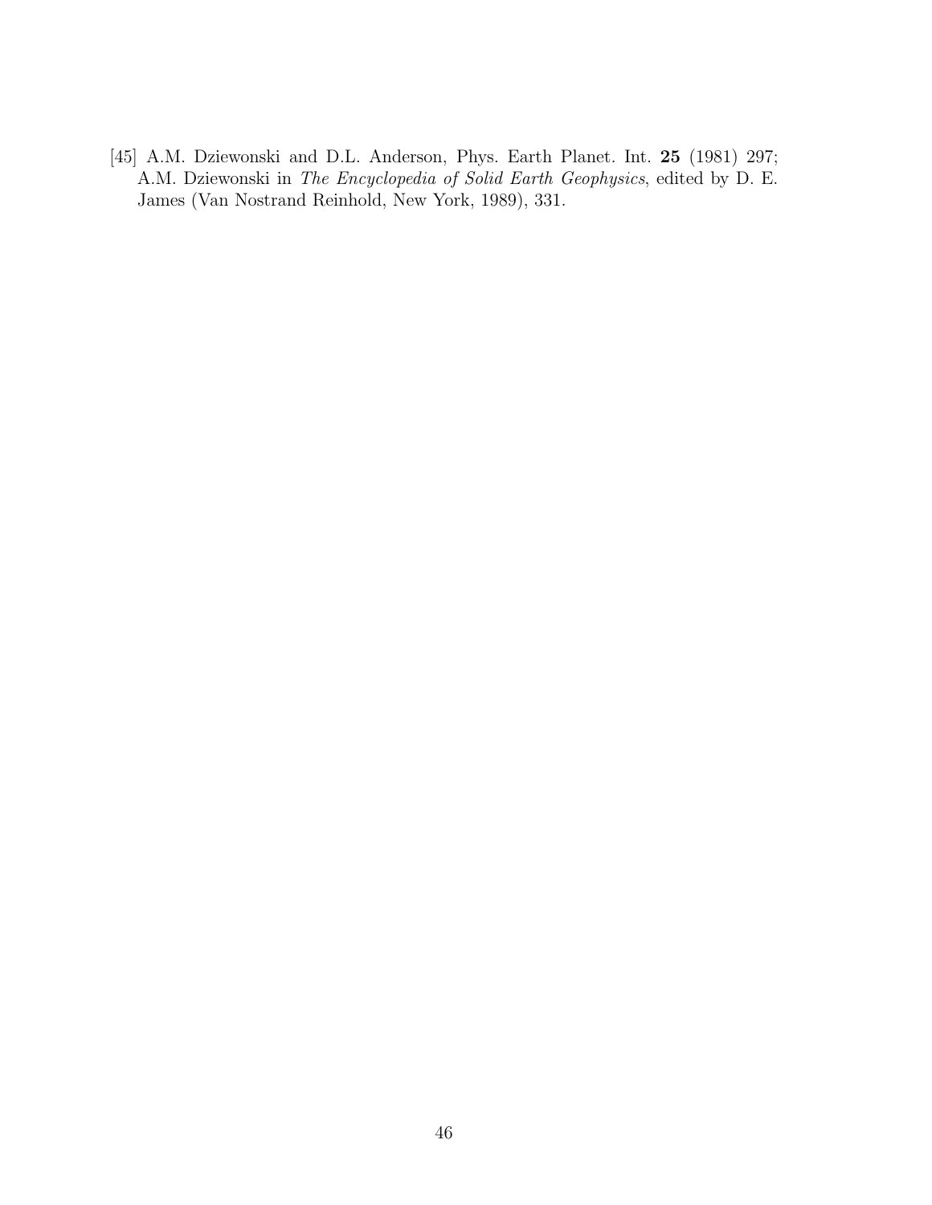[45] A.M. Dziewonski and D.L. Anderson, Phys. Earth Planet. Int. **25** (1981) 297; A.M. Dziewonski in *The Encyclopedia of Solid Earth Geophysics*, edited by D. E. James (Van Nostrand Reinhold, New York, 1989), 331.